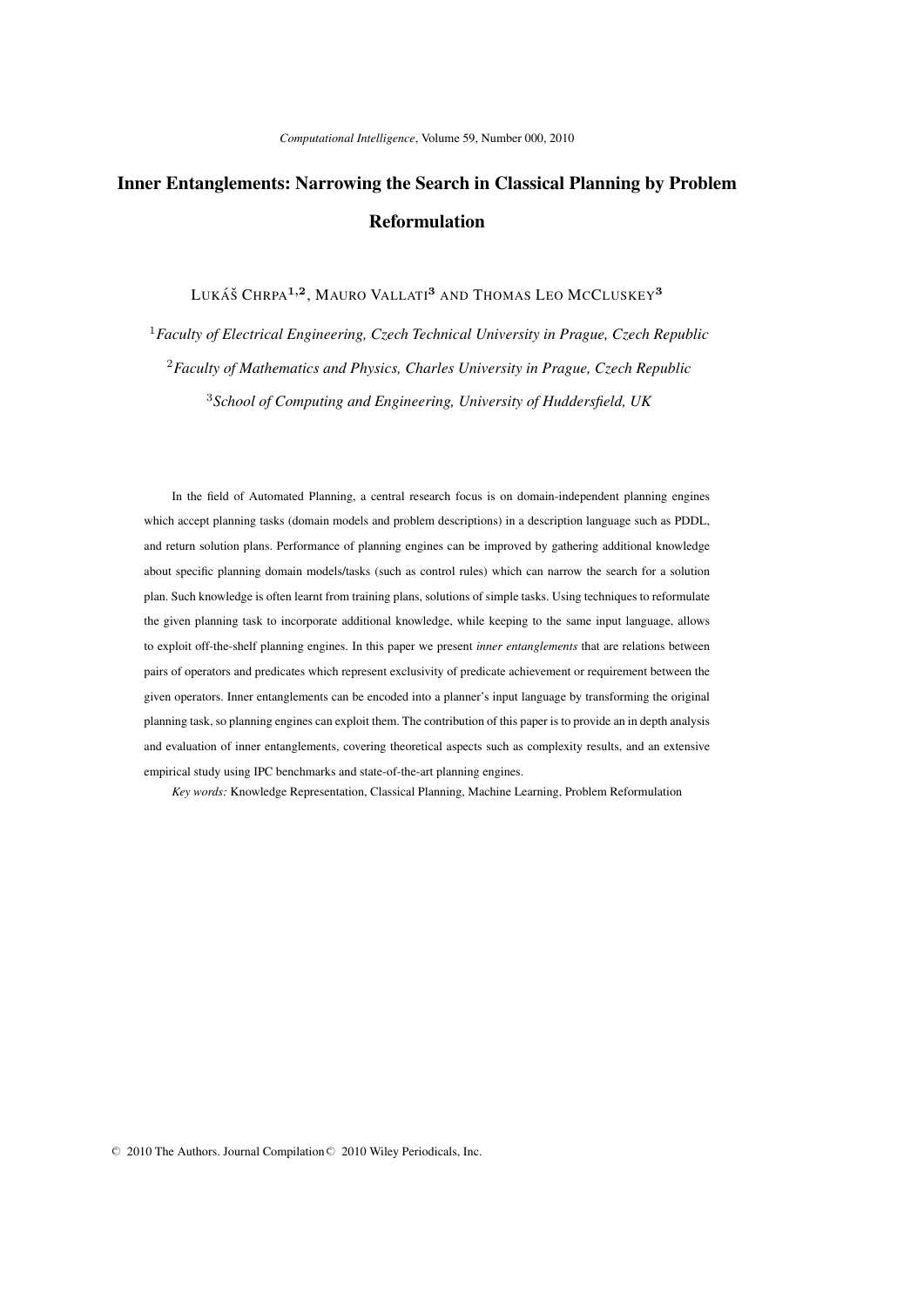# Inner Entanglements: Narrowing the Search in Classical Planning by Problem Reformulation

LUKÁŠ CHRPA[1,2], MAURO VALLATI[3] AND THOMAS LEO MCCLUSKEY[3]

[1]*Faculty of Electrical Engineering, Czech Technical University in Prague, Czech Republic*

[2]*Faculty of Mathematics and Physics, Charles University in Prague, Czech Republic*

[3]*School of Computing and Engineering, University of Huddersfield, UK*

In the field of Automated Planning, a central research focus is on domain-independent planning engines which accept planning tasks (domain models and problem descriptions) in a description language such as PDDL, and return solution plans. Performance of planning engines can be improved by gathering additional knowledge about specific planning domain models/tasks (such as control rules) which can narrow the search for a solution plan. Such knowledge is often learnt from training plans, solutions of simple tasks. Using techniques to reformulate the given planning task to incorporate additional knowledge, while keeping to the same input language, allows to exploit off-the-shelf planning engines. In this paper we present *inner entanglements* that are relations between pairs of operators and predicates which represent exclusivity of predicate achievement or requirement between the given operators. Inner entanglements can be encoded into a planner's input language by transforming the original planning task, so planning engines can exploit them. The contribution of this paper is to provide an in depth analysis and evaluation of inner entanglements, covering theoretical aspects such as complexity results, and an extensive empirical study using IPC benchmarks and state-of-the-art planning engines.

*Key words:* Knowledge Representation, Classical Planning, Machine Learning, Problem Reformulation

© 2010 The Authors. Journal Compilation © 2010 Wiley Periodicals, Inc.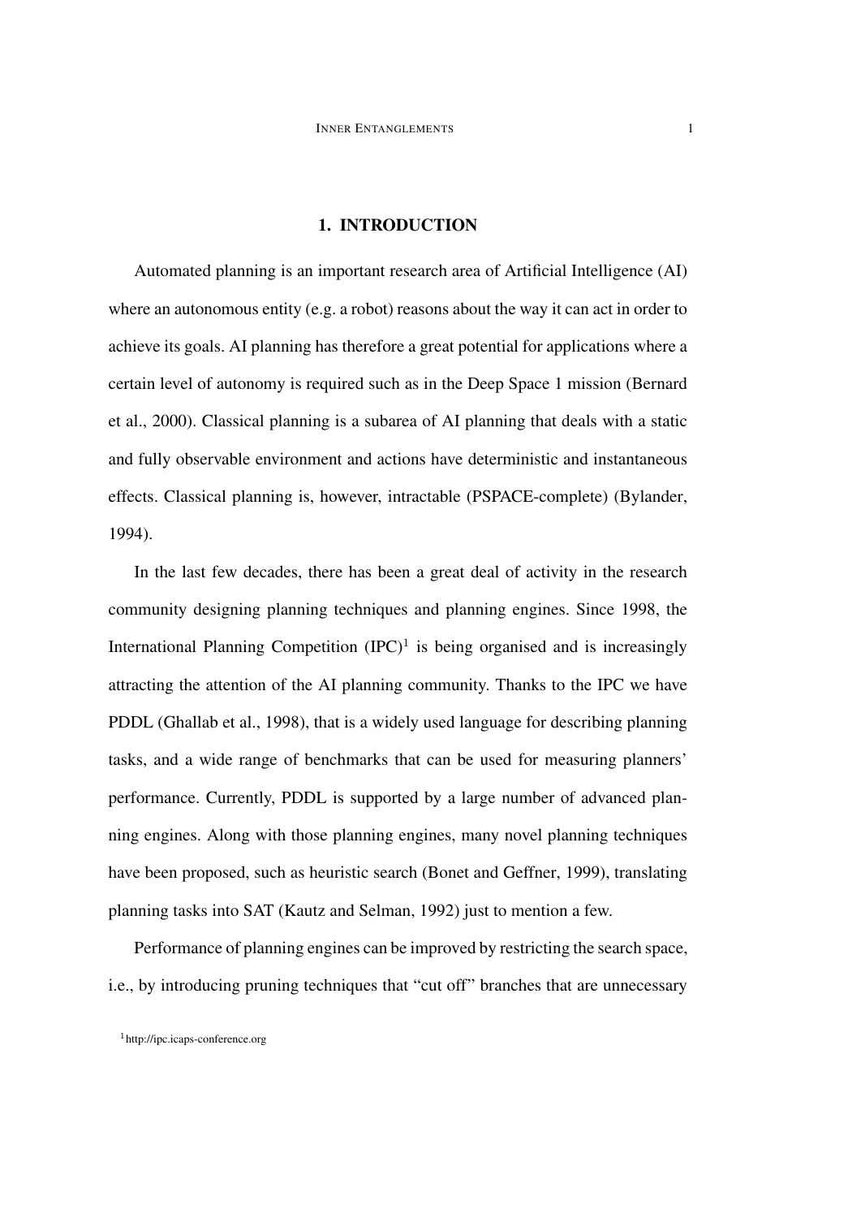# 1. INTRODUCTION

Automated planning is an important research area of Artificial Intelligence (AI) where an autonomous entity (e.g. a robot) reasons about the way it can act in order to achieve its goals. AI planning has therefore a great potential for applications where a certain level of autonomy is required such as in the Deep Space 1 mission (Bernard et al., 2000). Classical planning is a subarea of AI planning that deals with a static and fully observable environment and actions have deterministic and instantaneous effects. Classical planning is, however, intractable (PSPACE-complete) (Bylander, 1994).

In the last few decades, there has been a great deal of activity in the research community designing planning techniques and planning engines. Since 1998, the International Planning Competition (IPC)[1] is being organised and is increasingly attracting the attention of the AI planning community. Thanks to the IPC we have PDDL (Ghallab et al., 1998), that is a widely used language for describing planning tasks, and a wide range of benchmarks that can be used for measuring planners' performance. Currently, PDDL is supported by a large number of advanced planning engines. Along with those planning engines, many novel planning techniques have been proposed, such as heuristic search (Bonet and Geffner, 1999), translating planning tasks into SAT (Kautz and Selman, 1992) just to mention a few.

Performance of planning engines can be improved by restricting the search space, i.e., by introducing pruning techniques that "cut off" branches that are unnecessary

[1] http://ipc.icaps-conference.org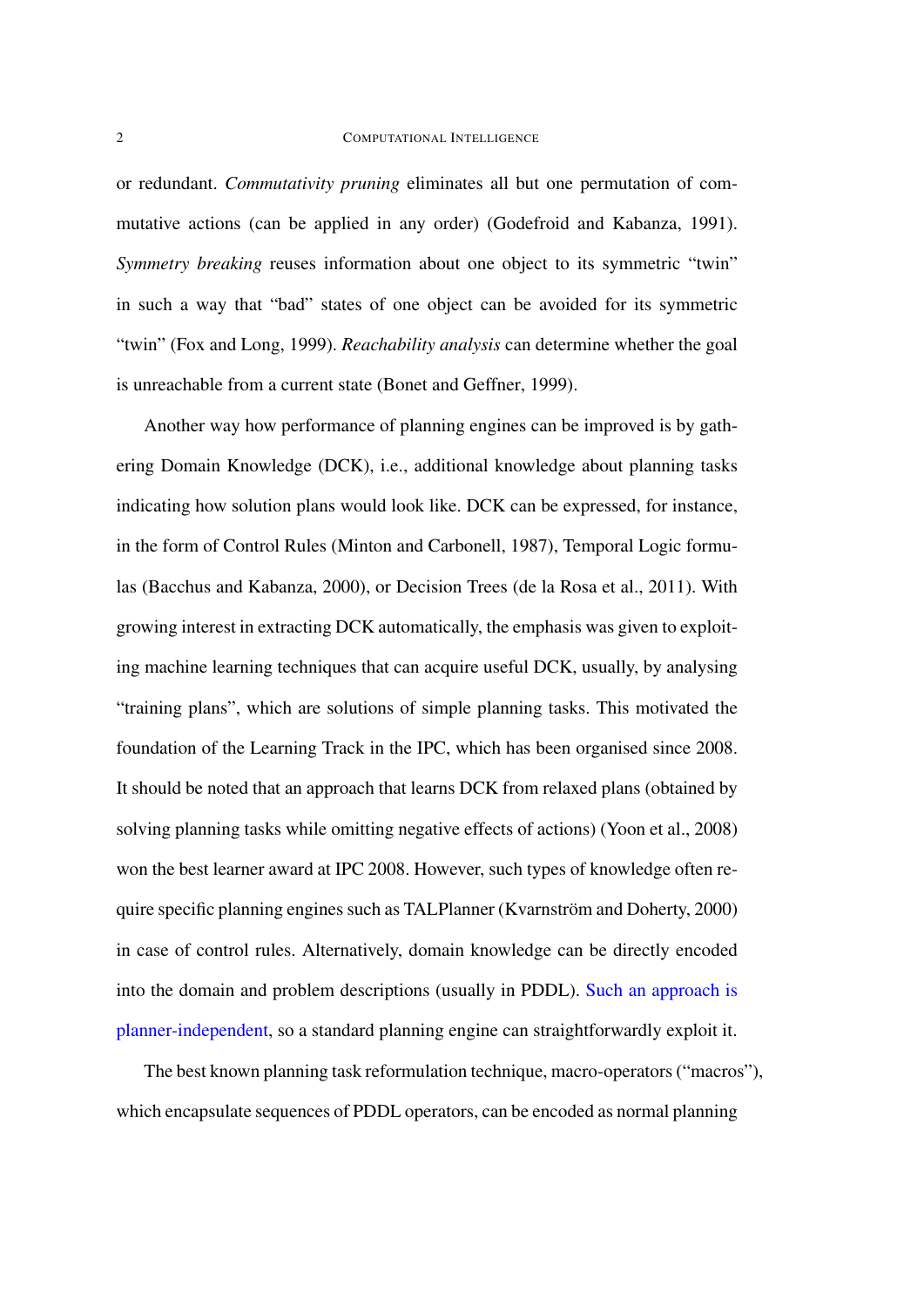or redundant. *Commutativity pruning* eliminates all but one permutation of commutative actions (can be applied in any order) (Godefroid and Kabanza, 1991). *Symmetry breaking* reuses information about one object to its symmetric "twin" in such a way that "bad" states of one object can be avoided for its symmetric "twin" (Fox and Long, 1999). *Reachability analysis* can determine whether the goal is unreachable from a current state (Bonet and Geffner, 1999).

Another way how performance of planning engines can be improved is by gathering Domain Knowledge (DCK), i.e., additional knowledge about planning tasks indicating how solution plans would look like. DCK can be expressed, for instance, in the form of Control Rules (Minton and Carbonell, 1987), Temporal Logic formulas (Bacchus and Kabanza, 2000), or Decision Trees (de la Rosa et al., 2011). With growing interest in extracting DCK automatically, the emphasis was given to exploiting machine learning techniques that can acquire useful DCK, usually, by analysing "training plans", which are solutions of simple planning tasks. This motivated the foundation of the Learning Track in the IPC, which has been organised since 2008. It should be noted that an approach that learns DCK from relaxed plans (obtained by solving planning tasks while omitting negative effects of actions) (Yoon et al., 2008) won the best learner award at IPC 2008. However, such types of knowledge often require specific planning engines such as TALPlanner (Kvarnström and Doherty, 2000) in case of control rules. Alternatively, domain knowledge can be directly encoded into the domain and problem descriptions (usually in PDDL). Such an approach is planner-independent, so a standard planning engine can straightforwardly exploit it.

The best known planning task reformulation technique, macro-operators ("macros"), which encapsulate sequences of PDDL operators, can be encoded as normal planning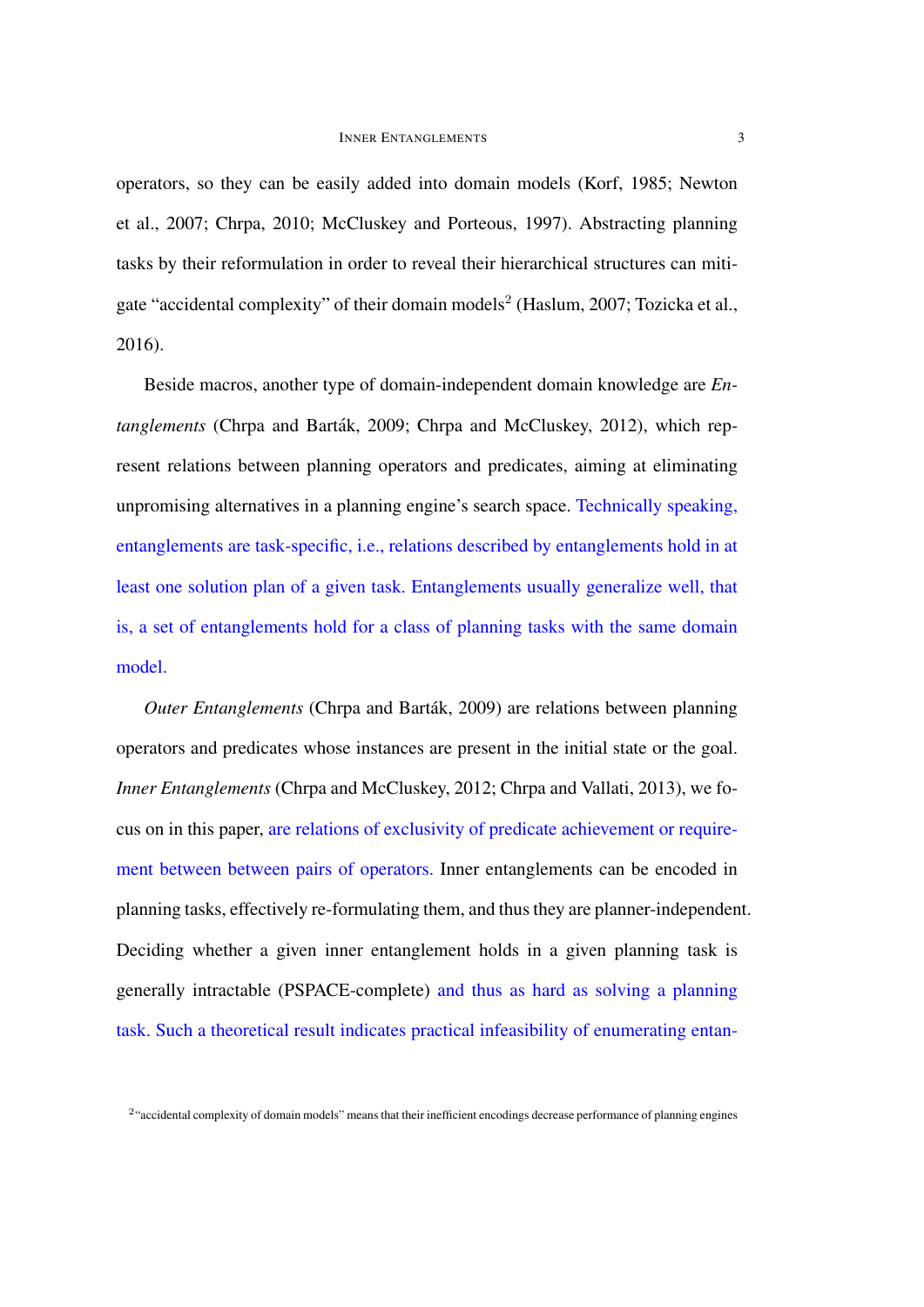operators, so they can be easily added into domain models (Korf, 1985; Newton et al., 2007; Chrpa, 2010; McCluskey and Porteous, 1997). Abstracting planning tasks by their reformulation in order to reveal their hierarchical structures can mitigate "accidental complexity" of their domain models[2] (Haslum, 2007; Tozicka et al., 2016).

Beside macros, another type of domain-independent domain knowledge are *Entanglements* (Chrpa and Barták, 2009; Chrpa and McCluskey, 2012), which represent relations between planning operators and predicates, aiming at eliminating unpromising alternatives in a planning engine's search space. Technically speaking, entanglements are task-specific, i.e., relations described by entanglements hold in at least one solution plan of a given task. Entanglements usually generalize well, that is, a set of entanglements hold for a class of planning tasks with the same domain model.

*Outer Entanglements* (Chrpa and Barták, 2009) are relations between planning operators and predicates whose instances are present in the initial state or the goal. *Inner Entanglements* (Chrpa and McCluskey, 2012; Chrpa and Vallati, 2013), we focus on in this paper, are relations of exclusivity of predicate achievement or requirement between between pairs of operators. Inner entanglements can be encoded in planning tasks, effectively re-formulating them, and thus they are planner-independent. Deciding whether a given inner entanglement holds in a given planning task is generally intractable (PSPACE-complete) and thus as hard as solving a planning task. Such a theoretical result indicates practical infeasibility of enumerating entan-

[2] "accidental complexity of domain models" means that their inefficient encodings decrease performance of planning engines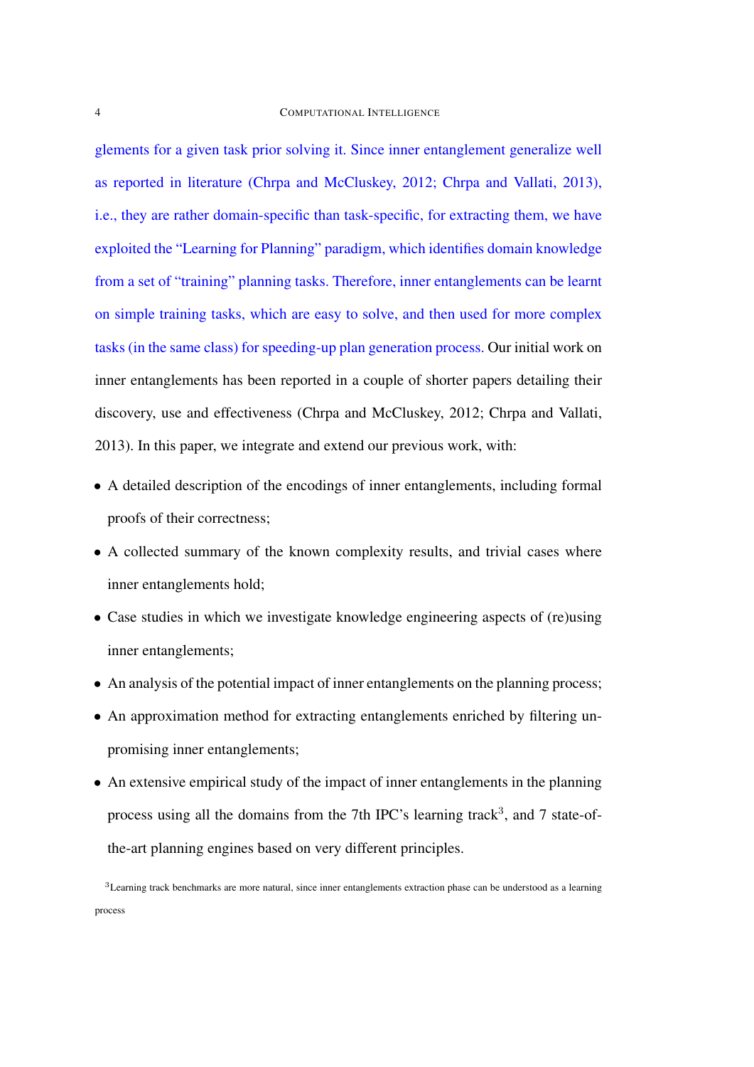glements for a given task prior solving it. Since inner entanglement generalize well as reported in literature (Chrpa and McCluskey, 2012; Chrpa and Vallati, 2013), i.e., they are rather domain-specific than task-specific, for extracting them, we have exploited the "Learning for Planning" paradigm, which identifies domain knowledge from a set of "training" planning tasks. Therefore, inner entanglements can be learnt on simple training tasks, which are easy to solve, and then used for more complex tasks (in the same class) for speeding-up plan generation process. Our initial work on inner entanglements has been reported in a couple of shorter papers detailing their discovery, use and effectiveness (Chrpa and McCluskey, 2012; Chrpa and Vallati, 2013). In this paper, we integrate and extend our previous work, with:

- A detailed description of the encodings of inner entanglements, including formal proofs of their correctness;
- A collected summary of the known complexity results, and trivial cases where inner entanglements hold;
- Case studies in which we investigate knowledge engineering aspects of (re)using inner entanglements;
- An analysis of the potential impact of inner entanglements on the planning process;
- An approximation method for extracting entanglements enriched by filtering unpromising inner entanglements;
- An extensive empirical study of the impact of inner entanglements in the planning process using all the domains from the 7th IPC's learning track[3], and 7 state-of-the-art planning engines based on very different principles.

[3]Learning track benchmarks are more natural, since inner entanglements extraction phase can be understood as a learning process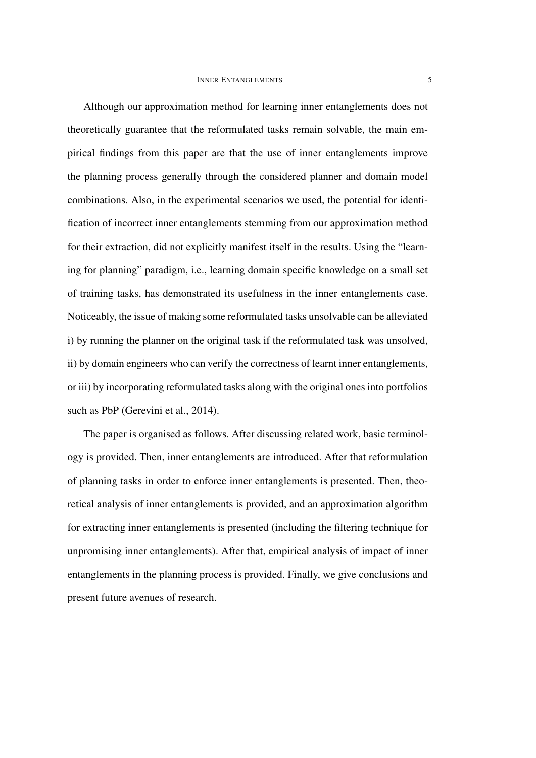Although our approximation method for learning inner entanglements does not theoretically guarantee that the reformulated tasks remain solvable, the main empirical findings from this paper are that the use of inner entanglements improve the planning process generally through the considered planner and domain model combinations. Also, in the experimental scenarios we used, the potential for identification of incorrect inner entanglements stemming from our approximation method for their extraction, did not explicitly manifest itself in the results. Using the "learning for planning" paradigm, i.e., learning domain specific knowledge on a small set of training tasks, has demonstrated its usefulness in the inner entanglements case. Noticeably, the issue of making some reformulated tasks unsolvable can be alleviated i) by running the planner on the original task if the reformulated task was unsolved, ii) by domain engineers who can verify the correctness of learnt inner entanglements, or iii) by incorporating reformulated tasks along with the original ones into portfolios such as PbP (Gerevini et al., 2014).

The paper is organised as follows. After discussing related work, basic terminology is provided. Then, inner entanglements are introduced. After that reformulation of planning tasks in order to enforce inner entanglements is presented. Then, theoretical analysis of inner entanglements is provided, and an approximation algorithm for extracting inner entanglements is presented (including the filtering technique for unpromising inner entanglements). After that, empirical analysis of impact of inner entanglements in the planning process is provided. Finally, we give conclusions and present future avenues of research.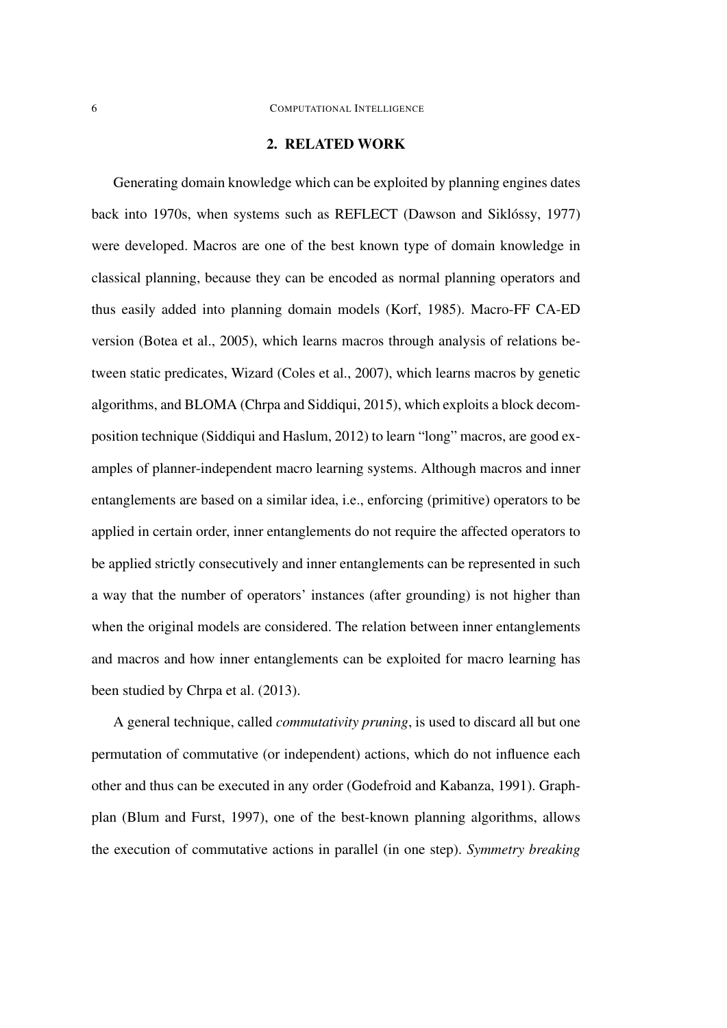## 2. RELATED WORK

Generating domain knowledge which can be exploited by planning engines dates back into 1970s, when systems such as REFLECT (Dawson and Siklóssy, 1977) were developed. Macros are one of the best known type of domain knowledge in classical planning, because they can be encoded as normal planning operators and thus easily added into planning domain models (Korf, 1985). Macro-FF CA-ED version (Botea et al., 2005), which learns macros through analysis of relations between static predicates, Wizard (Coles et al., 2007), which learns macros by genetic algorithms, and BLOMA (Chrpa and Siddiqui, 2015), which exploits a block decomposition technique (Siddiqui and Haslum, 2012) to learn "long" macros, are good examples of planner-independent macro learning systems. Although macros and inner entanglements are based on a similar idea, i.e., enforcing (primitive) operators to be applied in certain order, inner entanglements do not require the affected operators to be applied strictly consecutively and inner entanglements can be represented in such a way that the number of operators' instances (after grounding) is not higher than when the original models are considered. The relation between inner entanglements and macros and how inner entanglements can be exploited for macro learning has been studied by Chrpa et al. (2013).

A general technique, called *commutativity pruning*, is used to discard all but one permutation of commutative (or independent) actions, which do not influence each other and thus can be executed in any order (Godefroid and Kabanza, 1991). Graphplan (Blum and Furst, 1997), one of the best-known planning algorithms, allows the execution of commutative actions in parallel (in one step). *Symmetry breaking*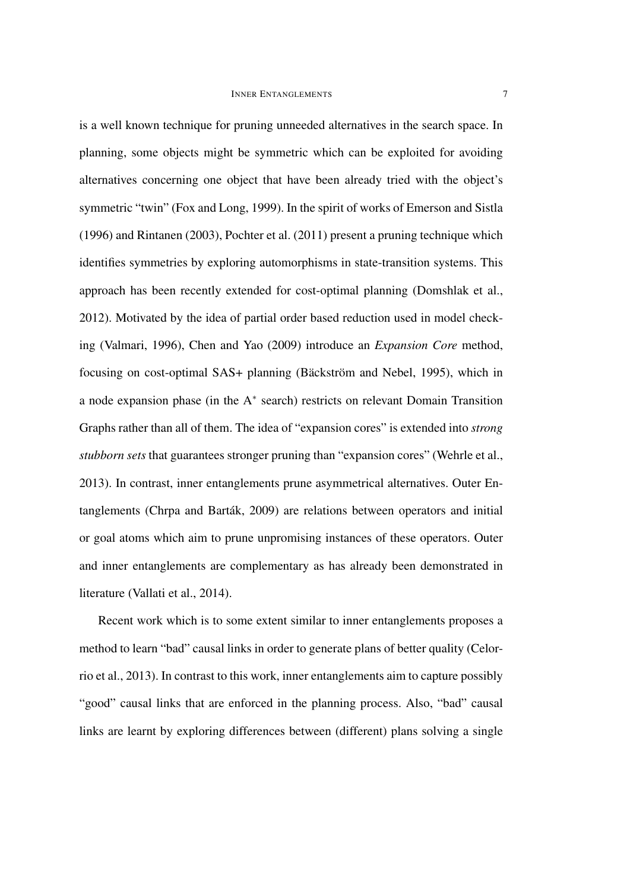is a well known technique for pruning unneeded alternatives in the search space. In planning, some objects might be symmetric which can be exploited for avoiding alternatives concerning one object that have been already tried with the object's symmetric "twin" (Fox and Long, 1999). In the spirit of works of Emerson and Sistla (1996) and Rintanen (2003), Pochter et al. (2011) present a pruning technique which identifies symmetries by exploring automorphisms in state-transition systems. This approach has been recently extended for cost-optimal planning (Domshlak et al., 2012). Motivated by the idea of partial order based reduction used in model checking (Valmari, 1996), Chen and Yao (2009) introduce an *Expansion Core* method, focusing on cost-optimal SAS+ planning (Bäckström and Nebel, 1995), which in a node expansion phase (in the $A^*$ search) restricts on relevant Domain Transition Graphs rather than all of them. The idea of "expansion cores" is extended into *strong stubborn sets* that guarantees stronger pruning than "expansion cores" (Wehrle et al., 2013). In contrast, inner entanglements prune asymmetrical alternatives. Outer Entanglements (Chrpa and Barták, 2009) are relations between operators and initial or goal atoms which aim to prune unpromising instances of these operators. Outer and inner entanglements are complementary as has already been demonstrated in literature (Vallati et al., 2014).

Recent work which is to some extent similar to inner entanglements proposes a method to learn "bad" causal links in order to generate plans of better quality (Celorrio et al., 2013). In contrast to this work, inner entanglements aim to capture possibly "good" causal links that are enforced in the planning process. Also, "bad" causal links are learnt by exploring differences between (different) plans solving a single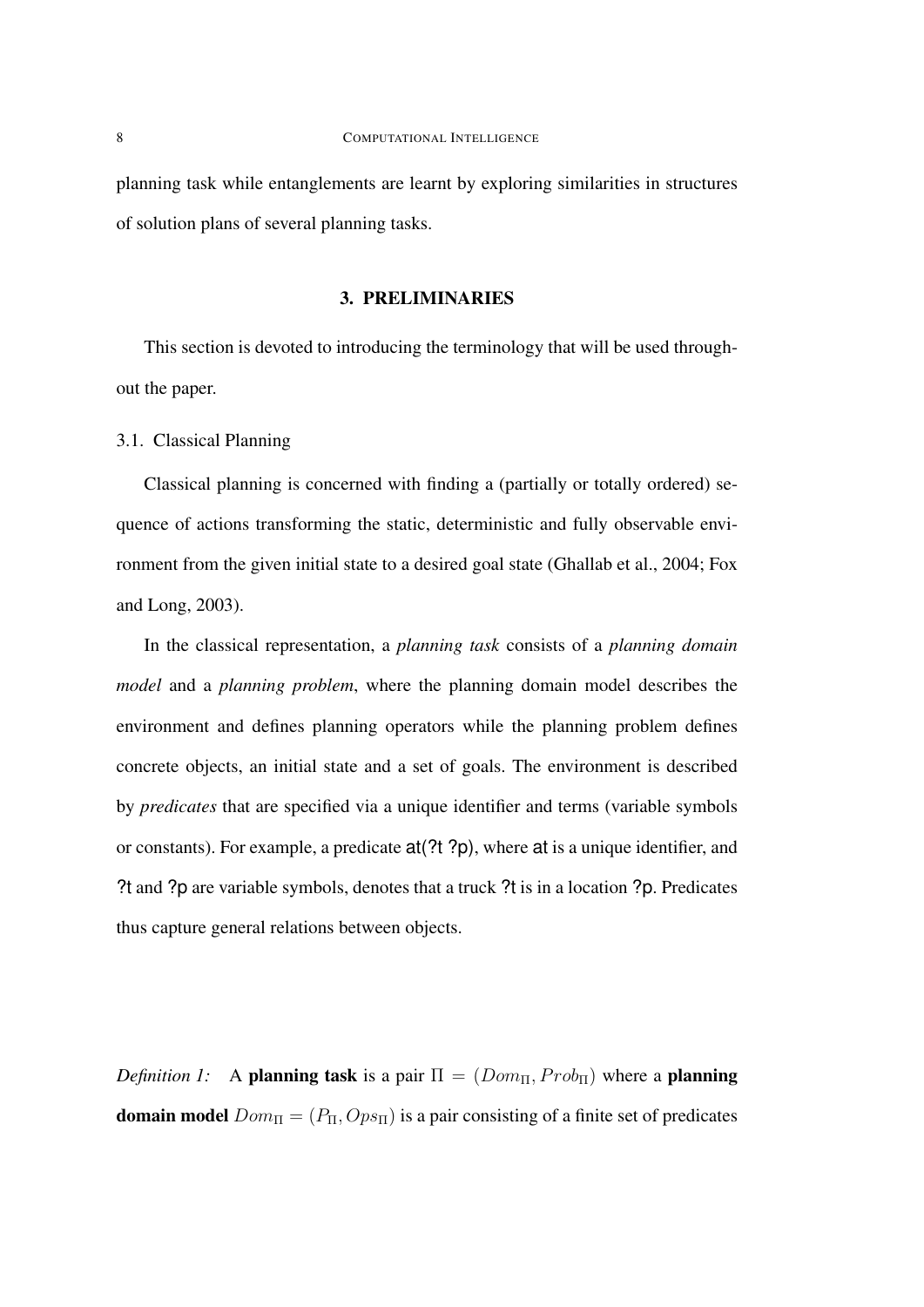planning task while entanglements are learnt by exploring similarities in structures of solution plans of several planning tasks.

## 3. PRELIMINARIES

This section is devoted to introducing the terminology that will be used throughout the paper.

### 3.1. Classical Planning

Classical planning is concerned with finding a (partially or totally ordered) sequence of actions transforming the static, deterministic and fully observable environment from the given initial state to a desired goal state (Ghallab et al., 2004; Fox and Long, 2003).

In the classical representation, a *planning task* consists of a *planning domain model* and a *planning problem*, where the planning domain model describes the environment and defines planning operators while the planning problem defines concrete objects, an initial state and a set of goals. The environment is described by *predicates* that are specified via a unique identifier and terms (variable symbols or constants). For example, a predicate at(?t ?p), where at is a unique identifier, and ?t and ?p are variable symbols, denotes that a truck ?t is in a location ?p. Predicates thus capture general relations between objects.

*Definition 1:* A **planning task** is a pair $\Pi = (Dom_\Pi, Prob_\Pi)$ where a **planning domain model** $Dom_\Pi = (P_\Pi, Ops_\Pi)$ is a pair consisting of a finite set of predicates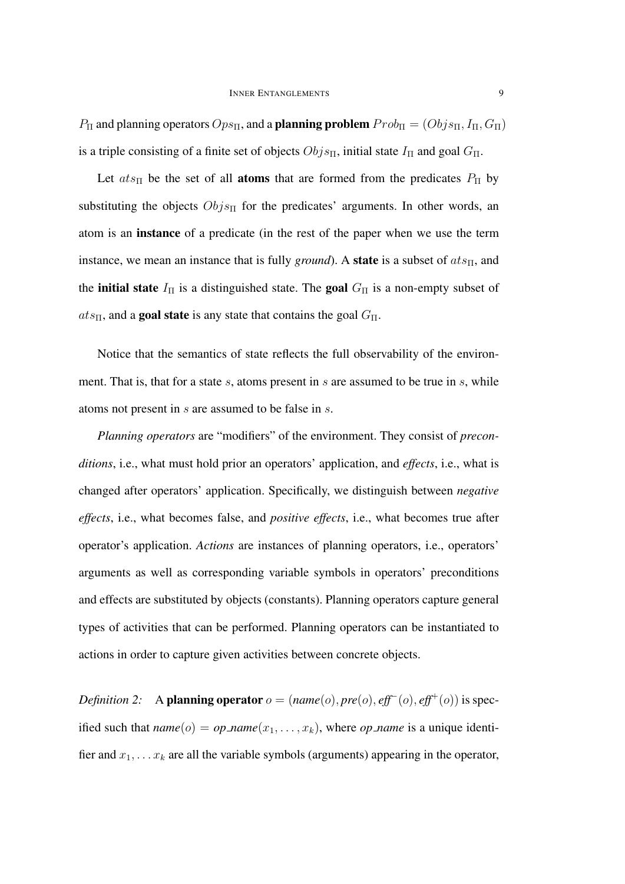$P_\Pi$ and planning operators $Ops_\Pi$, and a **planning problem** $Prob_\Pi = (Objs_\Pi, I_\Pi, G_\Pi)$ is a triple consisting of a finite set of objects $Objs_\Pi$, initial state $I_\Pi$ and goal $G_\Pi$.

Let $ats_\Pi$ be the set of all **atoms** that are formed from the predicates $P_\Pi$ by substituting the objects $Objs_\Pi$ for the predicates' arguments. In other words, an atom is an **instance** of a predicate (in the rest of the paper when we use the term instance, we mean an instance that is fully *ground*). A **state** is a subset of $ats_\Pi$, and the **initial state** $I_\Pi$ is a distinguished state. The **goal** $G_\Pi$ is a non-empty subset of $ats_\Pi$, and a **goal state** is any state that contains the goal $G_\Pi$.

Notice that the semantics of state reflects the full observability of the environment. That is, that for a state $s$, atoms present in $s$ are assumed to be true in $s$, while atoms not present in $s$ are assumed to be false in $s$.

*Planning operators* are "modifiers" of the environment. They consist of *preconditions*, i.e., what must hold prior an operators' application, and *effects*, i.e., what is changed after operators' application. Specifically, we distinguish between *negative effects*, i.e., what becomes false, and *positive effects*, i.e., what becomes true after operator's application. *Actions* are instances of planning operators, i.e., operators' arguments as well as corresponding variable symbols in operators' preconditions and effects are substituted by objects (constants). Planning operators capture general types of activities that can be performed. Planning operators can be instantiated to actions in order to capture given activities between concrete objects.

*Definition 2:* A **planning operator** $o = (name(o), pre(o), eff^-(o), eff^+(o))$ is specified such that $name(o) = op\_name(x_1, \ldots, x_k)$, where *op_name* is a unique identifier and $x_1, \ldots x_k$ are all the variable symbols (arguments) appearing in the operator,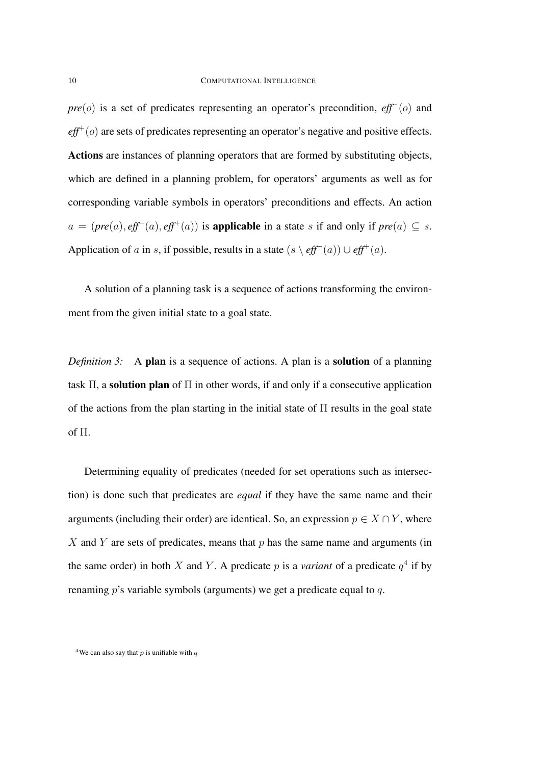*pre*$(o)$ is a set of predicates representing an operator's precondition, *eff*$^-(o)$ and *eff*$^+(o)$ are sets of predicates representing an operator's negative and positive effects. **Actions** are instances of planning operators that are formed by substituting objects, which are defined in a planning problem, for operators' arguments as well as for corresponding variable symbols in operators' preconditions and effects. An action $a = (\mathit{pre}(a), \mathit{eff}^-(a), \mathit{eff}^+(a))$ is **applicable** in a state $s$ if and only if $\mathit{pre}(a) \subseteq s$. Application of $a$ in $s$, if possible, results in a state $(s \setminus \mathit{eff}^-(a)) \cup \mathit{eff}^+(a)$.

A solution of a planning task is a sequence of actions transforming the environment from the given initial state to a goal state.

*Definition 3:* A **plan** is a sequence of actions. A plan is a **solution** of a planning task $\Pi$, a **solution plan** of $\Pi$ in other words, if and only if a consecutive application of the actions from the plan starting in the initial state of $\Pi$ results in the goal state of $\Pi$.

Determining equality of predicates (needed for set operations such as intersection) is done such that predicates are *equal* if they have the same name and their arguments (including their order) are identical. So, an expression $p \in X \cap Y$, where $X$ and $Y$ are sets of predicates, means that $p$ has the same name and arguments (in the same order) in both $X$ and $Y$. A predicate $p$ is a *variant* of a predicate $q$[4] if by renaming $p$'s variable symbols (arguments) we get a predicate equal to $q$.

[4] We can also say that $p$ is unifiable with $q$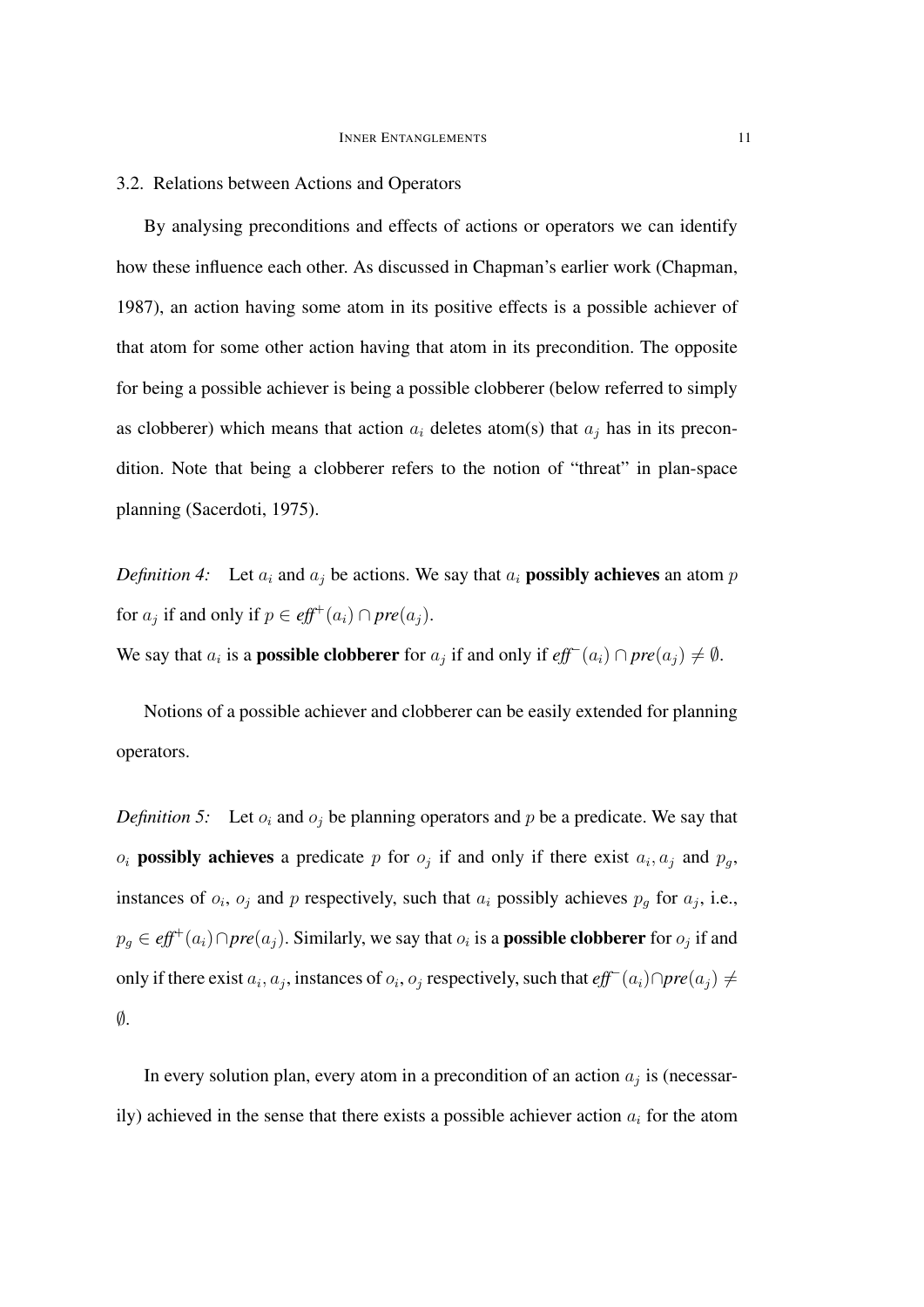### 3.2. Relations between Actions and Operators

By analysing preconditions and effects of actions or operators we can identify how these influence each other. As discussed in Chapman's earlier work (Chapman, 1987), an action having some atom in its positive effects is a possible achiever of that atom for some other action having that atom in its precondition. The opposite for being a possible achiever is being a possible clobberer (below referred to simply as clobberer) which means that action $a_i$ deletes atom(s) that $a_j$ has in its precondition. Note that being a clobberer refers to the notion of "threat" in plan-space planning (Sacerdoti, 1975).

*Definition 4:* Let $a_i$ and $a_j$ be actions. We say that $a_i$ **possibly achieves** an atom $p$ for $a_j$ if and only if $p \in \textit{eff}^+(a_i) \cap \textit{pre}(a_j)$.
We say that $a_i$ is a **possible clobberer** for $a_j$ if and only if $\textit{eff}^-(a_i) \cap \textit{pre}(a_j) \neq \emptyset$.

Notions of a possible achiever and clobberer can be easily extended for planning operators.

*Definition 5:* Let $o_i$ and $o_j$ be planning operators and $p$ be a predicate. We say that $o_i$ **possibly achieves** a predicate $p$ for $o_j$ if and only if there exist $a_i, a_j$ and $p_g$, instances of $o_i$, $o_j$ and $p$ respectively, such that $a_i$ possibly achieves $p_g$ for $a_j$, i.e., $p_g \in \textit{eff}^+(a_i) \cap \textit{pre}(a_j)$. Similarly, we say that $o_i$ is a **possible clobberer** for $o_j$ if and only if there exist $a_i, a_j$, instances of $o_i, o_j$ respectively, such that $\textit{eff}^-(a_i) \cap \textit{pre}(a_j) \neq \emptyset$.

In every solution plan, every atom in a precondition of an action $a_j$ is (necessarily) achieved in the sense that there exists a possible achiever action $a_i$ for the atom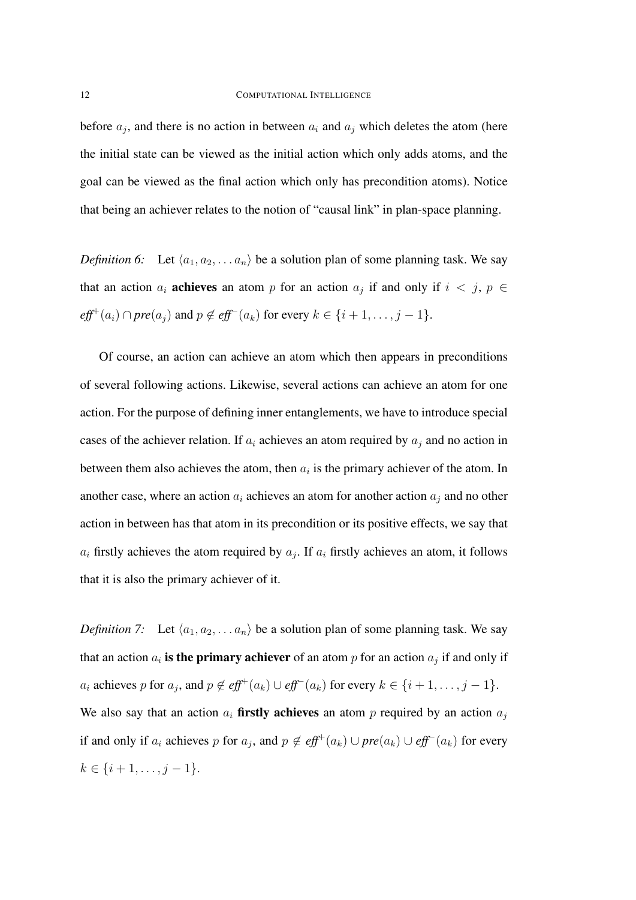before $a_j$, and there is no action in between $a_i$ and $a_j$ which deletes the atom (here the initial state can be viewed as the initial action which only adds atoms, and the goal can be viewed as the final action which only has precondition atoms). Notice that being an achiever relates to the notion of "causal link" in plan-space planning.

*Definition 6:* Let $\langle a_1, a_2, \dots a_n \rangle$ be a solution plan of some planning task. We say that an action $a_i$ **achieves** an atom $p$ for an action $a_j$ if and only if $i < j$, $p \in \mathit{eff}^+(a_i) \cap \mathit{pre}(a_j)$ and $p \notin \mathit{eff}^-(a_k)$ for every $k \in \{i+1, \dots, j-1\}$.

Of course, an action can achieve an atom which then appears in preconditions of several following actions. Likewise, several actions can achieve an atom for one action. For the purpose of defining inner entanglements, we have to introduce special cases of the achiever relation. If $a_i$ achieves an atom required by $a_j$ and no action in between them also achieves the atom, then $a_i$ is the primary achiever of the atom. In another case, where an action $a_i$ achieves an atom for another action $a_j$ and no other action in between has that atom in its precondition or its positive effects, we say that $a_i$ firstly achieves the atom required by $a_j$. If $a_i$ firstly achieves an atom, it follows that it is also the primary achiever of it.

*Definition 7:* Let $\langle a_1, a_2, \dots a_n \rangle$ be a solution plan of some planning task. We say that an action $a_i$ **is the primary achiever** of an atom $p$ for an action $a_j$ if and only if $a_i$ achieves $p$ for $a_j$, and $p \notin \mathit{eff}^+(a_k) \cup \mathit{eff}^-(a_k)$ for every $k \in \{i+1, \dots, j-1\}$. We also say that an action $a_i$ **firstly achieves** an atom $p$ required by an action $a_j$ if and only if $a_i$ achieves $p$ for $a_j$, and $p \notin \mathit{eff}^+(a_k) \cup \mathit{pre}(a_k) \cup \mathit{eff}^-(a_k)$ for every $k \in \{i+1, \dots, j-1\}$.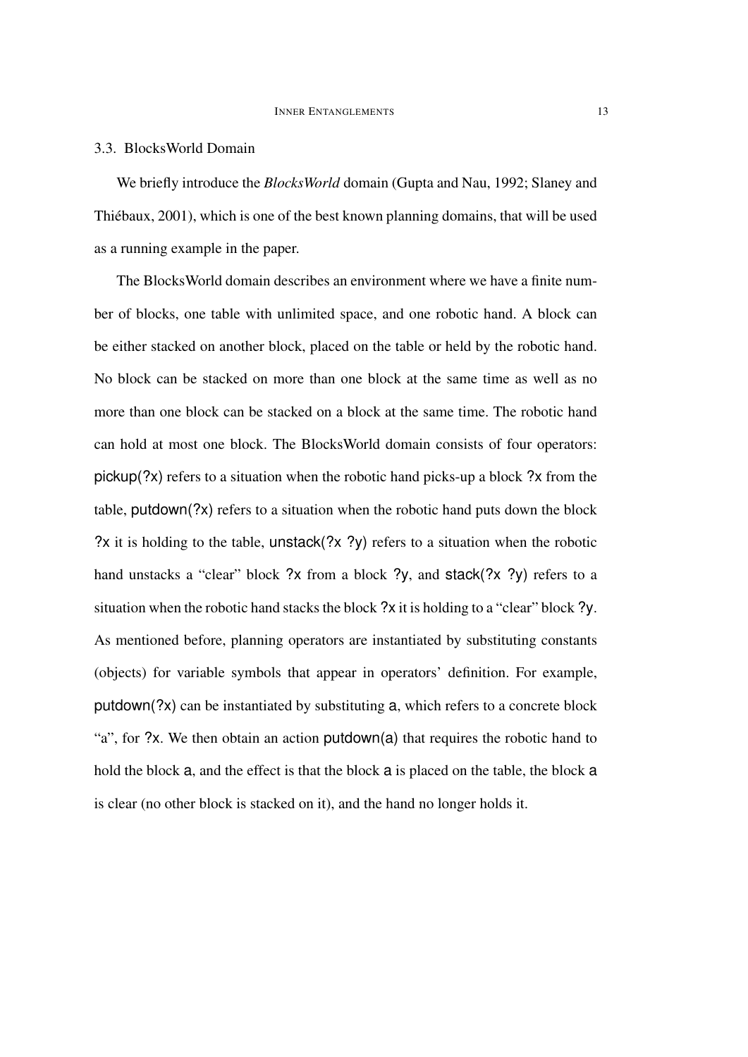### 3.3. BlocksWorld Domain

We briefly introduce the *BlocksWorld* domain (Gupta and Nau, 1992; Slaney and Thiébaux, 2001), which is one of the best known planning domains, that will be used as a running example in the paper.

The BlocksWorld domain describes an environment where we have a finite number of blocks, one table with unlimited space, and one robotic hand. A block can be either stacked on another block, placed on the table or held by the robotic hand. No block can be stacked on more than one block at the same time as well as no more than one block can be stacked on a block at the same time. The robotic hand can hold at most one block. The BlocksWorld domain consists of four operators: pickup(?x) refers to a situation when the robotic hand picks-up a block ?x from the table, putdown(?x) refers to a situation when the robotic hand puts down the block ?x it is holding to the table, unstack(?x ?y) refers to a situation when the robotic hand unstacks a "clear" block ?x from a block ?y, and stack(?x ?y) refers to a situation when the robotic hand stacks the block ?x it is holding to a "clear" block ?y. As mentioned before, planning operators are instantiated by substituting constants (objects) for variable symbols that appear in operators' definition. For example, putdown(?x) can be instantiated by substituting a, which refers to a concrete block "a", for ?x. We then obtain an action putdown(a) that requires the robotic hand to hold the block a, and the effect is that the block a is placed on the table, the block a is clear (no other block is stacked on it), and the hand no longer holds it.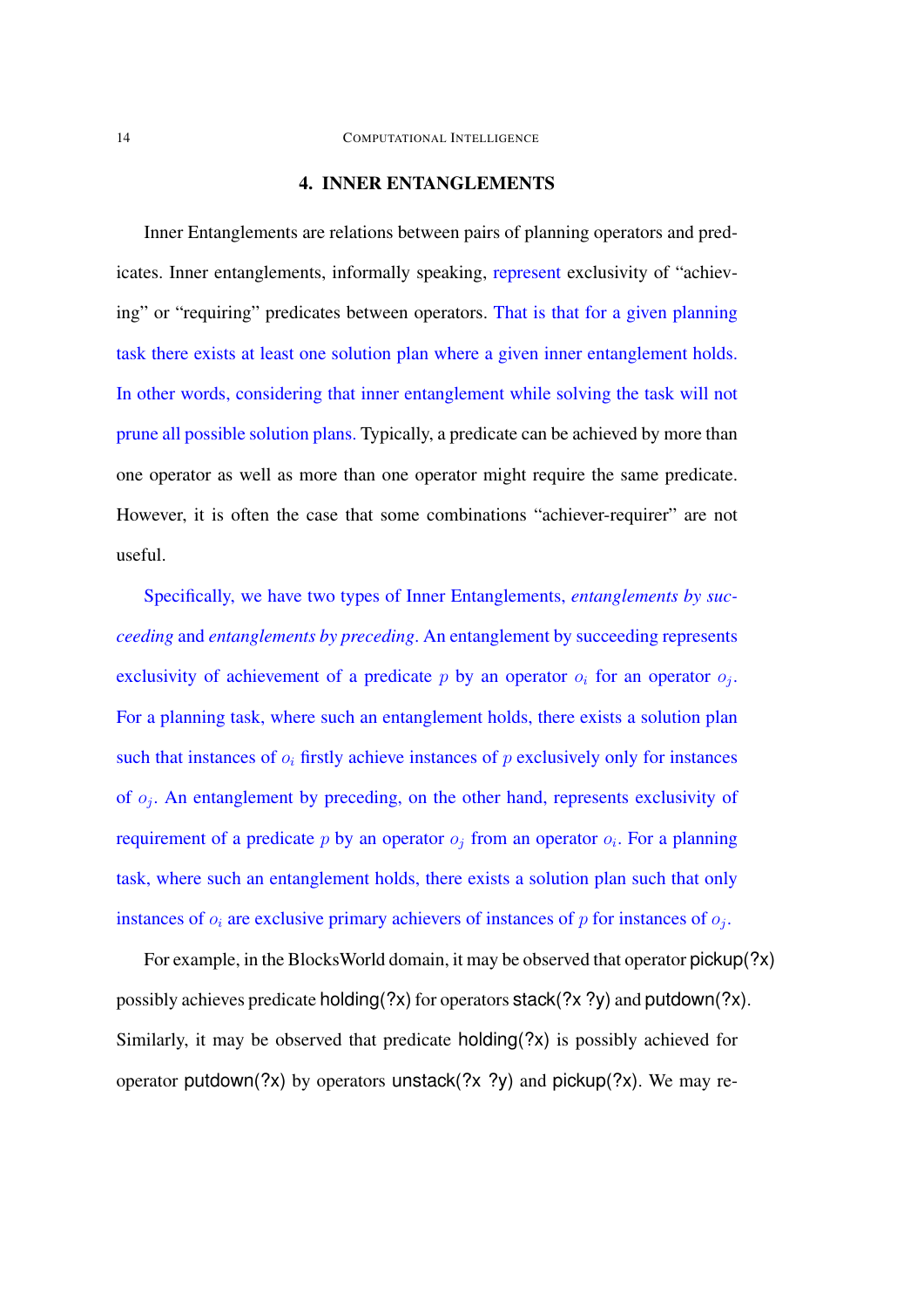## 4. INNER ENTANGLEMENTS

Inner Entanglements are relations between pairs of planning operators and predicates. Inner entanglements, informally speaking, represent exclusivity of "achieving" or "requiring" predicates between operators. That is that for a given planning task there exists at least one solution plan where a given inner entanglement holds. In other words, considering that inner entanglement while solving the task will not prune all possible solution plans. Typically, a predicate can be achieved by more than one operator as well as more than one operator might require the same predicate. However, it is often the case that some combinations "achiever-requirer" are not useful.

Specifically, we have two types of Inner Entanglements, *entanglements by succeeding* and *entanglements by preceding*. An entanglement by succeeding represents exclusivity of achievement of a predicate $p$ by an operator $o_i$ for an operator $o_j$. For a planning task, where such an entanglement holds, there exists a solution plan such that instances of $o_i$ firstly achieve instances of $p$ exclusively only for instances of $o_j$. An entanglement by preceding, on the other hand, represents exclusivity of requirement of a predicate $p$ by an operator $o_j$ from an operator $o_i$. For a planning task, where such an entanglement holds, there exists a solution plan such that only instances of $o_i$ are exclusive primary achievers of instances of $p$ for instances of $o_j$.

For example, in the BlocksWorld domain, it may be observed that operator pickup(?x) possibly achieves predicate holding(?x) for operators stack(?x ?y) and putdown(?x). Similarly, it may be observed that predicate holding(?x) is possibly achieved for operator putdown(?x) by operators unstack(?x ?y) and pickup(?x). We may re-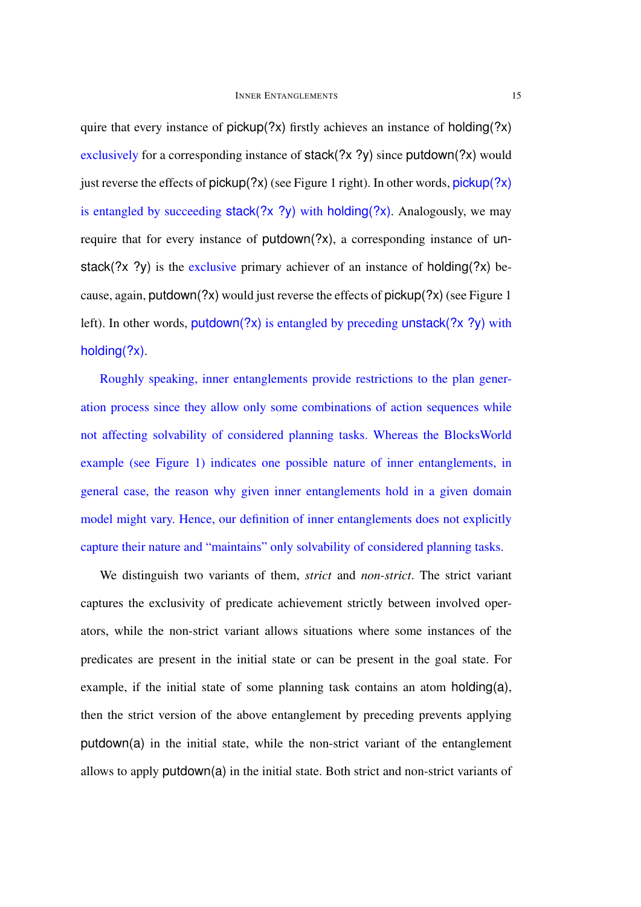quire that every instance of pickup(?x) firstly achieves an instance of holding(?x) exclusively for a corresponding instance of stack(?x ?y) since putdown(?x) would just reverse the effects of pickup(?x) (see Figure 1 right). In other words, pickup(?x) is entangled by succeeding stack(?x ?y) with holding(?x). Analogously, we may require that for every instance of putdown(?x), a corresponding instance of unstack(?x ?y) is the exclusive primary achiever of an instance of holding(?x) because, again, putdown(?x) would just reverse the effects of pickup(?x) (see Figure 1 left). In other words, putdown(?x) is entangled by preceding unstack(?x ?y) with holding(?x).

Roughly speaking, inner entanglements provide restrictions to the plan generation process since they allow only some combinations of action sequences while not affecting solvability of considered planning tasks. Whereas the BlocksWorld example (see Figure 1) indicates one possible nature of inner entanglements, in general case, the reason why given inner entanglements hold in a given domain model might vary. Hence, our definition of inner entanglements does not explicitly capture their nature and "maintains" only solvability of considered planning tasks.

We distinguish two variants of them, *strict* and *non-strict*. The strict variant captures the exclusivity of predicate achievement strictly between involved operators, while the non-strict variant allows situations where some instances of the predicates are present in the initial state or can be present in the goal state. For example, if the initial state of some planning task contains an atom holding(a), then the strict version of the above entanglement by preceding prevents applying putdown(a) in the initial state, while the non-strict variant of the entanglement allows to apply putdown(a) in the initial state. Both strict and non-strict variants of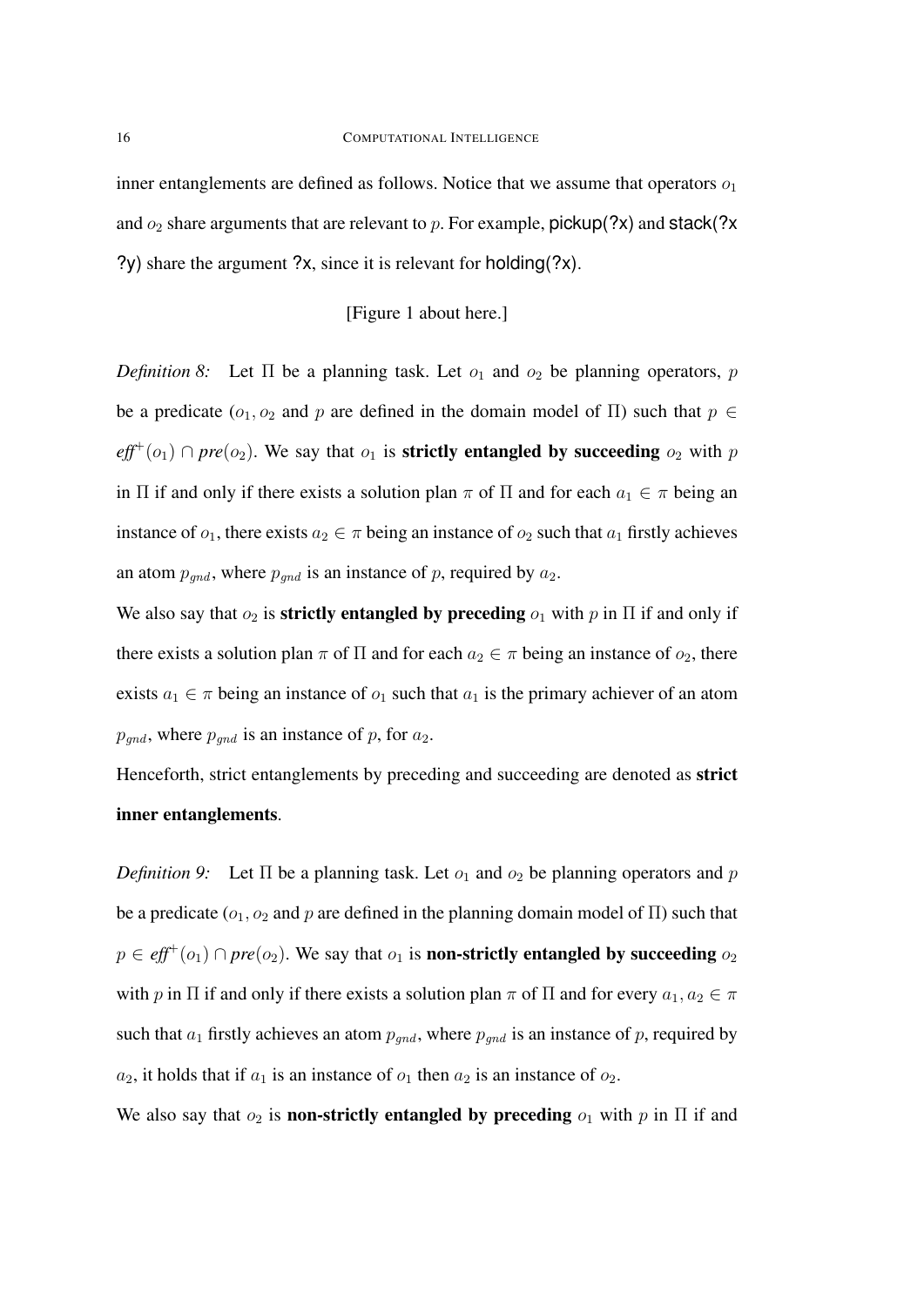inner entanglements are defined as follows. Notice that we assume that operators $o_1$ and $o_2$ share arguments that are relevant to $p$. For example, pickup(?x) and stack(?x ?y) share the argument ?x, since it is relevant for holding(?x).

[Figure 1 about here.]

*Definition 8:* Let $\Pi$ be a planning task. Let $o_1$ and $o_2$ be planning operators, $p$ be a predicate ($o_1, o_2$ and $p$ are defined in the domain model of $\Pi$) such that $p \in$ *eff*$^+(o_1) \cap$ *pre*$(o_2)$. We say that $o_1$ is **strictly entangled by succeeding** $o_2$ with $p$ in $\Pi$ if and only if there exists a solution plan $\pi$ of $\Pi$ and for each $a_1 \in \pi$ being an instance of $o_1$, there exists $a_2 \in \pi$ being an instance of $o_2$ such that $a_1$ firstly achieves an atom $p_{gnd}$, where $p_{gnd}$ is an instance of $p$, required by $a_2$.

We also say that $o_2$ is **strictly entangled by preceding** $o_1$ with $p$ in $\Pi$ if and only if there exists a solution plan $\pi$ of $\Pi$ and for each $a_2 \in \pi$ being an instance of $o_2$, there exists $a_1 \in \pi$ being an instance of $o_1$ such that $a_1$ is the primary achiever of an atom $p_{gnd}$, where $p_{gnd}$ is an instance of $p$, for $a_2$.

Henceforth, strict entanglements by preceding and succeeding are denoted as **strict inner entanglements**.

*Definition 9:* Let $\Pi$ be a planning task. Let $o_1$ and $o_2$ be planning operators and $p$ be a predicate ($o_1, o_2$ and $p$ are defined in the planning domain model of $\Pi$) such that $p \in$ *eff*$^+(o_1) \cap$ *pre*$(o_2)$. We say that $o_1$ is **non-strictly entangled by succeeding** $o_2$ with $p$ in $\Pi$ if and only if there exists a solution plan $\pi$ of $\Pi$ and for every $a_1, a_2 \in \pi$ such that $a_1$ firstly achieves an atom $p_{gnd}$, where $p_{gnd}$ is an instance of $p$, required by $a_2$, it holds that if $a_1$ is an instance of $o_1$ then $a_2$ is an instance of $o_2$.

We also say that $o_2$ is **non-strictly entangled by preceding** $o_1$ with $p$ in $\Pi$ if and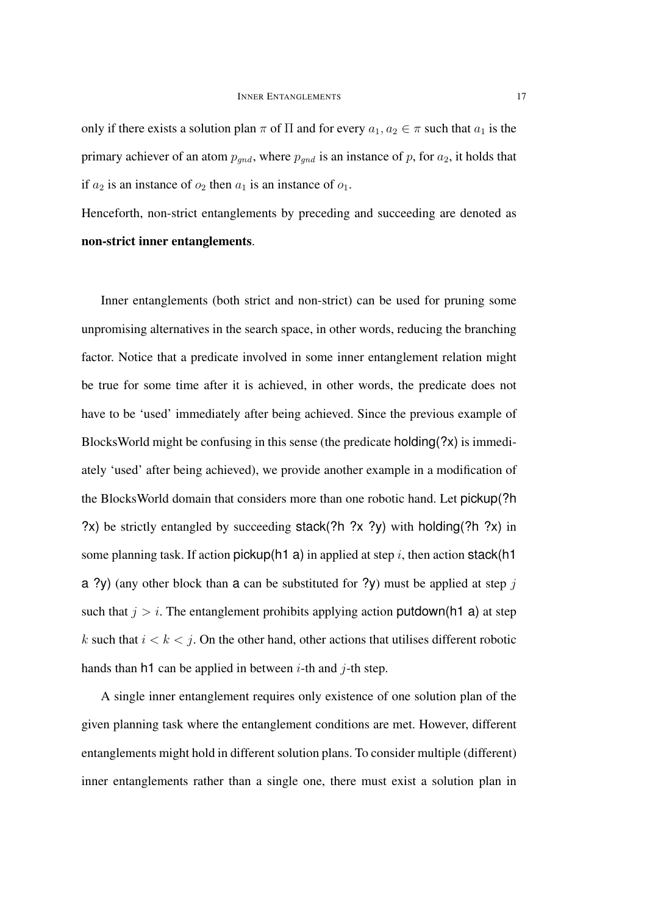only if there exists a solution plan $\pi$ of $\Pi$ and for every $a_1, a_2 \in \pi$ such that $a_1$ is the primary achiever of an atom $p_{gnd}$, where $p_{gnd}$ is an instance of $p$, for $a_2$, it holds that if $a_2$ is an instance of $o_2$ then $a_1$ is an instance of $o_1$.

Henceforth, non-strict entanglements by preceding and succeeding are denoted as **non-strict inner entanglements**.

Inner entanglements (both strict and non-strict) can be used for pruning some unpromising alternatives in the search space, in other words, reducing the branching factor. Notice that a predicate involved in some inner entanglement relation might be true for some time after it is achieved, in other words, the predicate does not have to be 'used' immediately after being achieved. Since the previous example of BlocksWorld might be confusing in this sense (the predicate holding(?x) is immediately 'used' after being achieved), we provide another example in a modification of the BlocksWorld domain that considers more than one robotic hand. Let pickup(?h ?x) be strictly entangled by succeeding stack(?h ?x ?y) with holding(?h ?x) in some planning task. If action pickup(h1 a) in applied at step $i$, then action stack(h1 a ?y) (any other block than a can be substituted for ?y) must be applied at step $j$ such that $j > i$. The entanglement prohibits applying action putdown(h1 a) at step $k$ such that $i < k < j$. On the other hand, other actions that utilises different robotic hands than h1 can be applied in between $i$-th and $j$-th step.

A single inner entanglement requires only existence of one solution plan of the given planning task where the entanglement conditions are met. However, different entanglements might hold in different solution plans. To consider multiple (different) inner entanglements rather than a single one, there must exist a solution plan in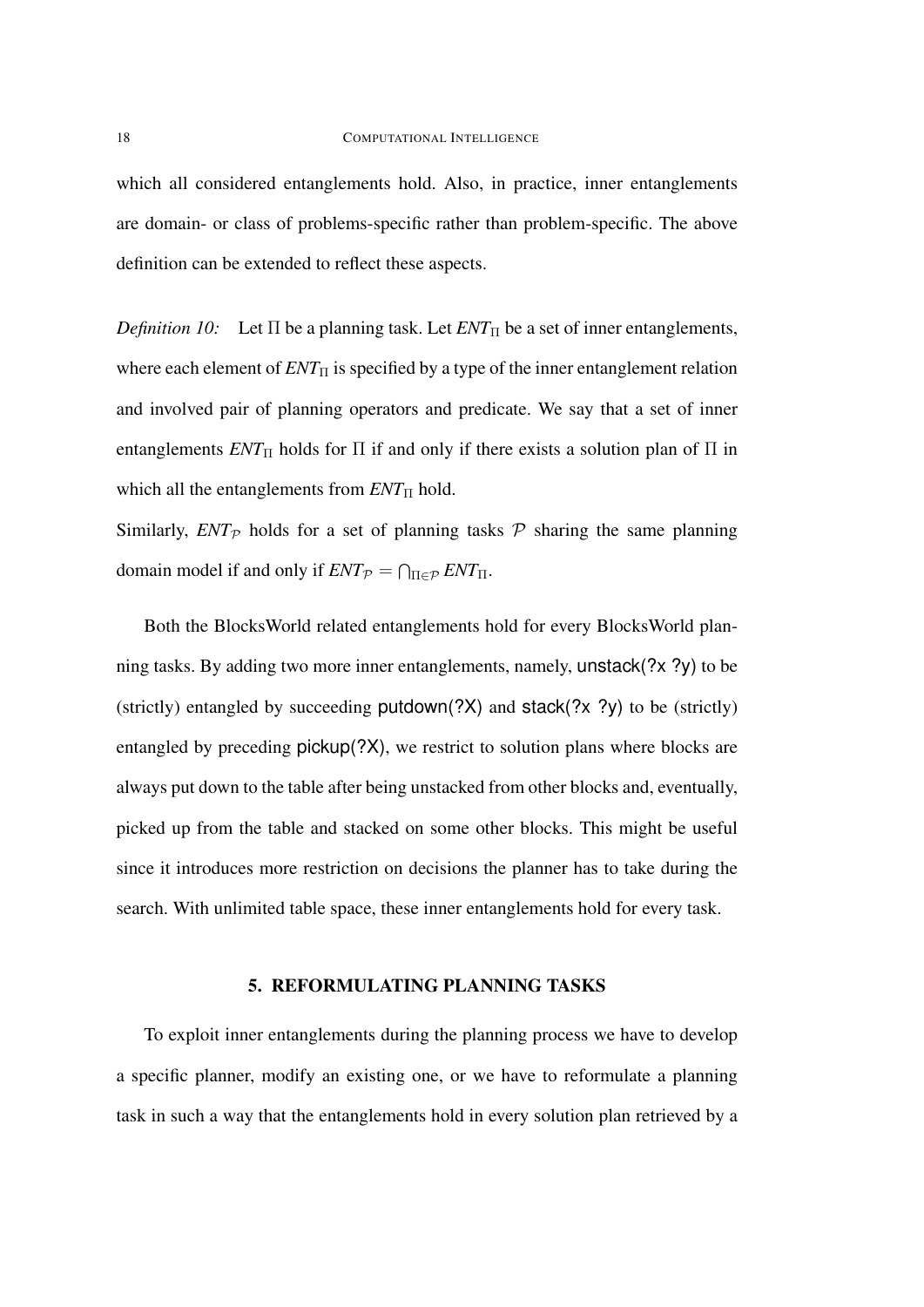which all considered entanglements hold. Also, in practice, inner entanglements are domain- or class of problems-specific rather than problem-specific. The above definition can be extended to reflect these aspects.

*Definition 10:* Let $\Pi$ be a planning task. Let $ENT_{\Pi}$ be a set of inner entanglements, where each element of $ENT_{\Pi}$ is specified by a type of the inner entanglement relation and involved pair of planning operators and predicate. We say that a set of inner entanglements $ENT_{\Pi}$ holds for $\Pi$ if and only if there exists a solution plan of $\Pi$ in which all the entanglements from $ENT_{\Pi}$ hold.
Similarly, $ENT_{\mathcal{P}}$ holds for a set of planning tasks $\mathcal{P}$ sharing the same planning domain model if and only if $ENT_{\mathcal{P}} = \bigcap_{\Pi \in \mathcal{P}} ENT_{\Pi}$.

Both the BlocksWorld related entanglements hold for every BlocksWorld planning tasks. By adding two more inner entanglements, namely, unstack(?x ?y) to be (strictly) entangled by succeeding putdown(?X) and stack(?x ?y) to be (strictly) entangled by preceding pickup(?X), we restrict to solution plans where blocks are always put down to the table after being unstacked from other blocks and, eventually, picked up from the table and stacked on some other blocks. This might be useful since it introduces more restriction on decisions the planner has to take during the search. With unlimited table space, these inner entanglements hold for every task.

## 5. REFORMULATING PLANNING TASKS

To exploit inner entanglements during the planning process we have to develop a specific planner, modify an existing one, or we have to reformulate a planning task in such a way that the entanglements hold in every solution plan retrieved by a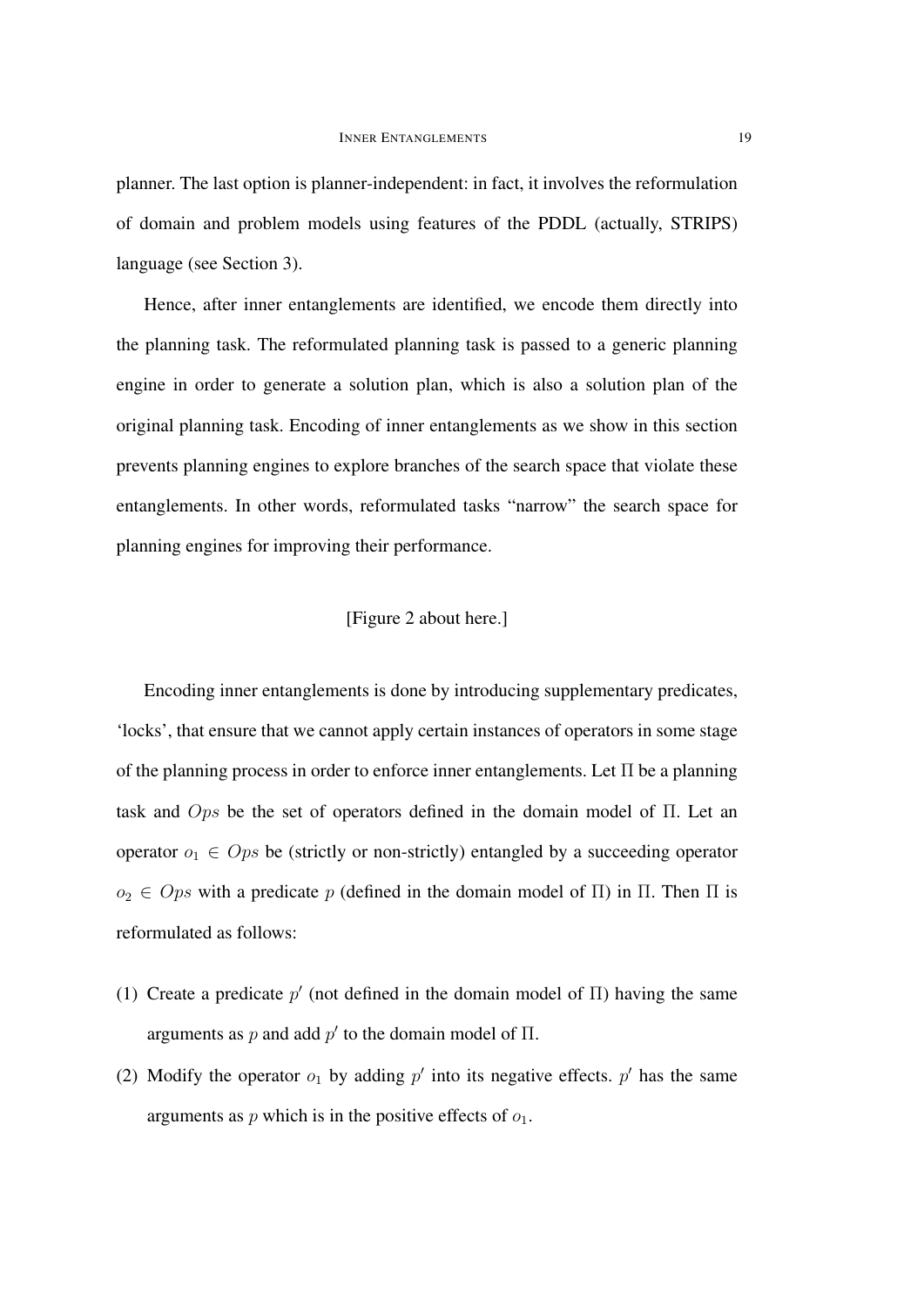planner. The last option is planner-independent: in fact, it involves the reformulation of domain and problem models using features of the PDDL (actually, STRIPS) language (see Section 3).

Hence, after inner entanglements are identified, we encode them directly into the planning task. The reformulated planning task is passed to a generic planning engine in order to generate a solution plan, which is also a solution plan of the original planning task. Encoding of inner entanglements as we show in this section prevents planning engines to explore branches of the search space that violate these entanglements. In other words, reformulated tasks "narrow" the search space for planning engines for improving their performance.

[Figure 2 about here.]

Encoding inner entanglements is done by introducing supplementary predicates, 'locks', that ensure that we cannot apply certain instances of operators in some stage of the planning process in order to enforce inner entanglements. Let $\Pi$ be a planning task and $Ops$ be the set of operators defined in the domain model of $\Pi$. Let an operator $o_1 \in Ops$ be (strictly or non-strictly) entangled by a succeeding operator $o_2 \in Ops$ with a predicate $p$ (defined in the domain model of $\Pi$) in $\Pi$. Then $\Pi$ is reformulated as follows:

(1) Create a predicate $p'$ (not defined in the domain model of $\Pi$) having the same arguments as $p$ and add $p'$ to the domain model of $\Pi$.
(2) Modify the operator $o_1$ by adding $p'$ into its negative effects. $p'$ has the same arguments as $p$ which is in the positive effects of $o_1$.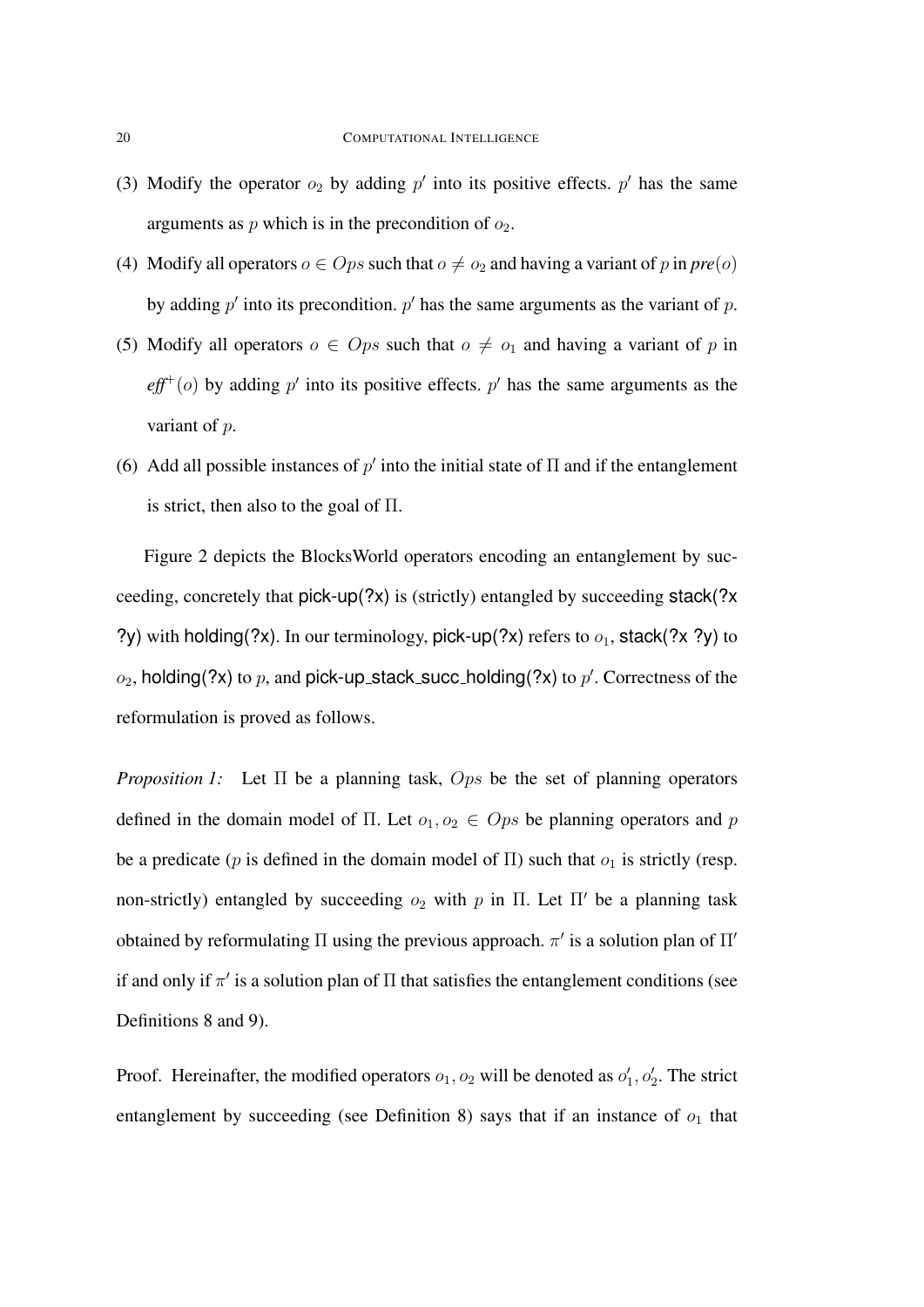(3) Modify the operator $o_2$ by adding $p'$ into its positive effects. $p'$ has the same arguments as $p$ which is in the precondition of $o_2$.

(4) Modify all operators $o \in Ops$ such that $o \neq o_2$ and having a variant of $p$ in $pre(o)$ by adding $p'$ into its precondition. $p'$ has the same arguments as the variant of $p$.

(5) Modify all operators $o \in Ops$ such that $o \neq o_1$ and having a variant of $p$ in $eff^+(o)$ by adding $p'$ into its positive effects. $p'$ has the same arguments as the variant of $p$.

(6) Add all possible instances of $p'$ into the initial state of $\Pi$ and if the entanglement is strict, then also to the goal of $\Pi$.

Figure 2 depicts the BlocksWorld operators encoding an entanglement by succeeding, concretely that pick-up(?x) is (strictly) entangled by succeeding stack(?x ?y) with holding(?x). In our terminology, pick-up(?x) refers to $o_1$, stack(?x ?y) to $o_2$, holding(?x) to $p$, and pick-up_stack_succ_holding(?x) to $p'$. Correctness of the reformulation is proved as follows.

*Proposition 1:* Let $\Pi$ be a planning task, $Ops$ be the set of planning operators defined in the domain model of $\Pi$. Let $o_1, o_2 \in Ops$ be planning operators and $p$ be a predicate ($p$ is defined in the domain model of $\Pi$) such that $o_1$ is strictly (resp. non-strictly) entangled by succeeding $o_2$ with $p$ in $\Pi$. Let $\Pi'$ be a planning task obtained by reformulating $\Pi$ using the previous approach. $\pi'$ is a solution plan of $\Pi'$ if and only if $\pi'$ is a solution plan of $\Pi$ that satisfies the entanglement conditions (see Definitions 8 and 9).

Proof. Hereinafter, the modified operators $o_1, o_2$ will be denoted as $o_1', o_2'$. The strict entanglement by succeeding (see Definition 8) says that if an instance of $o_1$ that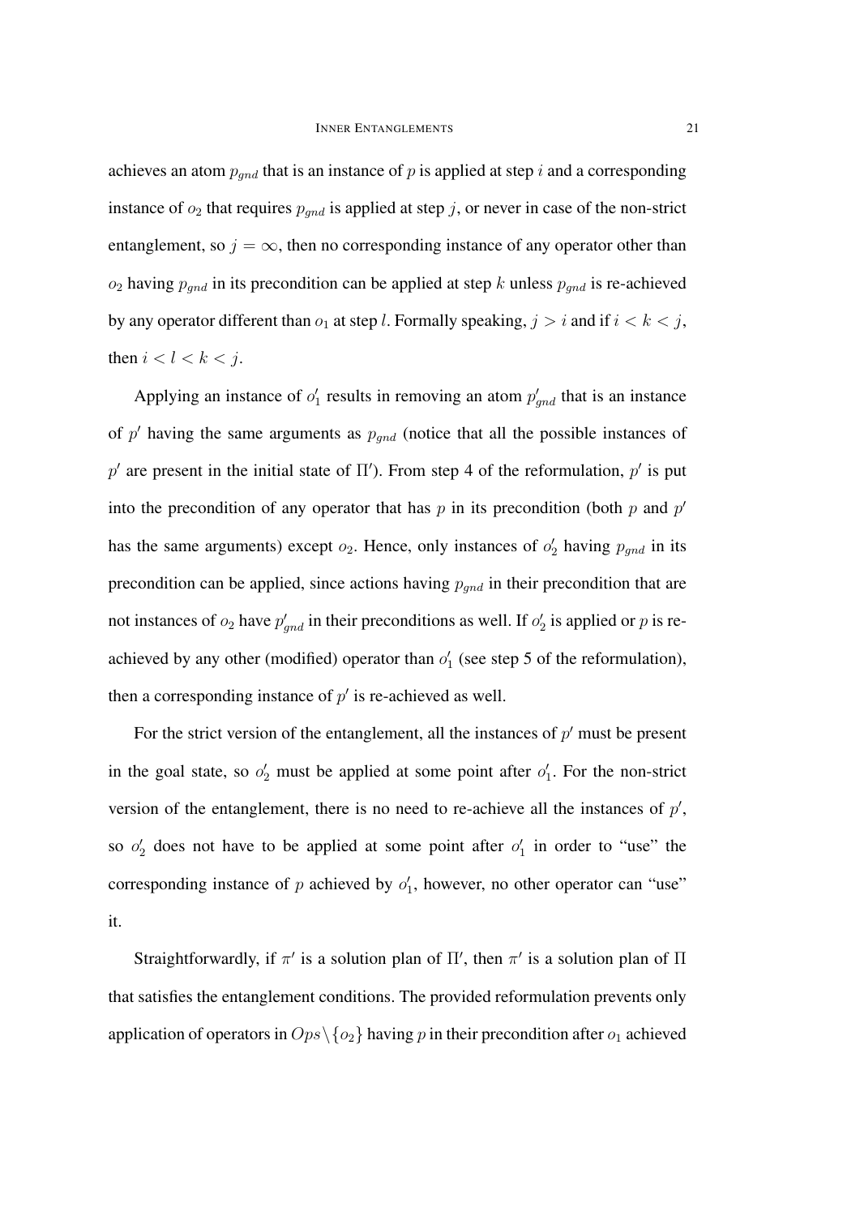achieves an atom $p_{gnd}$ that is an instance of $p$ is applied at step $i$ and a corresponding instance of $o_2$ that requires $p_{gnd}$ is applied at step $j$, or never in case of the non-strict entanglement, so $j = \infty$, then no corresponding instance of any operator other than $o_2$ having $p_{gnd}$ in its precondition can be applied at step $k$ unless $p_{gnd}$ is re-achieved by any operator different than $o_1$ at step $l$. Formally speaking, $j > i$ and if $i < k < j$, then $i < l < k < j$.

Applying an instance of $o_1'$ results in removing an atom $p'_{gnd}$ that is an instance of $p'$ having the same arguments as $p_{gnd}$ (notice that all the possible instances of $p'$ are present in the initial state of $\Pi'$). From step 4 of the reformulation, $p'$ is put into the precondition of any operator that has $p$ in its precondition (both $p$ and $p'$ has the same arguments) except $o_2$. Hence, only instances of $o_2'$ having $p_{gnd}$ in its precondition can be applied, since actions having $p_{gnd}$ in their precondition that are not instances of $o_2$ have $p'_{gnd}$ in their preconditions as well. If $o_2'$ is applied or $p$ is re-achieved by any other (modified) operator than $o_1'$ (see step 5 of the reformulation), then a corresponding instance of $p'$ is re-achieved as well.

For the strict version of the entanglement, all the instances of $p'$ must be present in the goal state, so $o_2'$ must be applied at some point after $o_1'$. For the non-strict version of the entanglement, there is no need to re-achieve all the instances of $p'$, so $o_2'$ does not have to be applied at some point after $o_1'$ in order to "use" the corresponding instance of $p$ achieved by $o_1'$, however, no other operator can "use" it.

Straightforwardly, if $\pi'$ is a solution plan of $\Pi'$, then $\pi'$ is a solution plan of $\Pi$ that satisfies the entanglement conditions. The provided reformulation prevents only application of operators in $Ops \setminus \{o_2\}$ having $p$ in their precondition after $o_1$ achieved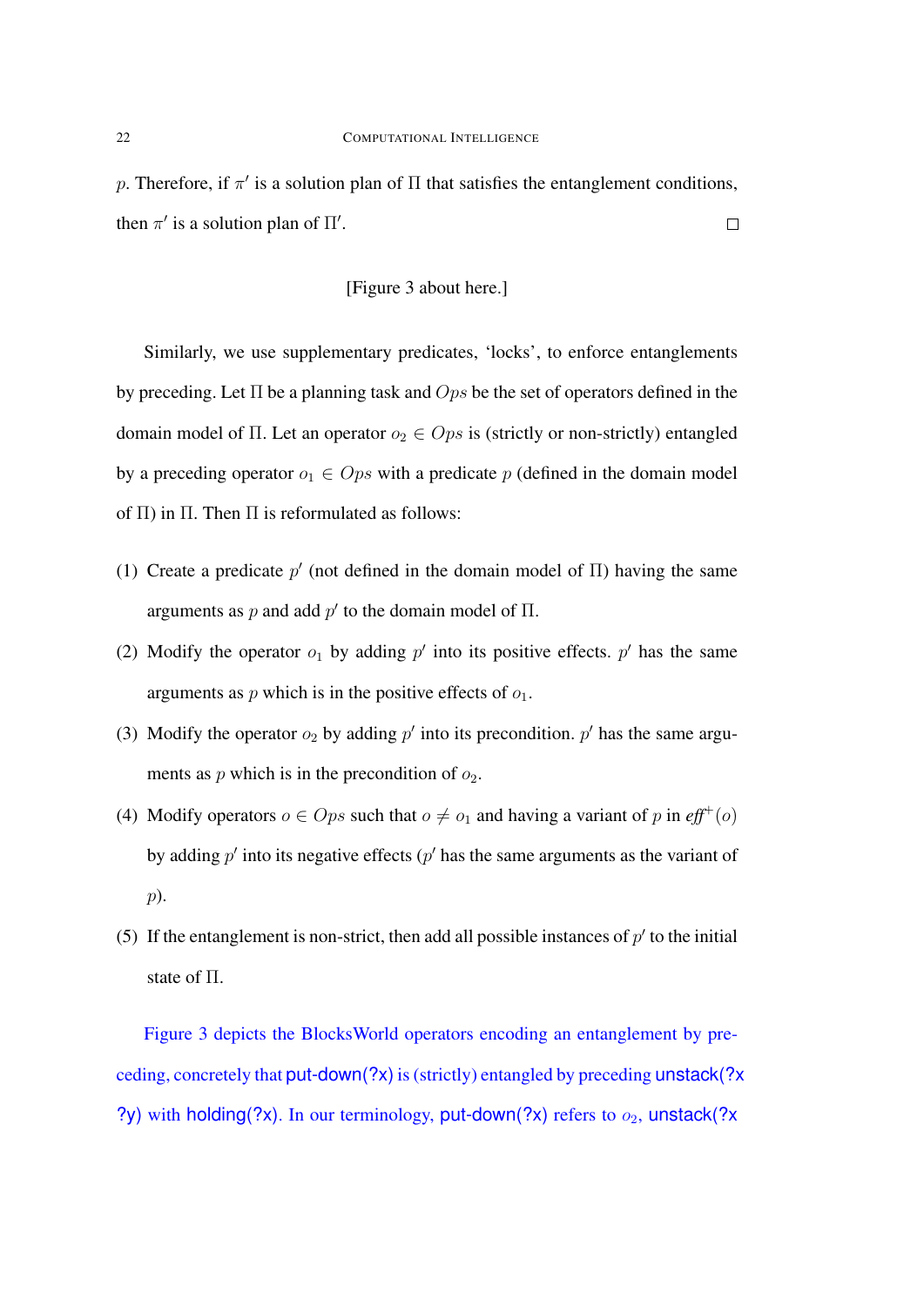$p$. Therefore, if $\pi'$ is a solution plan of $\Pi$ that satisfies the entanglement conditions, then $\pi'$ is a solution plan of $\Pi'$. □

[Figure 3 about here.]

Similarly, we use supplementary predicates, 'locks', to enforce entanglements by preceding. Let $\Pi$ be a planning task and $Ops$ be the set of operators defined in the domain model of $\Pi$. Let an operator $o_2 \in Ops$ is (strictly or non-strictly) entangled by a preceding operator $o_1 \in Ops$ with a predicate $p$ (defined in the domain model of $\Pi$) in $\Pi$. Then $\Pi$ is reformulated as follows:

(1) Create a predicate $p'$ (not defined in the domain model of $\Pi$) having the same arguments as $p$ and add $p'$ to the domain model of $\Pi$.

(2) Modify the operator $o_1$ by adding $p'$ into its positive effects. $p'$ has the same arguments as $p$ which is in the positive effects of $o_1$.

(3) Modify the operator $o_2$ by adding $p'$ into its precondition. $p'$ has the same arguments as $p$ which is in the precondition of $o_2$.

(4) Modify operators $o \in Ops$ such that $o \neq o_1$ and having a variant of $p$ in $\mathit{eff}^+(o)$ by adding $p'$ into its negative effects ($p'$ has the same arguments as the variant of $p$).

(5) If the entanglement is non-strict, then add all possible instances of $p'$ to the initial state of $\Pi$.

Figure 3 depicts the BlocksWorld operators encoding an entanglement by preceding, concretely that put-down(?x) is (strictly) entangled by preceding unstack(?x ?y) with holding(?x). In our terminology, put-down(?x) refers to $o_2$, unstack(?x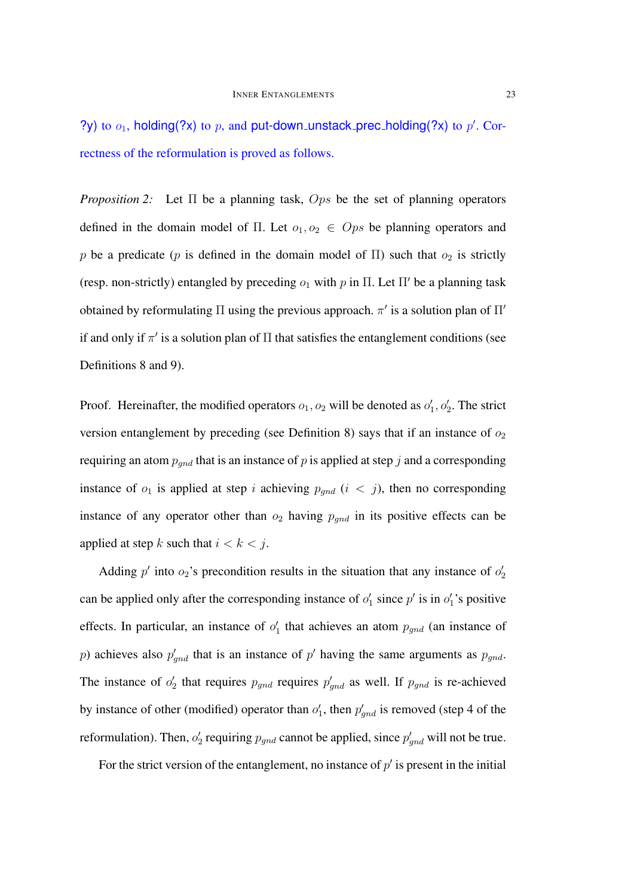?y) to $o_1$, holding(?x) to $p$, and put-down_unstack_prec_holding(?x) to $p'$. Correctness of the reformulation is proved as follows.

*Proposition 2:* Let $\Pi$ be a planning task, $Ops$ be the set of planning operators defined in the domain model of $\Pi$. Let $o_1, o_2 \in Ops$ be planning operators and $p$ be a predicate ($p$ is defined in the domain model of $\Pi$) such that $o_2$ is strictly (resp. non-strictly) entangled by preceding $o_1$ with $p$ in $\Pi$. Let $\Pi'$ be a planning task obtained by reformulating $\Pi$ using the previous approach. $\pi'$ is a solution plan of $\Pi'$ if and only if $\pi'$ is a solution plan of $\Pi$ that satisfies the entanglement conditions (see Definitions 8 and 9).

Proof. Hereinafter, the modified operators $o_1, o_2$ will be denoted as $o_1', o_2'$. The strict version entanglement by preceding (see Definition 8) says that if an instance of $o_2$ requiring an atom $p_{gnd}$ that is an instance of $p$ is applied at step $j$ and a corresponding instance of $o_1$ is applied at step $i$ achieving $p_{gnd}$ ($i < j$), then no corresponding instance of any operator other than $o_2$ having $p_{gnd}$ in its positive effects can be applied at step $k$ such that $i < k < j$.

Adding $p'$ into $o_2$'s precondition results in the situation that any instance of $o_2'$ can be applied only after the corresponding instance of $o_1'$ since $p'$ is in $o_1'$'s positive effects. In particular, an instance of $o_1'$ that achieves an atom $p_{gnd}$ (an instance of $p$) achieves also $p'_{gnd}$ that is an instance of $p'$ having the same arguments as $p_{gnd}$. The instance of $o_2'$ that requires $p_{gnd}$ requires $p'_{gnd}$ as well. If $p_{gnd}$ is re-achieved by instance of other (modified) operator than $o_1'$, then $p'_{gnd}$ is removed (step 4 of the reformulation). Then, $o_2'$ requiring $p_{gnd}$ cannot be applied, since $p'_{gnd}$ will not be true.

For the strict version of the entanglement, no instance of $p'$ is present in the initial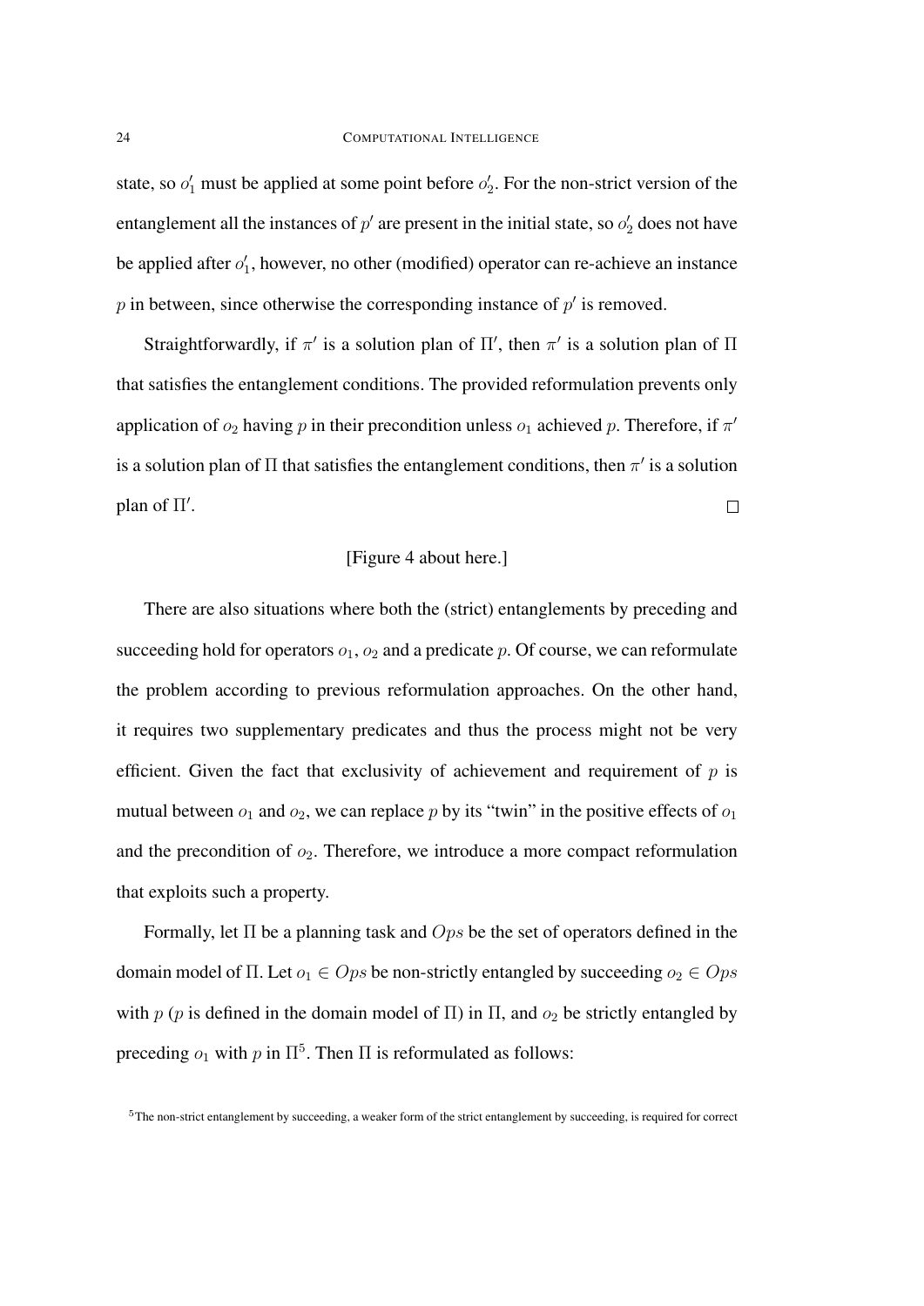state, so $o_1'$ must be applied at some point before $o_2'$. For the non-strict version of the entanglement all the instances of $p'$ are present in the initial state, so $o_2'$ does not have be applied after $o_1'$, however, no other (modified) operator can re-achieve an instance $p$ in between, since otherwise the corresponding instance of $p'$ is removed.

Straightforwardly, if $\pi'$ is a solution plan of $\Pi'$, then $\pi'$ is a solution plan of $\Pi$ that satisfies the entanglement conditions. The provided reformulation prevents only application of $o_2$ having $p$ in their precondition unless $o_1$ achieved $p$. Therefore, if $\pi'$ is a solution plan of $\Pi$ that satisfies the entanglement conditions, then $\pi'$ is a solution plan of $\Pi'$. $\square$

[Figure 4 about here.]

There are also situations where both the (strict) entanglements by preceding and succeeding hold for operators $o_1$, $o_2$ and a predicate $p$. Of course, we can reformulate the problem according to previous reformulation approaches. On the other hand, it requires two supplementary predicates and thus the process might not be very efficient. Given the fact that exclusivity of achievement and requirement of $p$ is mutual between $o_1$ and $o_2$, we can replace $p$ by its "twin" in the positive effects of $o_1$ and the precondition of $o_2$. Therefore, we introduce a more compact reformulation that exploits such a property.

Formally, let $\Pi$ be a planning task and $Ops$ be the set of operators defined in the domain model of $\Pi$. Let $o_1 \in Ops$ be non-strictly entangled by succeeding $o_2 \in Ops$ with $p$ ($p$ is defined in the domain model of $\Pi$) in $\Pi$, and $o_2$ be strictly entangled by preceding $o_1$ with $p$ in $\Pi$[5]. Then $\Pi$ is reformulated as follows:

[5] The non-strict entanglement by succeeding, a weaker form of the strict entanglement by succeeding, is required for correct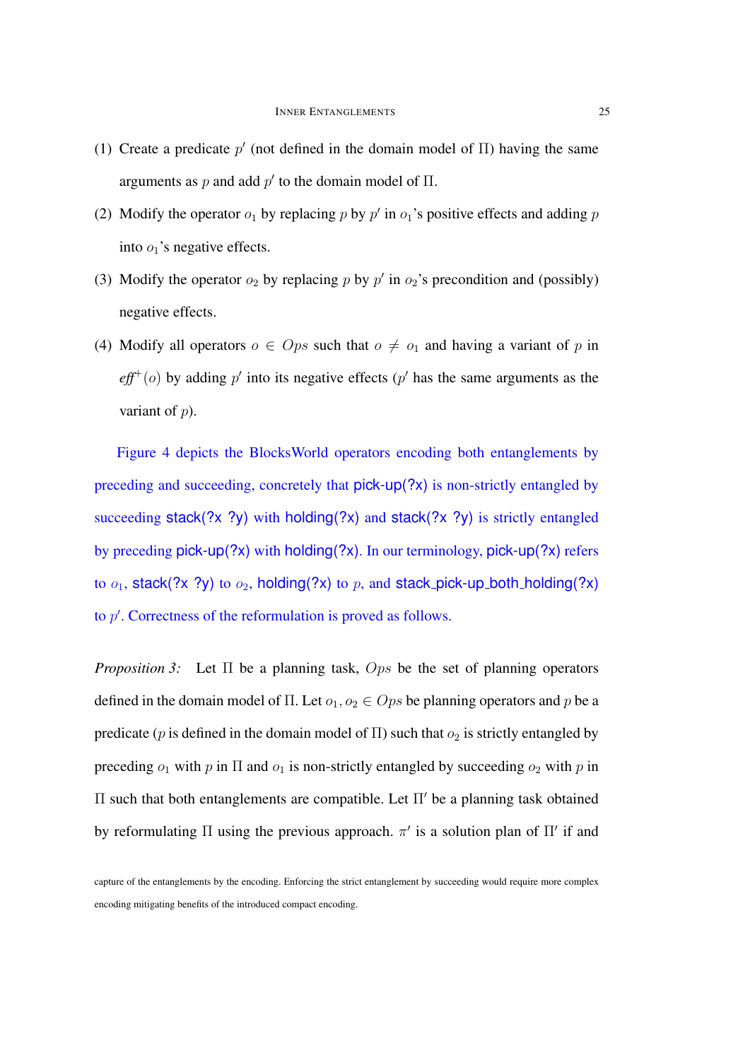(1) Create a predicate $p'$ (not defined in the domain model of $\Pi$) having the same arguments as $p$ and add $p'$ to the domain model of $\Pi$.

(2) Modify the operator $o_1$ by replacing $p$ by $p'$ in $o_1$'s positive effects and adding $p$ into $o_1$'s negative effects.

(3) Modify the operator $o_2$ by replacing $p$ by $p'$ in $o_2$'s precondition and (possibly) negative effects.

(4) Modify all operators $o \in Ops$ such that $o \neq o_1$ and having a variant of $p$ in $\mathit{eff}^+(o)$ by adding $p'$ into its negative effects ($p'$ has the same arguments as the variant of $p$).

Figure 4 depicts the BlocksWorld operators encoding both entanglements by preceding and succeeding, concretely that pick-up(?x) is non-strictly entangled by succeeding stack(?x ?y) with holding(?x) and stack(?x ?y) is strictly entangled by preceding pick-up(?x) with holding(?x). In our terminology, pick-up(?x) refers to $o_1$, stack(?x ?y) to $o_2$, holding(?x) to $p$, and stack_pick-up_both_holding(?x) to $p'$. Correctness of the reformulation is proved as follows.

*Proposition 3:* Let $\Pi$ be a planning task, $Ops$ be the set of planning operators defined in the domain model of $\Pi$. Let $o_1, o_2 \in Ops$ be planning operators and $p$ be a predicate ($p$ is defined in the domain model of $\Pi$) such that $o_2$ is strictly entangled by preceding $o_1$ with $p$ in $\Pi$ and $o_1$ is non-strictly entangled by succeeding $o_2$ with $p$ in $\Pi$ such that both entanglements are compatible. Let $\Pi'$ be a planning task obtained by reformulating $\Pi$ using the previous approach. $\pi'$ is a solution plan of $\Pi'$ if and

capture of the entanglements by the encoding. Enforcing the strict entanglement by succeeding would require more complex encoding mitigating benefits of the introduced compact encoding.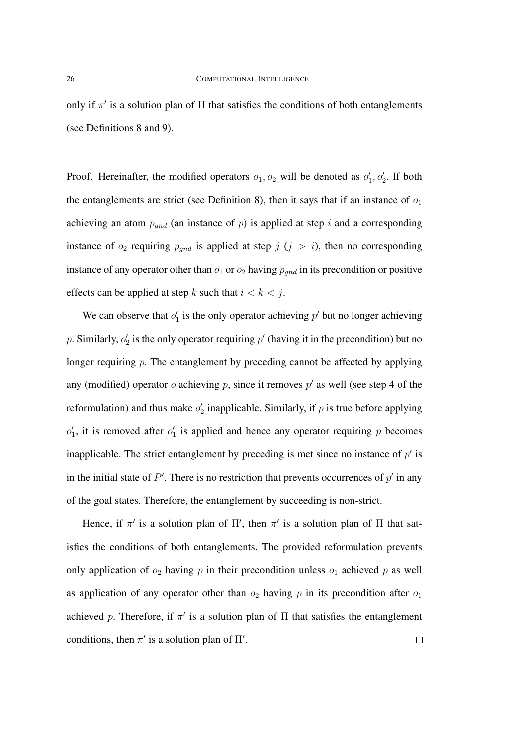only if $\pi'$ is a solution plan of $\Pi$ that satisfies the conditions of both entanglements (see Definitions 8 and 9).

Proof. Hereinafter, the modified operators $o_1, o_2$ will be denoted as $o'_1, o'_2$. If both the entanglements are strict (see Definition 8), then it says that if an instance of $o_1$ achieving an atom $p_{gnd}$ (an instance of $p$) is applied at step $i$ and a corresponding instance of $o_2$ requiring $p_{gnd}$ is applied at step $j$ ($j > i$), then no corresponding instance of any operator other than $o_1$ or $o_2$ having $p_{gnd}$ in its precondition or positive effects can be applied at step $k$ such that $i < k < j$.

We can observe that $o'_1$ is the only operator achieving $p'$ but no longer achieving $p$. Similarly, $o'_2$ is the only operator requiring $p'$ (having it in the precondition) but no longer requiring $p$. The entanglement by preceding cannot be affected by applying any (modified) operator $o$ achieving $p$, since it removes $p'$ as well (see step 4 of the reformulation) and thus make $o'_2$ inapplicable. Similarly, if $p$ is true before applying $o'_1$, it is removed after $o'_1$ is applied and hence any operator requiring $p$ becomes inapplicable. The strict entanglement by preceding is met since no instance of $p'$ is in the initial state of $P'$. There is no restriction that prevents occurrences of $p'$ in any of the goal states. Therefore, the entanglement by succeeding is non-strict.

Hence, if $\pi'$ is a solution plan of $\Pi'$, then $\pi'$ is a solution plan of $\Pi$ that satisfies the conditions of both entanglements. The provided reformulation prevents only application of $o_2$ having $p$ in their precondition unless $o_1$ achieved $p$ as well as application of any operator other than $o_2$ having $p$ in its precondition after $o_1$ achieved $p$. Therefore, if $\pi'$ is a solution plan of $\Pi$ that satisfies the entanglement conditions, then $\pi'$ is a solution plan of $\Pi'$. $\square$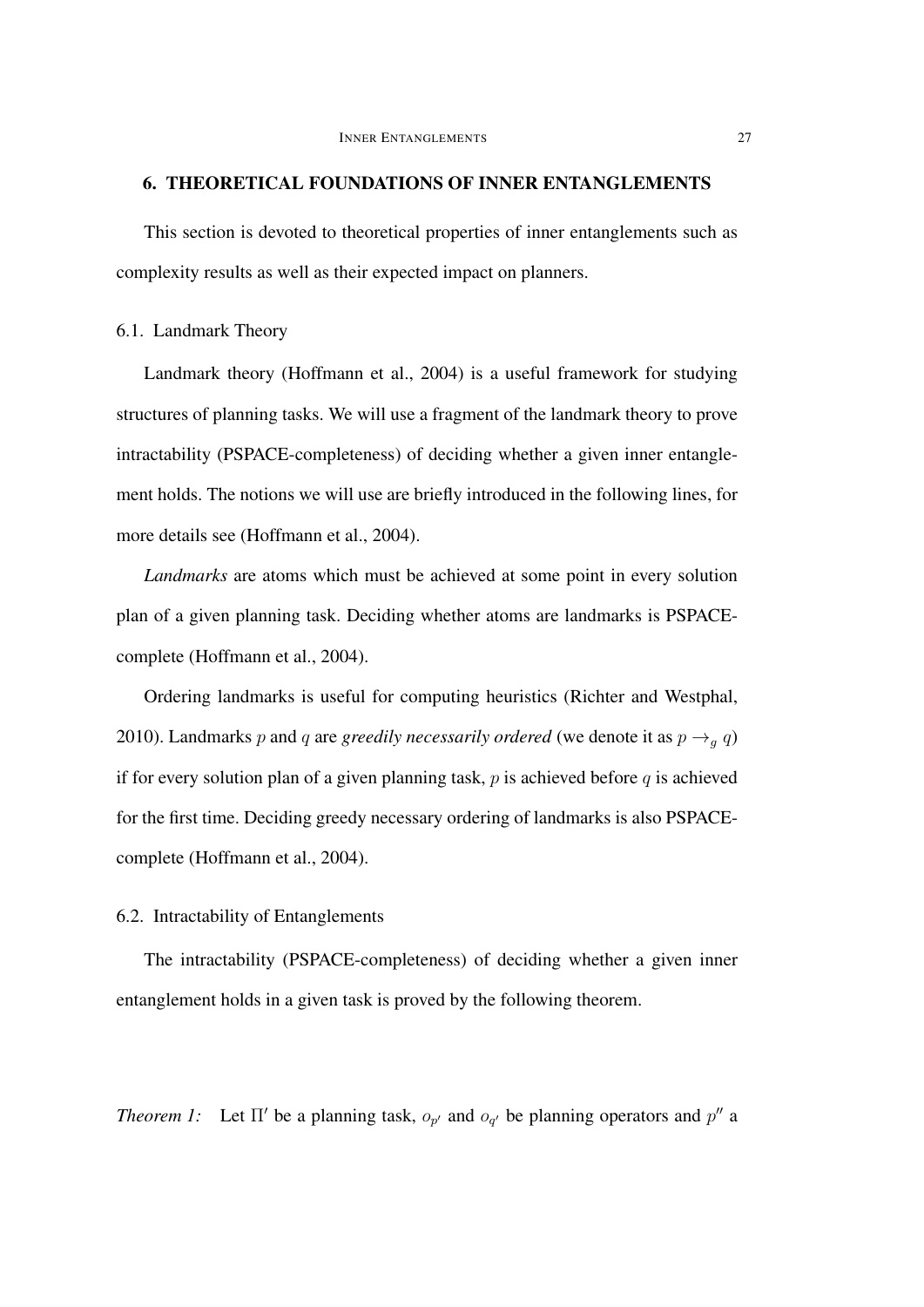## 6. THEORETICAL FOUNDATIONS OF INNER ENTANGLEMENTS

This section is devoted to theoretical properties of inner entanglements such as complexity results as well as their expected impact on planners.

### 6.1. Landmark Theory

Landmark theory (Hoffmann et al., 2004) is a useful framework for studying structures of planning tasks. We will use a fragment of the landmark theory to prove intractability (PSPACE-completeness) of deciding whether a given inner entanglement holds. The notions we will use are briefly introduced in the following lines, for more details see (Hoffmann et al., 2004).

*Landmarks* are atoms which must be achieved at some point in every solution plan of a given planning task. Deciding whether atoms are landmarks is PSPACE-complete (Hoffmann et al., 2004).

Ordering landmarks is useful for computing heuristics (Richter and Westphal, 2010). Landmarks $p$ and $q$ are *greedily necessarily ordered* (we denote it as $p \rightarrow_g q$) if for every solution plan of a given planning task, $p$ is achieved before $q$ is achieved for the first time. Deciding greedy necessary ordering of landmarks is also PSPACE-complete (Hoffmann et al., 2004).

### 6.2. Intractability of Entanglements

The intractability (PSPACE-completeness) of deciding whether a given inner entanglement holds in a given task is proved by the following theorem.

*Theorem 1:* Let $\Pi'$ be a planning task, $o_{p'}$ and $o_{q'}$ be planning operators and $p''$ a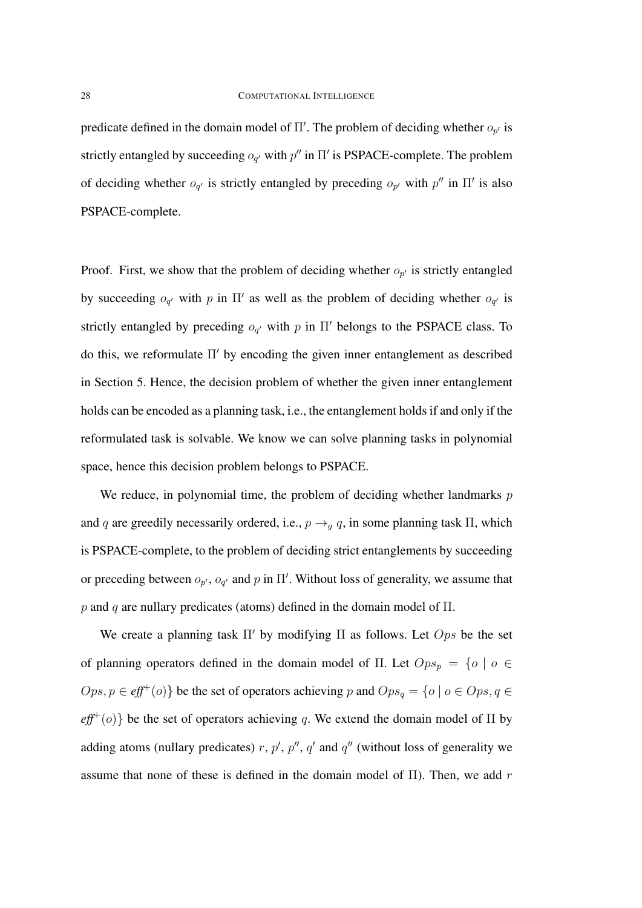predicate defined in the domain model of $\Pi'$. The problem of deciding whether $o_{p'}$ is strictly entangled by succeeding $o_{q'}$ with $p''$ in $\Pi'$ is PSPACE-complete. The problem of deciding whether $o_{q'}$ is strictly entangled by preceding $o_{p'}$ with $p''$ in $\Pi'$ is also PSPACE-complete.

Proof. First, we show that the problem of deciding whether $o_{p'}$ is strictly entangled by succeeding $o_{q'}$ with $p$ in $\Pi'$ as well as the problem of deciding whether $o_{q'}$ is strictly entangled by preceding $o_{q'}$ with $p$ in $\Pi'$ belongs to the PSPACE class. To do this, we reformulate $\Pi'$ by encoding the given inner entanglement as described in Section 5. Hence, the decision problem of whether the given inner entanglement holds can be encoded as a planning task, i.e., the entanglement holds if and only if the reformulated task is solvable. We know we can solve planning tasks in polynomial space, hence this decision problem belongs to PSPACE.

We reduce, in polynomial time, the problem of deciding whether landmarks $p$ and $q$ are greedily necessarily ordered, i.e., $p \rightarrow_g q$, in some planning task $\Pi$, which is PSPACE-complete, to the problem of deciding strict entanglements by succeeding or preceding between $o_{p'}$, $o_{q'}$ and $p$ in $\Pi'$. Without loss of generality, we assume that $p$ and $q$ are nullary predicates (atoms) defined in the domain model of $\Pi$.

We create a planning task $\Pi'$ by modifying $\Pi$ as follows. Let $Ops$ be the set of planning operators defined in the domain model of $\Pi$. Let $Ops_p = \{o \mid o \in Ops, p \in \textit{eff}^+(o)\}$ be the set of operators achieving $p$ and $Ops_q = \{o \mid o \in Ops, q \in \textit{eff}^+(o)\}$ be the set of operators achieving $q$. We extend the domain model of $\Pi$ by adding atoms (nullary predicates) $r$, $p'$, $p''$, $q'$ and $q''$ (without loss of generality we assume that none of these is defined in the domain model of $\Pi$). Then, we add $r$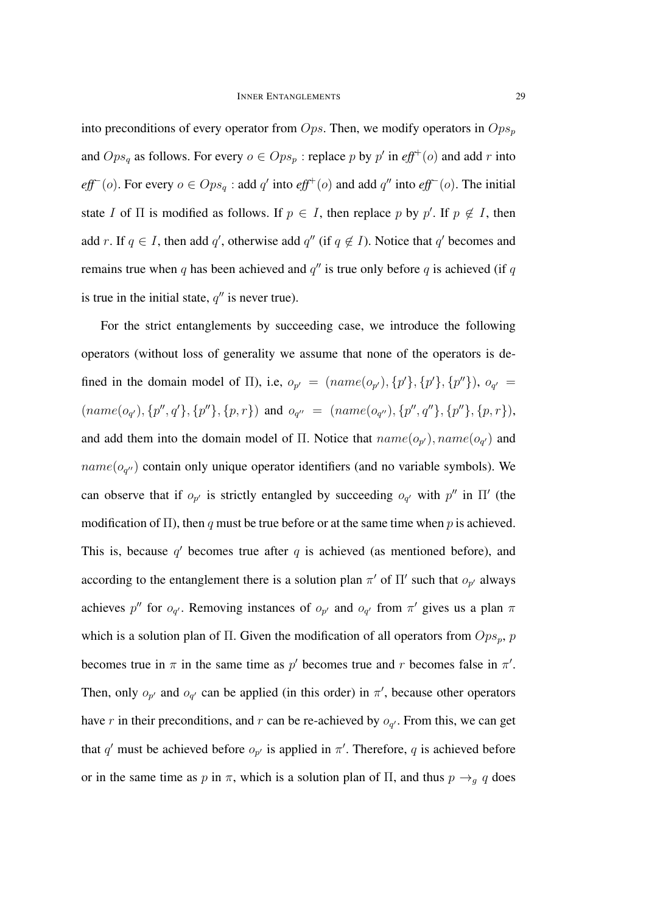into preconditions of every operator from $Ops$. Then, we modify operators in $Ops_p$ and $Ops_q$ as follows. For every $o \in Ops_p$ : replace $p$ by $p'$ in $\mathit{eff}^+(o)$ and add $r$ into $\mathit{eff}^-(o)$. For every $o \in Ops_q$ : add $q'$ into $\mathit{eff}^+(o)$ and add $q''$ into $\mathit{eff}^-(o)$. The initial state $I$ of $\Pi$ is modified as follows. If $p \in I$, then replace $p$ by $p'$. If $p \notin I$, then add $r$. If $q \in I$, then add $q'$, otherwise add $q''$ (if $q \notin I$). Notice that $q'$ becomes and remains true when $q$ has been achieved and $q''$ is true only before $q$ is achieved (if $q$ is true in the initial state, $q''$ is never true).

For the strict entanglements by succeeding case, we introduce the following operators (without loss of generality we assume that none of the operators is defined in the domain model of $\Pi$), i.e, $o_{p'} = (name(o_{p'}), \{p'\}, \{p'\}, \{p''\})$, $o_{q'} = (name(o_{q'}), \{p'', q'\}, \{p''\}, \{p, r\})$ and $o_{q''} = (name(o_{q''}), \{p'', q''\}, \{p''\}, \{p, r\})$, and add them into the domain model of $\Pi$. Notice that $name(o_{p'}), name(o_{q'})$ and $name(o_{q''})$ contain only unique operator identifiers (and no variable symbols). We can observe that if $o_{p'}$ is strictly entangled by succeeding $o_{q'}$ with $p''$ in $\Pi'$ (the modification of $\Pi$), then $q$ must be true before or at the same time when $p$ is achieved. This is, because $q'$ becomes true after $q$ is achieved (as mentioned before), and according to the entanglement there is a solution plan $\pi'$ of $\Pi'$ such that $o_{p'}$ always achieves $p''$ for $o_{q'}$. Removing instances of $o_{p'}$ and $o_{q'}$ from $\pi'$ gives us a plan $\pi$ which is a solution plan of $\Pi$. Given the modification of all operators from $Ops_p$, $p$ becomes true in $\pi$ in the same time as $p'$ becomes true and $r$ becomes false in $\pi'$. Then, only $o_{p'}$ and $o_{q'}$ can be applied (in this order) in $\pi'$, because other operators have $r$ in their preconditions, and $r$ can be re-achieved by $o_{q'}$. From this, we can get that $q'$ must be achieved before $o_{p'}$ is applied in $\pi'$. Therefore, $q$ is achieved before or in the same time as $p$ in $\pi$, which is a solution plan of $\Pi$, and thus $p \rightarrow_g q$ does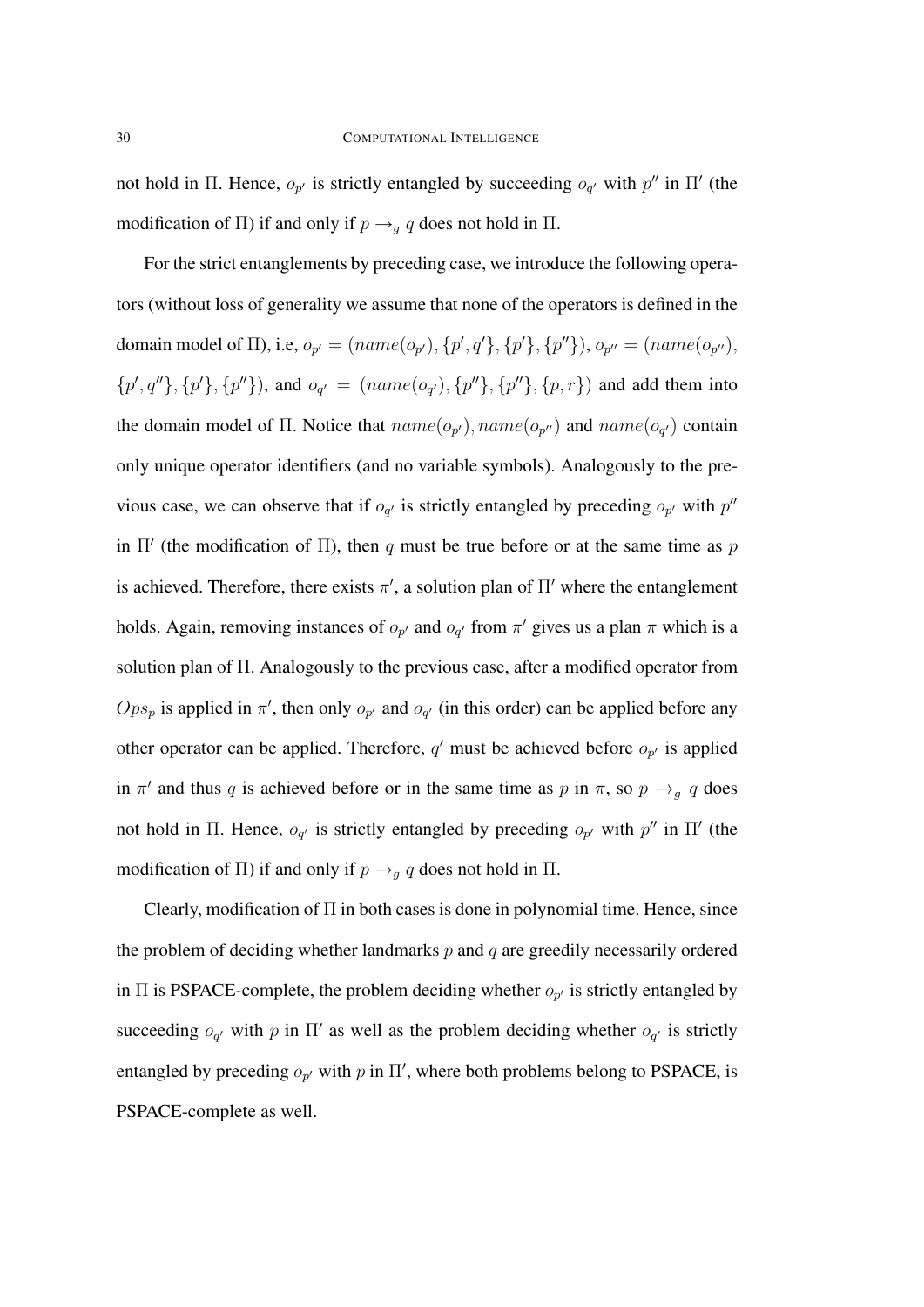not hold in $\Pi$. Hence, $o_{p'}$ is strictly entangled by succeeding $o_{q'}$ with $p''$ in $\Pi'$ (the modification of $\Pi$) if and only if $p \rightarrow_g q$ does not hold in $\Pi$.

For the strict entanglements by preceding case, we introduce the following operators (without loss of generality we assume that none of the operators is defined in the domain model of $\Pi$), i.e, $o_{p'} = (name(o_{p'}), \{p', q'\}, \{p'\}, \{p''\})$, $o_{p''} = (name(o_{p''}), \{p', q''\}, \{p'\}, \{p''\})$, and $o_{q'} = (name(o_{q'}), \{p''\}, \{p''\}, \{p, r\})$ and add them into the domain model of $\Pi$. Notice that $name(o_{p'}), name(o_{p''})$ and $name(o_{q'})$ contain only unique operator identifiers (and no variable symbols). Analogously to the previous case, we can observe that if $o_{q'}$ is strictly entangled by preceding $o_{p'}$ with $p''$ in $\Pi'$ (the modification of $\Pi$), then $q$ must be true before or at the same time as $p$ is achieved. Therefore, there exists $\pi'$, a solution plan of $\Pi'$ where the entanglement holds. Again, removing instances of $o_{p'}$ and $o_{q'}$ from $\pi'$ gives us a plan $\pi$ which is a solution plan of $\Pi$. Analogously to the previous case, after a modified operator from $Ops_p$ is applied in $\pi'$, then only $o_{p'}$ and $o_{q'}$ (in this order) can be applied before any other operator can be applied. Therefore, $q'$ must be achieved before $o_{p'}$ is applied in $\pi'$ and thus $q$ is achieved before or in the same time as $p$ in $\pi$, so $p \rightarrow_g q$ does not hold in $\Pi$. Hence, $o_{q'}$ is strictly entangled by preceding $o_{p'}$ with $p''$ in $\Pi'$ (the modification of $\Pi$) if and only if $p \rightarrow_g q$ does not hold in $\Pi$.

Clearly, modification of $\Pi$ in both cases is done in polynomial time. Hence, since the problem of deciding whether landmarks $p$ and $q$ are greedily necessarily ordered in $\Pi$ is PSPACE-complete, the problem deciding whether $o_{p'}$ is strictly entangled by succeeding $o_{q'}$ with $p$ in $\Pi'$ as well as the problem deciding whether $o_{q'}$ is strictly entangled by preceding $o_{p'}$ with $p$ in $\Pi'$, where both problems belong to PSPACE, is PSPACE-complete as well.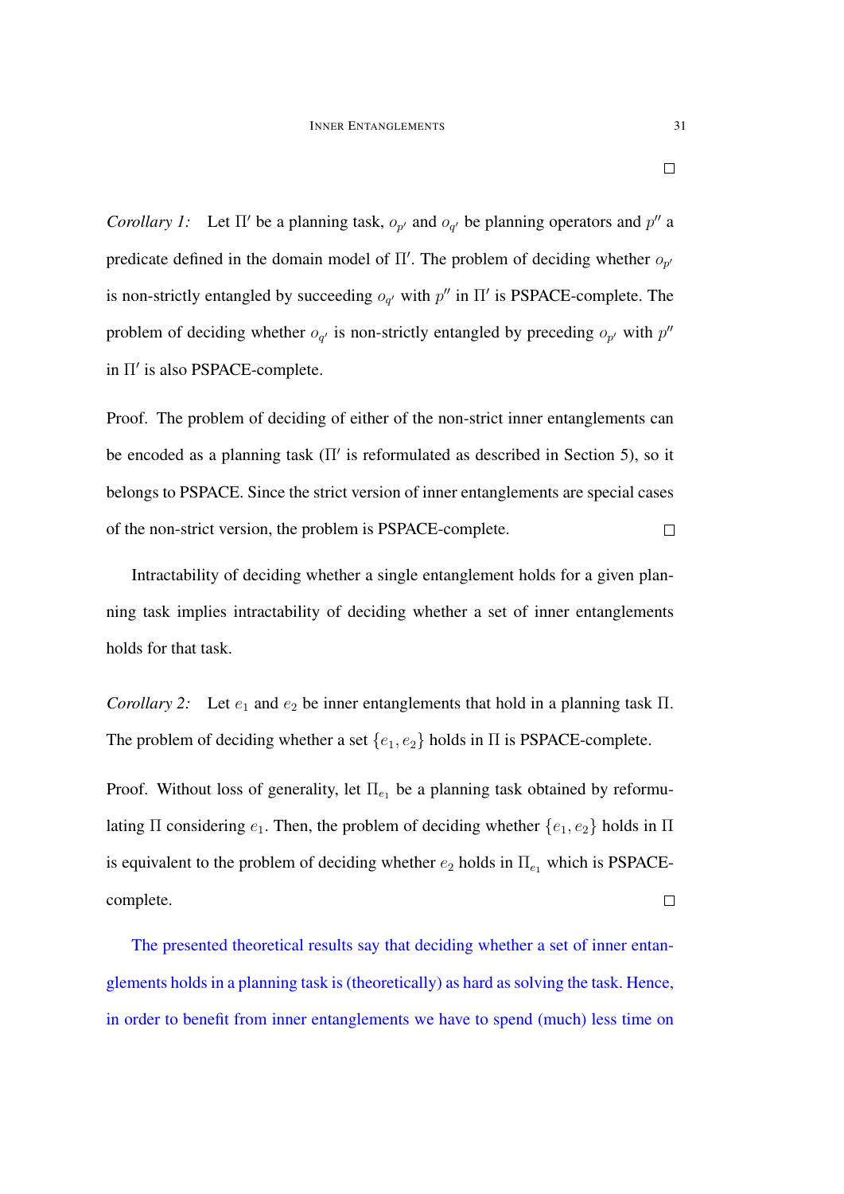□

*Corollary 1:* Let $\Pi'$ be a planning task, $o_{p'}$ and $o_{q'}$ be planning operators and $p''$ a predicate defined in the domain model of $\Pi'$. The problem of deciding whether $o_{p'}$ is non-strictly entangled by succeeding $o_{q'}$ with $p''$ in $\Pi'$ is PSPACE-complete. The problem of deciding whether $o_{q'}$ is non-strictly entangled by preceding $o_{p'}$ with $p''$ in $\Pi'$ is also PSPACE-complete.

Proof. The problem of deciding of either of the non-strict inner entanglements can be encoded as a planning task ($\Pi'$ is reformulated as described in Section 5), so it belongs to PSPACE. Since the strict version of inner entanglements are special cases of the non-strict version, the problem is PSPACE-complete. □

Intractability of deciding whether a single entanglement holds for a given planning task implies intractability of deciding whether a set of inner entanglements holds for that task.

*Corollary 2:* Let $e_1$ and $e_2$ be inner entanglements that hold in a planning task $\Pi$. The problem of deciding whether a set $\{e_1, e_2\}$ holds in $\Pi$ is PSPACE-complete.

Proof. Without loss of generality, let $\Pi_{e_1}$ be a planning task obtained by reformulating $\Pi$ considering $e_1$. Then, the problem of deciding whether $\{e_1, e_2\}$ holds in $\Pi$ is equivalent to the problem of deciding whether $e_2$ holds in $\Pi_{e_1}$ which is PSPACE-complete. □

The presented theoretical results say that deciding whether a set of inner entanglements holds in a planning task is (theoretically) as hard as solving the task. Hence, in order to benefit from inner entanglements we have to spend (much) less time on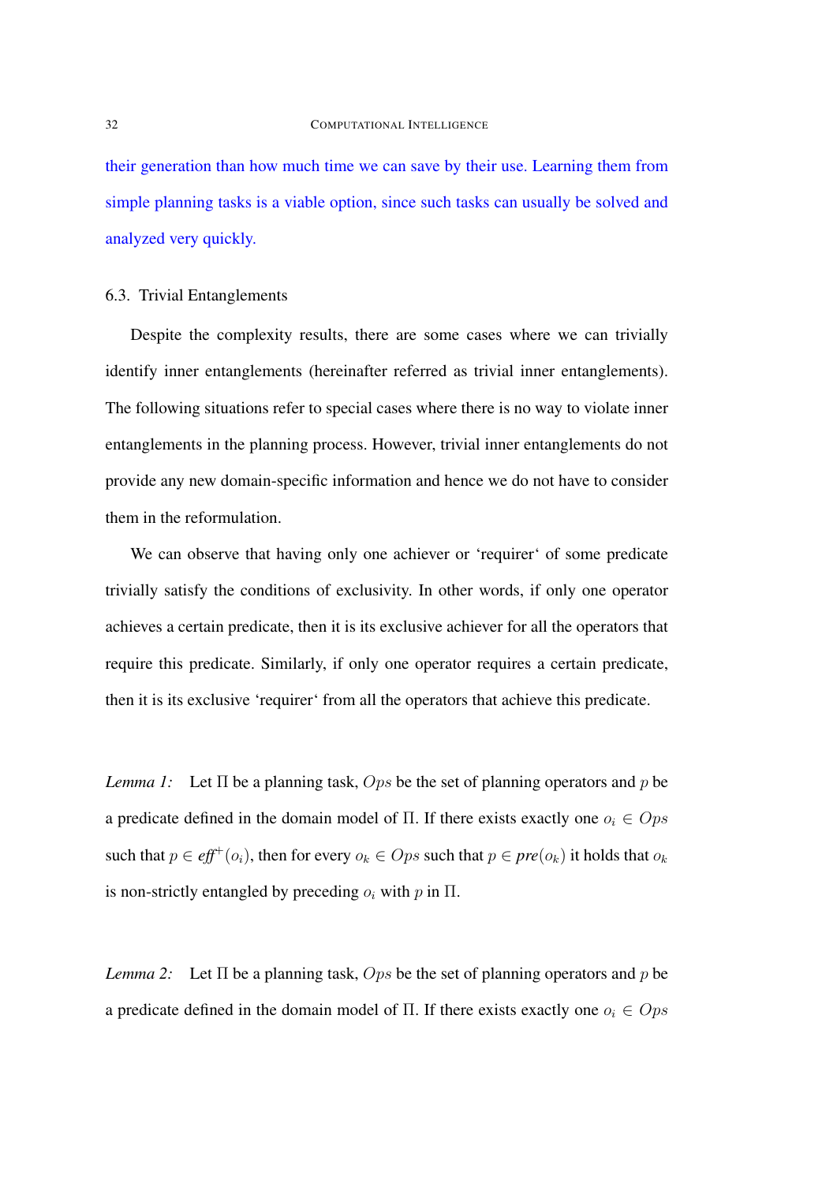their generation than how much time we can save by their use. Learning them from simple planning tasks is a viable option, since such tasks can usually be solved and analyzed very quickly.

### 6.3. Trivial Entanglements

Despite the complexity results, there are some cases where we can trivially identify inner entanglements (hereinafter referred as trivial inner entanglements). The following situations refer to special cases where there is no way to violate inner entanglements in the planning process. However, trivial inner entanglements do not provide any new domain-specific information and hence we do not have to consider them in the reformulation.

We can observe that having only one achiever or 'requirer' of some predicate trivially satisfy the conditions of exclusivity. In other words, if only one operator achieves a certain predicate, then it is its exclusive achiever for all the operators that require this predicate. Similarly, if only one operator requires a certain predicate, then it is its exclusive 'requirer' from all the operators that achieve this predicate.

*Lemma 1:* Let $\Pi$ be a planning task, $Ops$ be the set of planning operators and $p$ be a predicate defined in the domain model of $\Pi$. If there exists exactly one $o_i \in Ops$ such that $p \in \mathit{eff}^+(o_i)$, then for every $o_k \in Ops$ such that $p \in \mathit{pre}(o_k)$ it holds that $o_k$ is non-strictly entangled by preceding $o_i$ with $p$ in $\Pi$.

*Lemma 2:* Let $\Pi$ be a planning task, $Ops$ be the set of planning operators and $p$ be a predicate defined in the domain model of $\Pi$. If there exists exactly one $o_i \in Ops$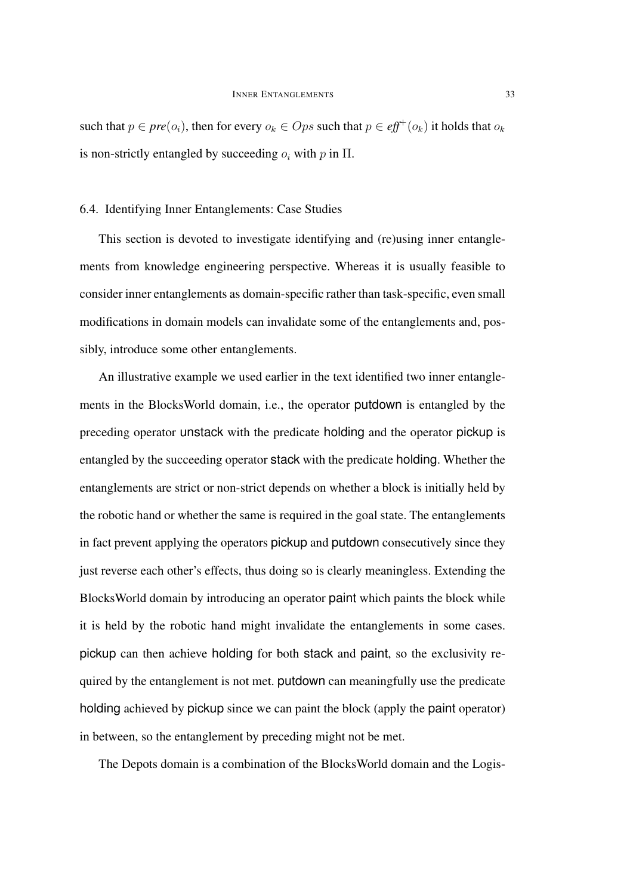such that $p \in pre(o_i)$, then for every $o_k \in Ops$ such that $p \in eff^+(o_k)$ it holds that $o_k$ is non-strictly entangled by succeeding $o_i$ with $p$ in $\Pi$.

### 6.4. Identifying Inner Entanglements: Case Studies

This section is devoted to investigate identifying and (re)using inner entanglements from knowledge engineering perspective. Whereas it is usually feasible to consider inner entanglements as domain-specific rather than task-specific, even small modifications in domain models can invalidate some of the entanglements and, possibly, introduce some other entanglements.

An illustrative example we used earlier in the text identified two inner entanglements in the BlocksWorld domain, i.e., the operator putdown is entangled by the preceding operator unstack with the predicate holding and the operator pickup is entangled by the succeeding operator stack with the predicate holding. Whether the entanglements are strict or non-strict depends on whether a block is initially held by the robotic hand or whether the same is required in the goal state. The entanglements in fact prevent applying the operators pickup and putdown consecutively since they just reverse each other's effects, thus doing so is clearly meaningless. Extending the BlocksWorld domain by introducing an operator paint which paints the block while it is held by the robotic hand might invalidate the entanglements in some cases. pickup can then achieve holding for both stack and paint, so the exclusivity required by the entanglement is not met. putdown can meaningfully use the predicate holding achieved by pickup since we can paint the block (apply the paint operator) in between, so the entanglement by preceding might not be met.

The Depots domain is a combination of the BlocksWorld domain and the Logis-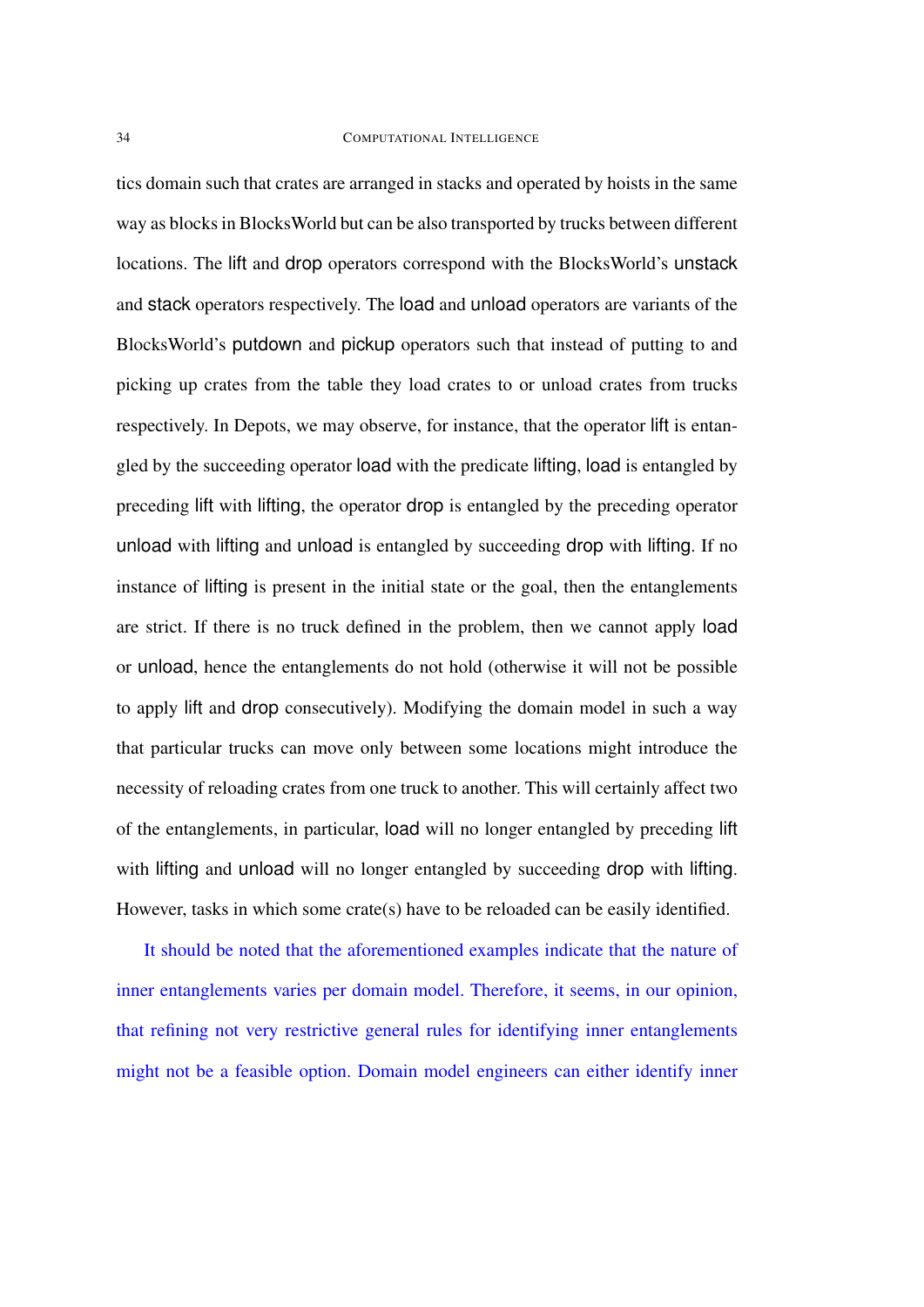tics domain such that crates are arranged in stacks and operated by hoists in the same way as blocks in BlocksWorld but can be also transported by trucks between different locations. The lift and drop operators correspond with the BlocksWorld's unstack and stack operators respectively. The load and unload operators are variants of the BlocksWorld's putdown and pickup operators such that instead of putting to and picking up crates from the table they load crates to or unload crates from trucks respectively. In Depots, we may observe, for instance, that the operator lift is entangled by the succeeding operator load with the predicate lifting, load is entangled by preceding lift with lifting, the operator drop is entangled by the preceding operator unload with lifting and unload is entangled by succeeding drop with lifting. If no instance of lifting is present in the initial state or the goal, then the entanglements are strict. If there is no truck defined in the problem, then we cannot apply load or unload, hence the entanglements do not hold (otherwise it will not be possible to apply lift and drop consecutively). Modifying the domain model in such a way that particular trucks can move only between some locations might introduce the necessity of reloading crates from one truck to another. This will certainly affect two of the entanglements, in particular, load will no longer entangled by preceding lift with lifting and unload will no longer entangled by succeeding drop with lifting. However, tasks in which some crate(s) have to be reloaded can be easily identified.

It should be noted that the aforementioned examples indicate that the nature of inner entanglements varies per domain model. Therefore, it seems, in our opinion, that refining not very restrictive general rules for identifying inner entanglements might not be a feasible option. Domain model engineers can either identify inner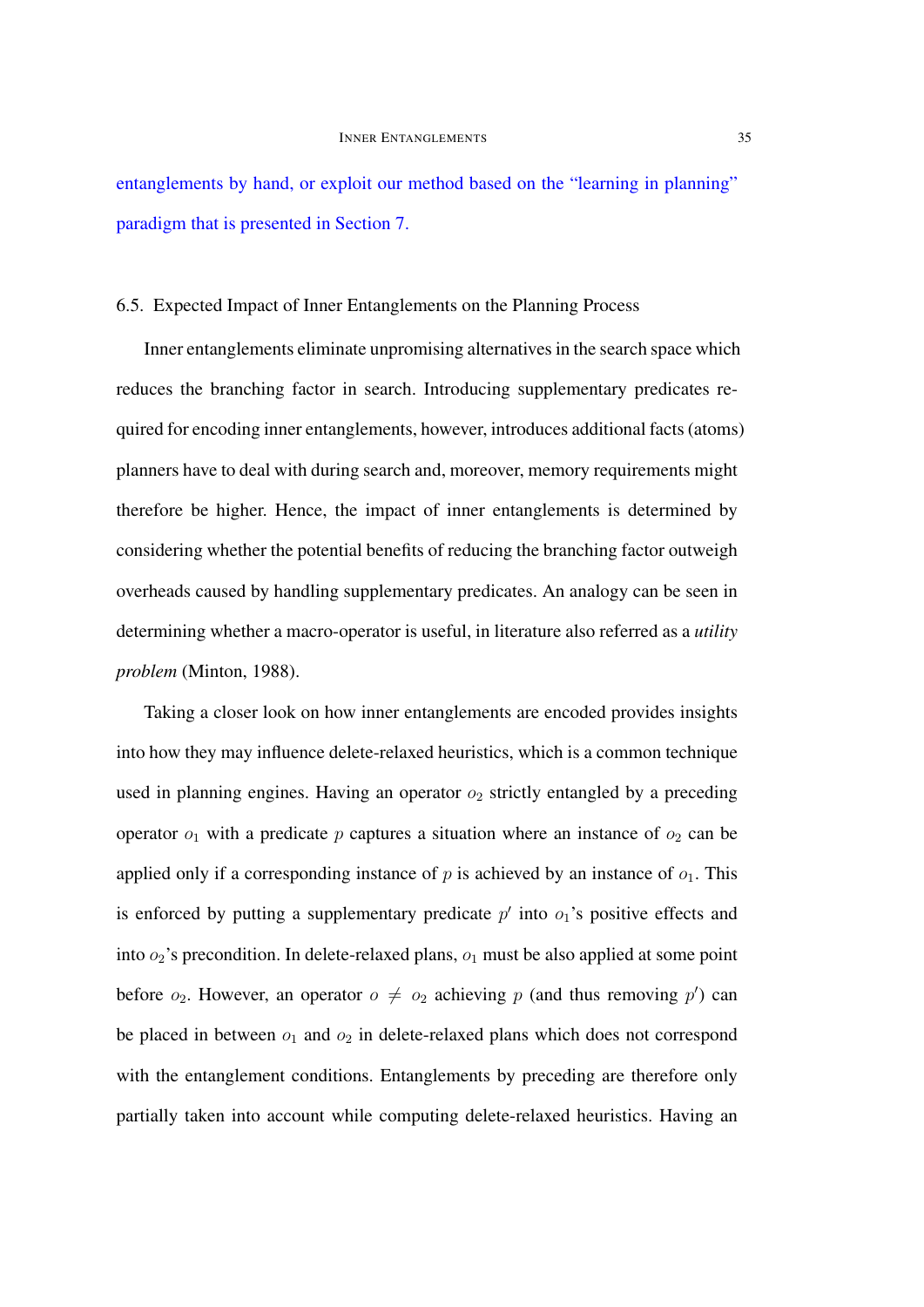entanglements by hand, or exploit our method based on the "learning in planning" paradigm that is presented in Section 7.

### 6.5. Expected Impact of Inner Entanglements on the Planning Process

Inner entanglements eliminate unpromising alternatives in the search space which reduces the branching factor in search. Introducing supplementary predicates required for encoding inner entanglements, however, introduces additional facts (atoms) planners have to deal with during search and, moreover, memory requirements might therefore be higher. Hence, the impact of inner entanglements is determined by considering whether the potential benefits of reducing the branching factor outweigh overheads caused by handling supplementary predicates. An analogy can be seen in determining whether a macro-operator is useful, in literature also referred as a *utility problem* (Minton, 1988).

Taking a closer look on how inner entanglements are encoded provides insights into how they may influence delete-relaxed heuristics, which is a common technique used in planning engines. Having an operator $o_2$ strictly entangled by a preceding operator $o_1$ with a predicate $p$ captures a situation where an instance of $o_2$ can be applied only if a corresponding instance of $p$ is achieved by an instance of $o_1$. This is enforced by putting a supplementary predicate $p'$ into $o_1$'s positive effects and into $o_2$'s precondition. In delete-relaxed plans, $o_1$ must be also applied at some point before $o_2$. However, an operator $o \neq o_2$ achieving $p$ (and thus removing $p'$) can be placed in between $o_1$ and $o_2$ in delete-relaxed plans which does not correspond with the entanglement conditions. Entanglements by preceding are therefore only partially taken into account while computing delete-relaxed heuristics. Having an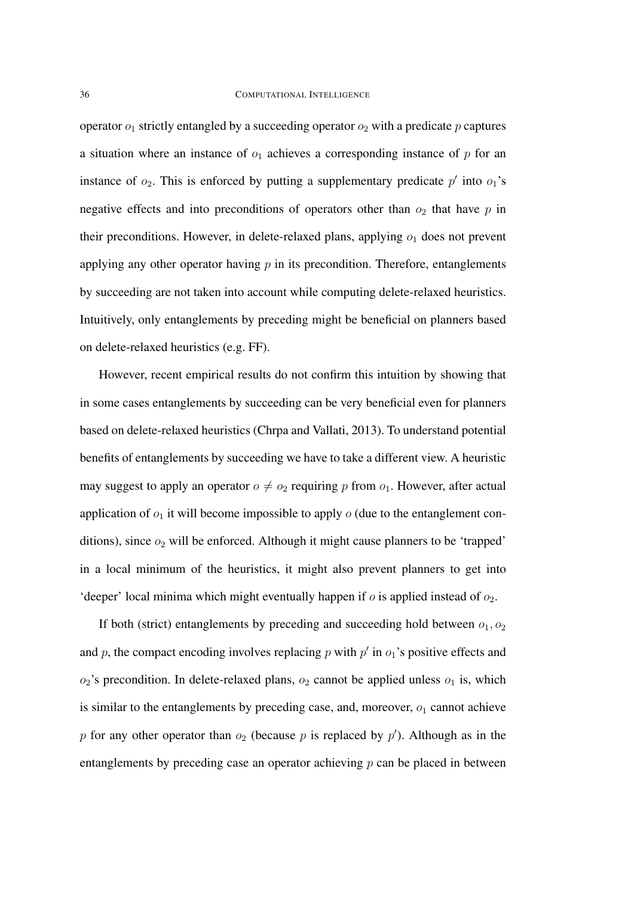operator $o_1$ strictly entangled by a succeeding operator $o_2$ with a predicate $p$ captures a situation where an instance of $o_1$ achieves a corresponding instance of $p$ for an instance of $o_2$. This is enforced by putting a supplementary predicate $p'$ into $o_1$'s negative effects and into preconditions of operators other than $o_2$ that have $p$ in their preconditions. However, in delete-relaxed plans, applying $o_1$ does not prevent applying any other operator having $p$ in its precondition. Therefore, entanglements by succeeding are not taken into account while computing delete-relaxed heuristics. Intuitively, only entanglements by preceding might be beneficial on planners based on delete-relaxed heuristics (e.g. FF).

However, recent empirical results do not confirm this intuition by showing that in some cases entanglements by succeeding can be very beneficial even for planners based on delete-relaxed heuristics (Chrpa and Vallati, 2013). To understand potential benefits of entanglements by succeeding we have to take a different view. A heuristic may suggest to apply an operator $o \neq o_2$ requiring $p$ from $o_1$. However, after actual application of $o_1$ it will become impossible to apply $o$ (due to the entanglement conditions), since $o_2$ will be enforced. Although it might cause planners to be 'trapped' in a local minimum of the heuristics, it might also prevent planners to get into 'deeper' local minima which might eventually happen if $o$ is applied instead of $o_2$.

If both (strict) entanglements by preceding and succeeding hold between $o_1, o_2$ and $p$, the compact encoding involves replacing $p$ with $p'$ in $o_1$'s positive effects and $o_2$'s precondition. In delete-relaxed plans, $o_2$ cannot be applied unless $o_1$ is, which is similar to the entanglements by preceding case, and, moreover, $o_1$ cannot achieve $p$ for any other operator than $o_2$ (because $p$ is replaced by $p'$). Although as in the entanglements by preceding case an operator achieving $p$ can be placed in between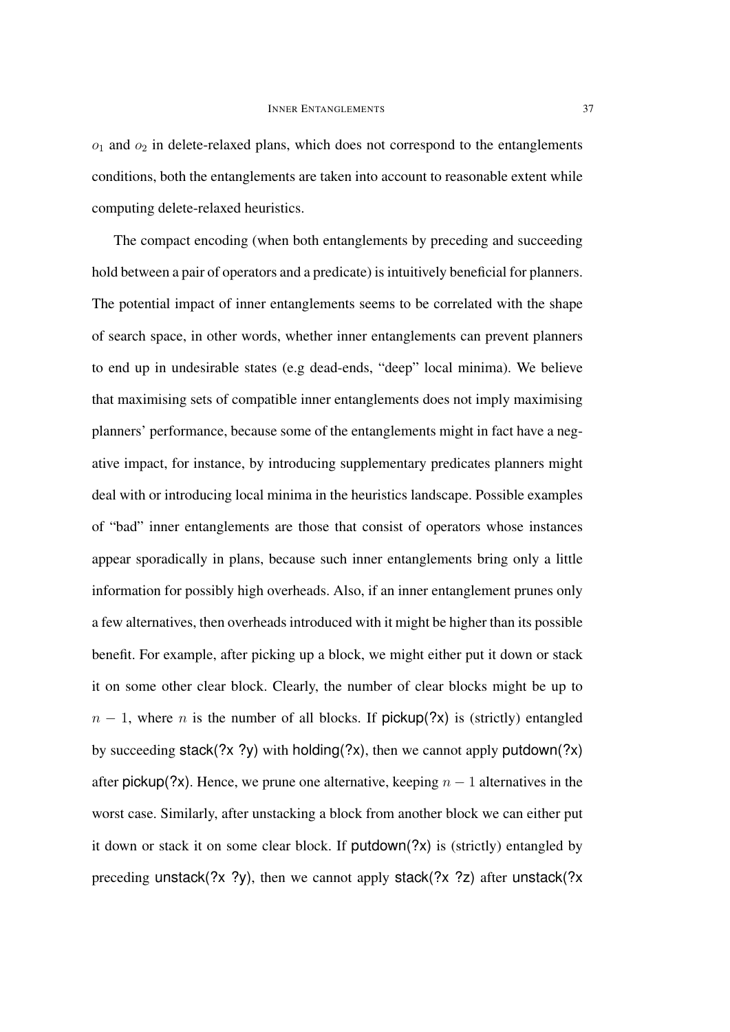$o_1$ and $o_2$ in delete-relaxed plans, which does not correspond to the entanglements conditions, both the entanglements are taken into account to reasonable extent while computing delete-relaxed heuristics.

The compact encoding (when both entanglements by preceding and succeeding hold between a pair of operators and a predicate) is intuitively beneficial for planners. The potential impact of inner entanglements seems to be correlated with the shape of search space, in other words, whether inner entanglements can prevent planners to end up in undesirable states (e.g dead-ends, "deep" local minima). We believe that maximising sets of compatible inner entanglements does not imply maximising planners' performance, because some of the entanglements might in fact have a negative impact, for instance, by introducing supplementary predicates planners might deal with or introducing local minima in the heuristics landscape. Possible examples of "bad" inner entanglements are those that consist of operators whose instances appear sporadically in plans, because such inner entanglements bring only a little information for possibly high overheads. Also, if an inner entanglement prunes only a few alternatives, then overheads introduced with it might be higher than its possible benefit. For example, after picking up a block, we might either put it down or stack it on some other clear block. Clearly, the number of clear blocks might be up to $n - 1$, where $n$ is the number of all blocks. If pickup(?x) is (strictly) entangled by succeeding stack(?x ?y) with holding(?x), then we cannot apply putdown(?x) after pickup(?x). Hence, we prune one alternative, keeping $n - 1$ alternatives in the worst case. Similarly, after unstacking a block from another block we can either put it down or stack it on some clear block. If putdown(?x) is (strictly) entangled by preceding unstack(?x ?y), then we cannot apply stack(?x ?z) after unstack(?x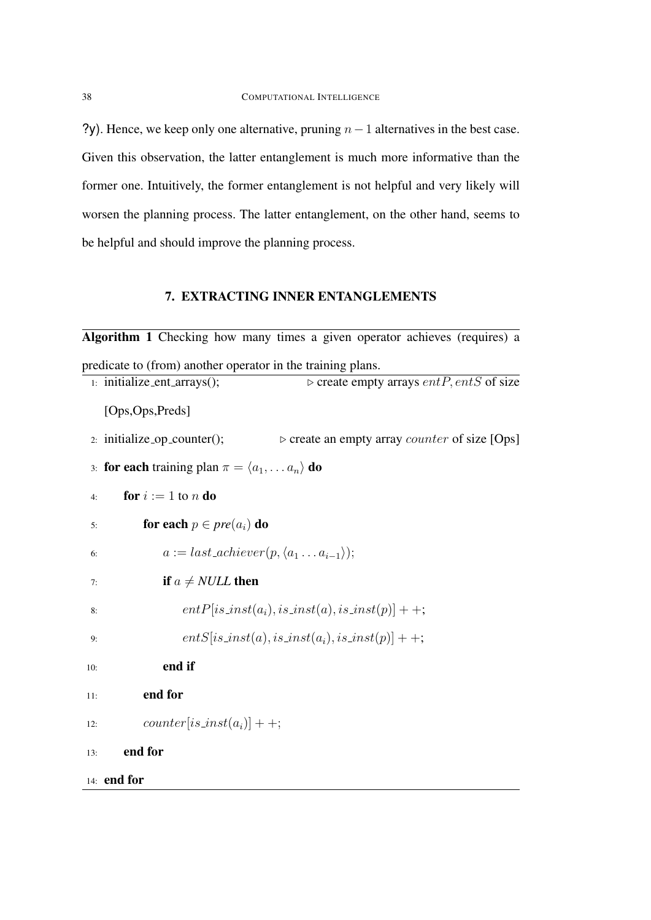?y). Hence, we keep only one alternative, pruning $n-1$ alternatives in the best case. Given this observation, the latter entanglement is much more informative than the former one. Intuitively, the former entanglement is not helpful and very likely will worsen the planning process. The latter entanglement, on the other hand, seems to be helpful and should improve the planning process.

## 7. EXTRACTING INNER ENTANGLEMENTS

**Algorithm 1** Checking how many times a given operator achieves (requires) a predicate to (from) another operator in the training plans.

```
1:  initialize_ent_arrays();        ▷ create empty arrays entP, entS of size [Ops,Ops,Preds]
2:  initialize_op_counter();        ▷ create an empty array counter of size [Ops]
3:  for each training plan π = ⟨a_1, ... a_n⟩ do
4:      for i := 1 to n do
5:          for each p ∈ pre(a_i) do
6:              a := last_achiever(p, ⟨a_1 ... a_{i-1}⟩);
7:              if a ≠ NULL then
8:                  entP[is_inst(a_i), is_inst(a), is_inst(p)] + +;
9:                  entS[is_inst(a), is_inst(a_i), is_inst(p)] + +;
10:             end if
11:         end for
12:         counter[is_inst(a_i)] + +;
13:     end for
14: end for
```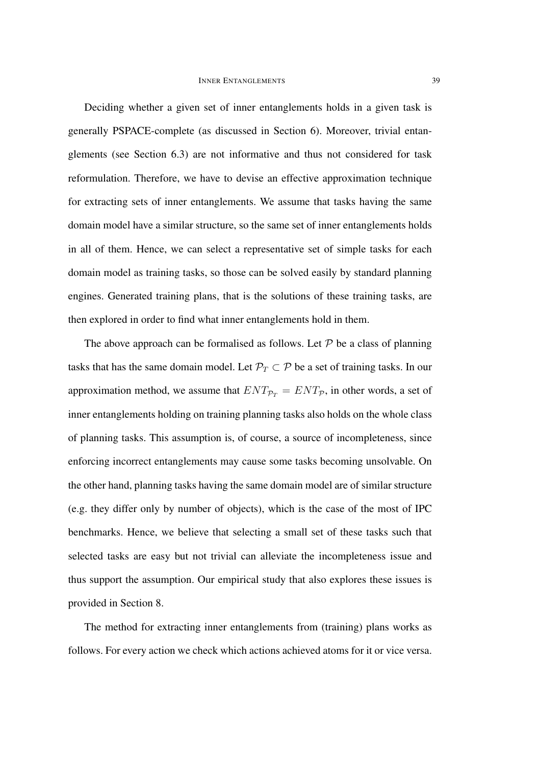Deciding whether a given set of inner entanglements holds in a given task is generally PSPACE-complete (as discussed in Section 6). Moreover, trivial entanglements (see Section 6.3) are not informative and thus not considered for task reformulation. Therefore, we have to devise an effective approximation technique for extracting sets of inner entanglements. We assume that tasks having the same domain model have a similar structure, so the same set of inner entanglements holds in all of them. Hence, we can select a representative set of simple tasks for each domain model as training tasks, so those can be solved easily by standard planning engines. Generated training plans, that is the solutions of these training tasks, are then explored in order to find what inner entanglements hold in them.

The above approach can be formalised as follows. Let $\mathcal{P}$ be a class of planning tasks that has the same domain model. Let $\mathcal{P}_T \subset \mathcal{P}$ be a set of training tasks. In our approximation method, we assume that $ENT_{\mathcal{P}_T} = ENT_{\mathcal{P}}$, in other words, a set of inner entanglements holding on training planning tasks also holds on the whole class of planning tasks. This assumption is, of course, a source of incompleteness, since enforcing incorrect entanglements may cause some tasks becoming unsolvable. On the other hand, planning tasks having the same domain model are of similar structure (e.g. they differ only by number of objects), which is the case of the most of IPC benchmarks. Hence, we believe that selecting a small set of these tasks such that selected tasks are easy but not trivial can alleviate the incompleteness issue and thus support the assumption. Our empirical study that also explores these issues is provided in Section 8.

The method for extracting inner entanglements from (training) plans works as follows. For every action we check which actions achieved atoms for it or vice versa.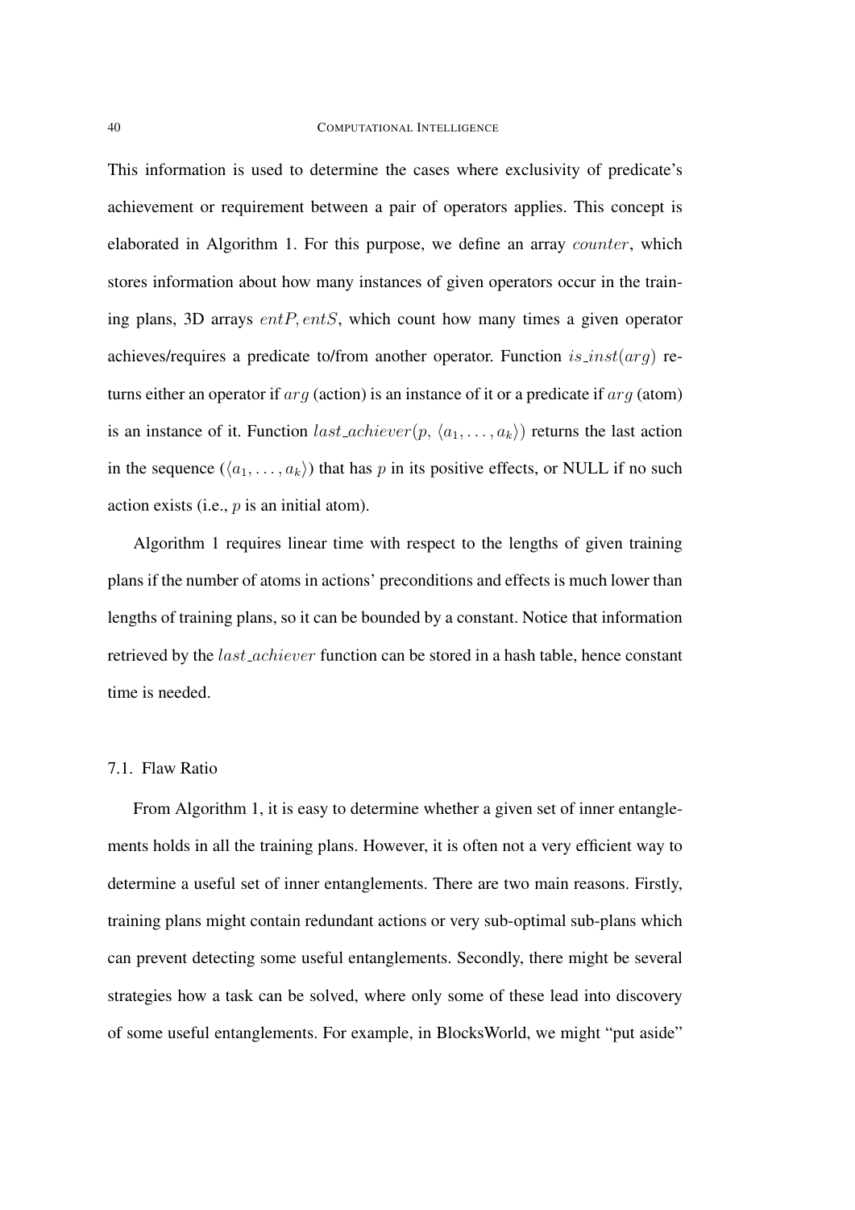This information is used to determine the cases where exclusivity of predicate's achievement or requirement between a pair of operators applies. This concept is elaborated in Algorithm 1. For this purpose, we define an array $counter$, which stores information about how many instances of given operators occur in the training plans, 3D arrays $entP, entS$, which count how many times a given operator achieves/requires a predicate to/from another operator. Function $is\_inst(arg)$ returns either an operator if $arg$ (action) is an instance of it or a predicate if $arg$ (atom) is an instance of it. Function $last\_achiever(p, \langle a_1, \ldots, a_k \rangle)$ returns the last action in the sequence ($\langle a_1, \ldots, a_k \rangle$) that has $p$ in its positive effects, or NULL if no such action exists (i.e., $p$ is an initial atom).

Algorithm 1 requires linear time with respect to the lengths of given training plans if the number of atoms in actions' preconditions and effects is much lower than lengths of training plans, so it can be bounded by a constant. Notice that information retrieved by the $last\_achiever$ function can be stored in a hash table, hence constant time is needed.

### 7.1. Flaw Ratio

From Algorithm 1, it is easy to determine whether a given set of inner entanglements holds in all the training plans. However, it is often not a very efficient way to determine a useful set of inner entanglements. There are two main reasons. Firstly, training plans might contain redundant actions or very sub-optimal sub-plans which can prevent detecting some useful entanglements. Secondly, there might be several strategies how a task can be solved, where only some of these lead into discovery of some useful entanglements. For example, in BlocksWorld, we might "put aside"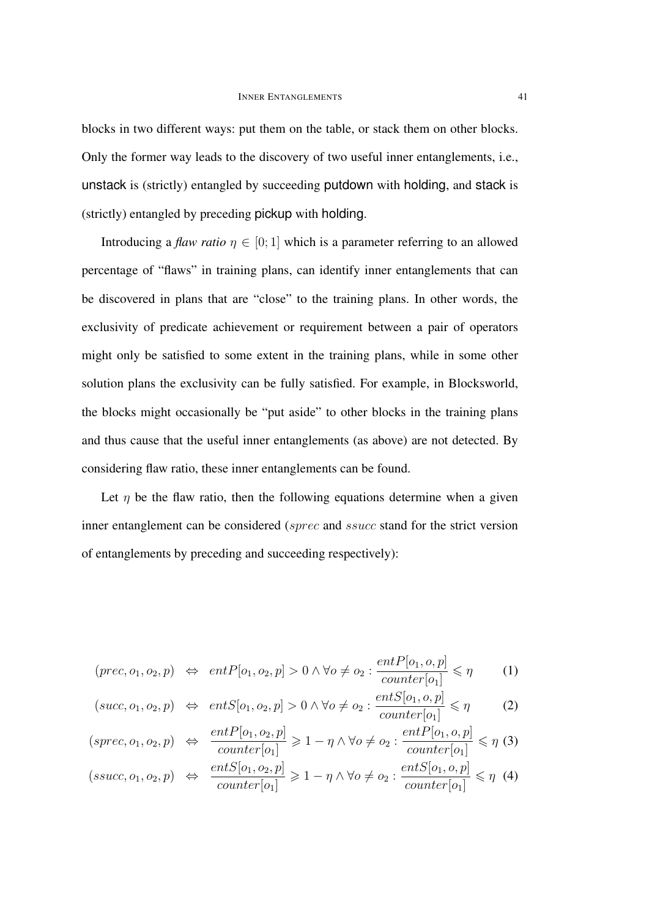blocks in two different ways: put them on the table, or stack them on other blocks. Only the former way leads to the discovery of two useful inner entanglements, i.e., unstack is (strictly) entangled by succeeding putdown with holding, and stack is (strictly) entangled by preceding pickup with holding.

Introducing a *flaw ratio* $\eta \in [0;1]$ which is a parameter referring to an allowed percentage of "flaws" in training plans, can identify inner entanglements that can be discovered in plans that are "close" to the training plans. In other words, the exclusivity of predicate achievement or requirement between a pair of operators might only be satisfied to some extent in the training plans, while in some other solution plans the exclusivity can be fully satisfied. For example, in Blocksworld, the blocks might occasionally be "put aside" to other blocks in the training plans and thus cause that the useful inner entanglements (as above) are not detected. By considering flaw ratio, these inner entanglements can be found.

Let $\eta$ be the flaw ratio, then the following equations determine when a given inner entanglement can be considered ($sprec$ and $ssucc$ stand for the strict version of entanglements by preceding and succeeding respectively):

$$(prec, o_1, o_2, p) \Leftrightarrow entP[o_1, o_2, p] > 0 \wedge \forall o \neq o_2 : \frac{entP[o_1, o, p]}{counter[o_1]} \leqslant \eta \quad (1)$$

$$(succ, o_1, o_2, p) \Leftrightarrow entS[o_1, o_2, p] > 0 \wedge \forall o \neq o_2 : \frac{entS[o_1, o, p]}{counter[o_1]} \leqslant \eta \quad (2)$$

$$(sprec, o_1, o_2, p) \Leftrightarrow \frac{entP[o_1, o_2, p]}{counter[o_1]} \geqslant 1 - \eta \wedge \forall o \neq o_2 : \frac{entP[o_1, o, p]}{counter[o_1]} \leqslant \eta \quad (3)$$

$$(ssucc, o_1, o_2, p) \Leftrightarrow \frac{entS[o_1, o_2, p]}{counter[o_1]} \geqslant 1 - \eta \wedge \forall o \neq o_2 : \frac{entS[o_1, o, p]}{counter[o_1]} \leqslant \eta \quad (4)$$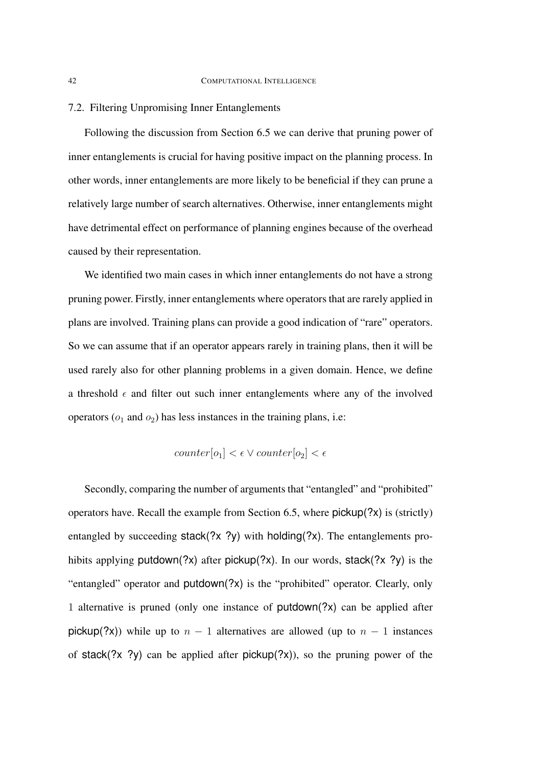## 7.2. Filtering Unpromising Inner Entanglements

Following the discussion from Section 6.5 we can derive that pruning power of inner entanglements is crucial for having positive impact on the planning process. In other words, inner entanglements are more likely to be beneficial if they can prune a relatively large number of search alternatives. Otherwise, inner entanglements might have detrimental effect on performance of planning engines because of the overhead caused by their representation.

We identified two main cases in which inner entanglements do not have a strong pruning power. Firstly, inner entanglements where operators that are rarely applied in plans are involved. Training plans can provide a good indication of "rare" operators. So we can assume that if an operator appears rarely in training plans, then it will be used rarely also for other planning problems in a given domain. Hence, we define a threshold $\epsilon$ and filter out such inner entanglements where any of the involved operators ($o_1$ and $o_2$) has less instances in the training plans, i.e:

$$counter[o_1] < \epsilon \lor counter[o_2] < \epsilon$$

Secondly, comparing the number of arguments that "entangled" and "prohibited" operators have. Recall the example from Section 6.5, where pickup(?x) is (strictly) entangled by succeeding stack(?x ?y) with holding(?x). The entanglements prohibits applying putdown(?x) after pickup(?x). In our words, stack(?x ?y) is the "entangled" operator and putdown(?x) is the "prohibited" operator. Clearly, only 1 alternative is pruned (only one instance of putdown(?x) can be applied after pickup(?x)) while up to $n-1$ alternatives are allowed (up to $n-1$ instances of stack(?x ?y) can be applied after pickup(?x)), so the pruning power of the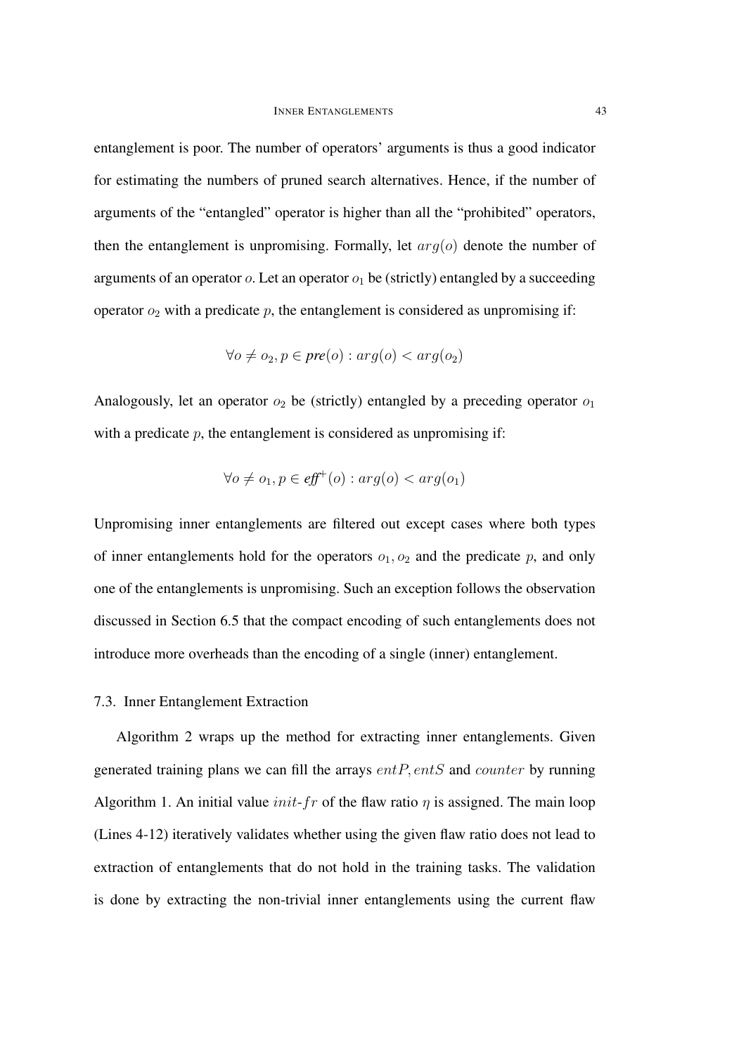entanglement is poor. The number of operators' arguments is thus a good indicator for estimating the numbers of pruned search alternatives. Hence, if the number of arguments of the "entangled" operator is higher than all the "prohibited" operators, then the entanglement is unpromising. Formally, let $arg(o)$ denote the number of arguments of an operator $o$. Let an operator $o_1$ be (strictly) entangled by a succeeding operator $o_2$ with a predicate $p$, the entanglement is considered as unpromising if:

$$\forall o \neq o_2, p \in \textit{\textbf{pre}}(o) : arg(o) < arg(o_2)$$

Analogously, let an operator $o_2$ be (strictly) entangled by a preceding operator $o_1$ with a predicate $p$, the entanglement is considered as unpromising if:

$$\forall o \neq o_1, p \in \textit{\textbf{eff}}^{+}(o) : arg(o) < arg(o_1)$$

Unpromising inner entanglements are filtered out except cases where both types of inner entanglements hold for the operators $o_1, o_2$ and the predicate $p$, and only one of the entanglements is unpromising. Such an exception follows the observation discussed in Section 6.5 that the compact encoding of such entanglements does not introduce more overheads than the encoding of a single (inner) entanglement.

### 7.3. Inner Entanglement Extraction

Algorithm 2 wraps up the method for extracting inner entanglements. Given generated training plans we can fill the arrays $entP, entS$ and $counter$ by running Algorithm 1. An initial value $init\text{-}fr$ of the flaw ratio $\eta$ is assigned. The main loop (Lines 4-12) iteratively validates whether using the given flaw ratio does not lead to extraction of entanglements that do not hold in the training tasks. The validation is done by extracting the non-trivial inner entanglements using the current flaw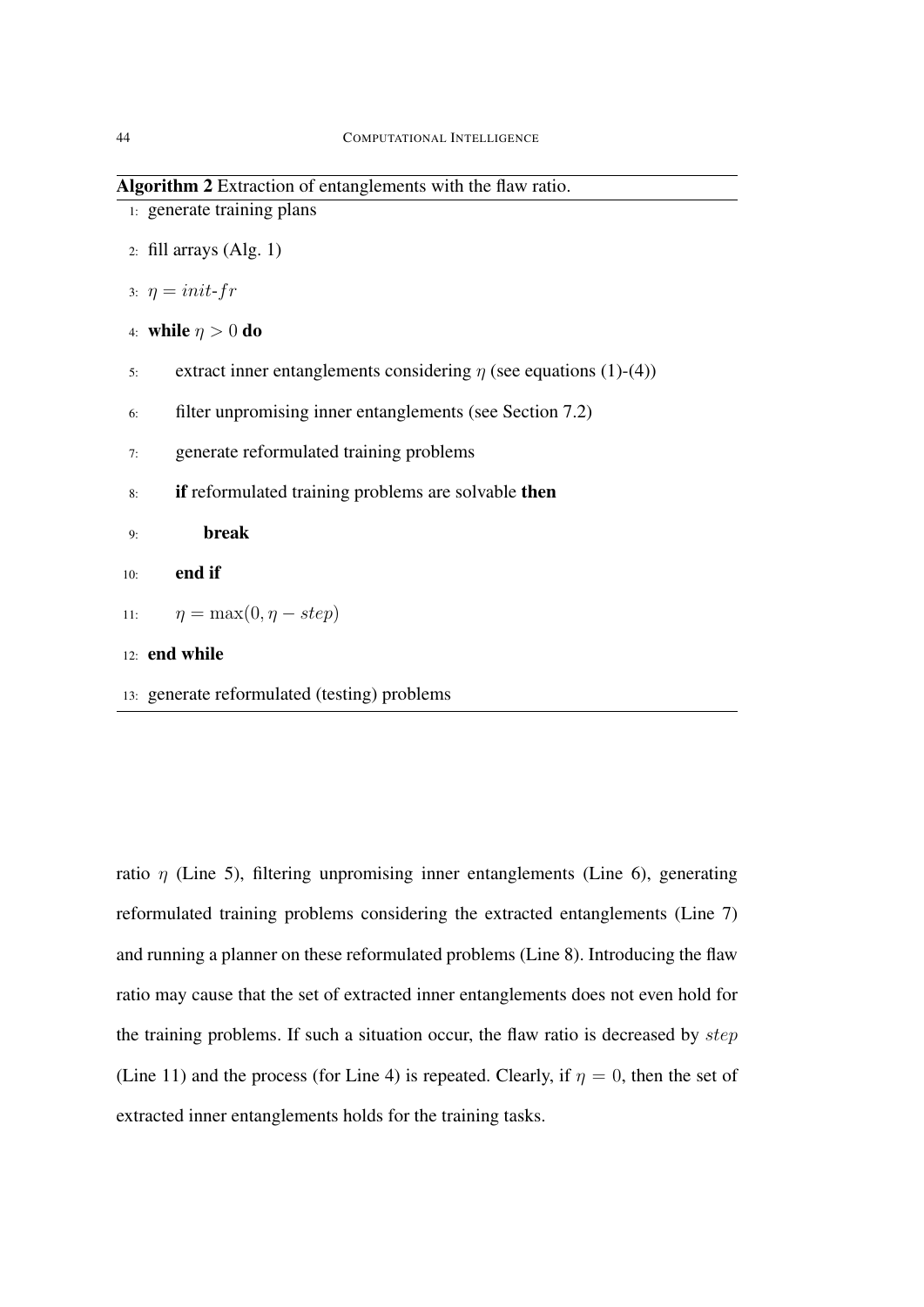**Algorithm 2** Extraction of entanglements with the flaw ratio.

```
1:  generate training plans
2:  fill arrays (Alg. 1)
3:  η = init-fr
4:  while η > 0 do
5:      extract inner entanglements considering η (see equations (1)-(4))
6:      filter unpromising inner entanglements (see Section 7.2)
7:      generate reformulated training problems
8:      if reformulated training problems are solvable then
9:          break
10:     end if
11:     η = max(0, η − step)
12: end while
13: generate reformulated (testing) problems
```

ratio $\eta$ (Line 5), filtering unpromising inner entanglements (Line 6), generating reformulated training problems considering the extracted entanglements (Line 7) and running a planner on these reformulated problems (Line 8). Introducing the flaw ratio may cause that the set of extracted inner entanglements does not even hold for the training problems. If such a situation occur, the flaw ratio is decreased by $step$ (Line 11) and the process (for Line 4) is repeated. Clearly, if $\eta = 0$, then the set of extracted inner entanglements holds for the training tasks.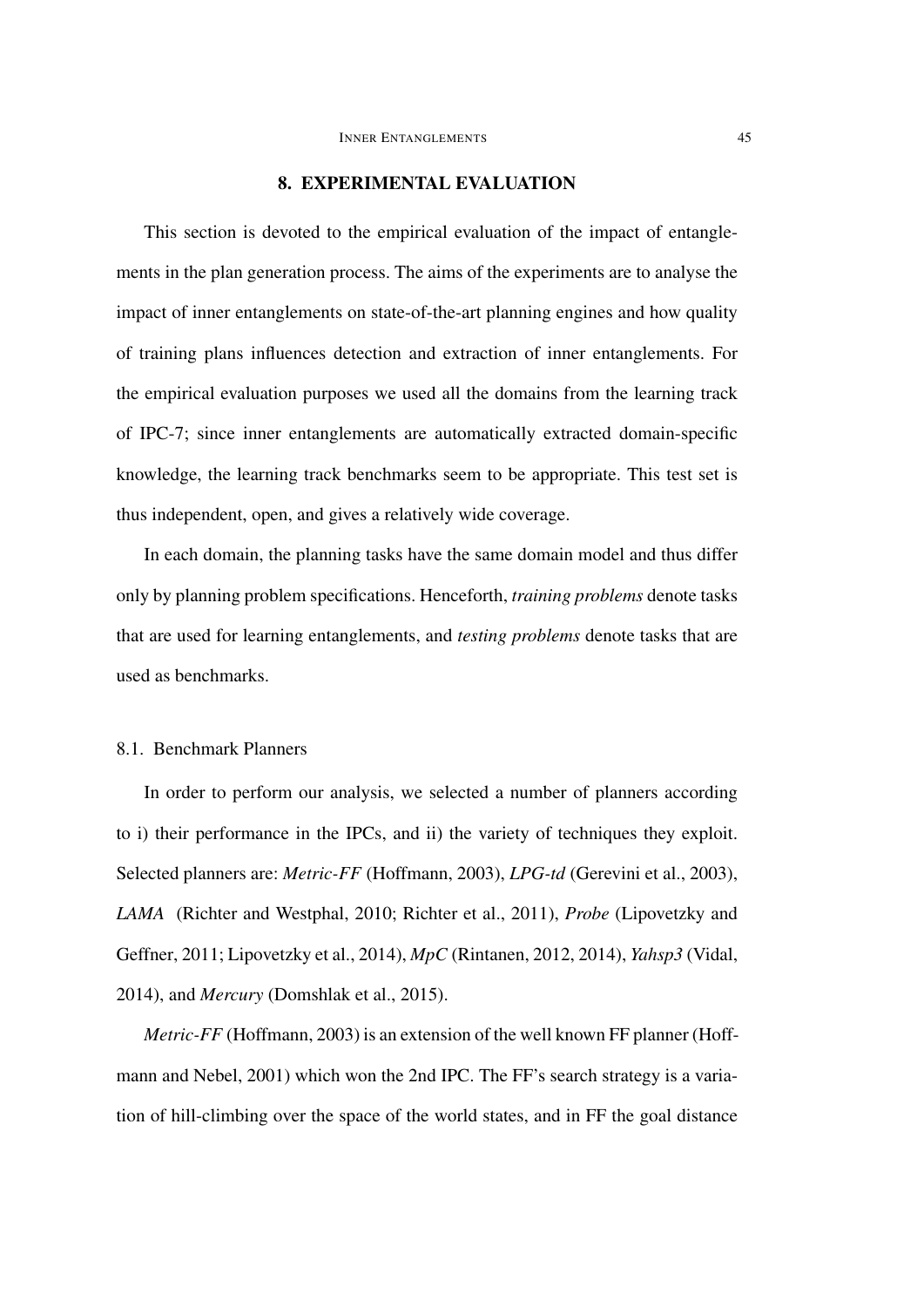## 8. EXPERIMENTAL EVALUATION

This section is devoted to the empirical evaluation of the impact of entanglements in the plan generation process. The aims of the experiments are to analyse the impact of inner entanglements on state-of-the-art planning engines and how quality of training plans influences detection and extraction of inner entanglements. For the empirical evaluation purposes we used all the domains from the learning track of IPC-7; since inner entanglements are automatically extracted domain-specific knowledge, the learning track benchmarks seem to be appropriate. This test set is thus independent, open, and gives a relatively wide coverage.

In each domain, the planning tasks have the same domain model and thus differ only by planning problem specifications. Henceforth, *training problems* denote tasks that are used for learning entanglements, and *testing problems* denote tasks that are used as benchmarks.

### 8.1. Benchmark Planners

In order to perform our analysis, we selected a number of planners according to i) their performance in the IPCs, and ii) the variety of techniques they exploit. Selected planners are: *Metric-FF* (Hoffmann, 2003), *LPG-td* (Gerevini et al., 2003), *LAMA* (Richter and Westphal, 2010; Richter et al., 2011), *Probe* (Lipovetzky and Geffner, 2011; Lipovetzky et al., 2014), *MpC* (Rintanen, 2012, 2014), *Yahsp3* (Vidal, 2014), and *Mercury* (Domshlak et al., 2015).

*Metric-FF* (Hoffmann, 2003) is an extension of the well known FF planner (Hoffmann and Nebel, 2001) which won the 2nd IPC. The FF's search strategy is a variation of hill-climbing over the space of the world states, and in FF the goal distance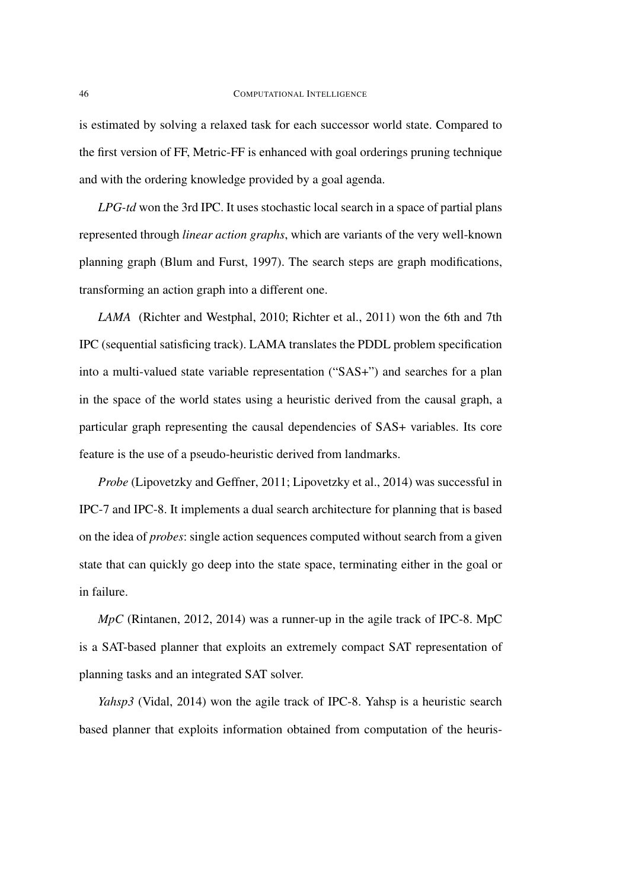is estimated by solving a relaxed task for each successor world state. Compared to the first version of FF, Metric-FF is enhanced with goal orderings pruning technique and with the ordering knowledge provided by a goal agenda.

*LPG-td* won the 3rd IPC. It uses stochastic local search in a space of partial plans represented through *linear action graphs*, which are variants of the very well-known planning graph (Blum and Furst, 1997). The search steps are graph modifications, transforming an action graph into a different one.

*LAMA* (Richter and Westphal, 2010; Richter et al., 2011) won the 6th and 7th IPC (sequential satisficing track). LAMA translates the PDDL problem specification into a multi-valued state variable representation ("SAS+") and searches for a plan in the space of the world states using a heuristic derived from the causal graph, a particular graph representing the causal dependencies of SAS+ variables. Its core feature is the use of a pseudo-heuristic derived from landmarks.

*Probe* (Lipovetzky and Geffner, 2011; Lipovetzky et al., 2014) was successful in IPC-7 and IPC-8. It implements a dual search architecture for planning that is based on the idea of *probes*: single action sequences computed without search from a given state that can quickly go deep into the state space, terminating either in the goal or in failure.

*MpC* (Rintanen, 2012, 2014) was a runner-up in the agile track of IPC-8. MpC is a SAT-based planner that exploits an extremely compact SAT representation of planning tasks and an integrated SAT solver.

*Yahsp3* (Vidal, 2014) won the agile track of IPC-8. Yahsp is a heuristic search based planner that exploits information obtained from computation of the heuris-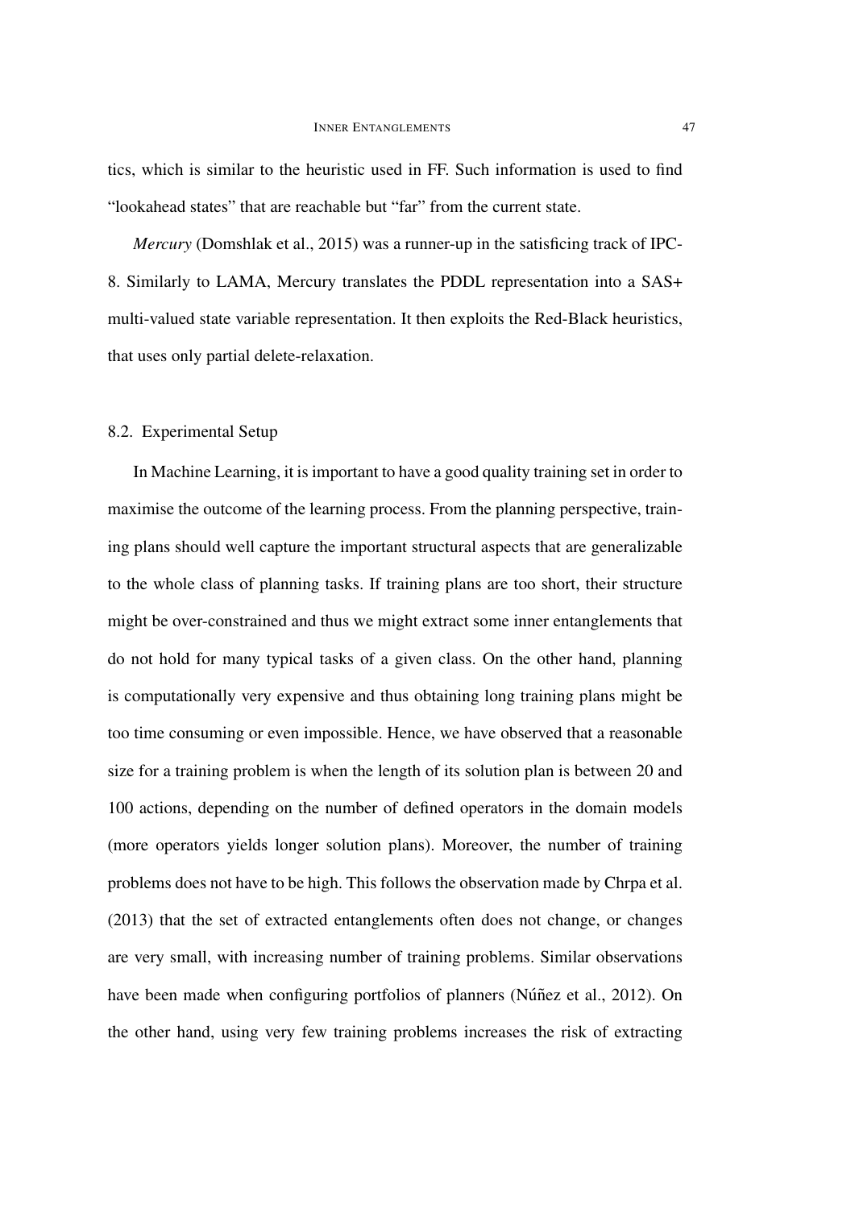tics, which is similar to the heuristic used in FF. Such information is used to find "lookahead states" that are reachable but "far" from the current state.

*Mercury* (Domshlak et al., 2015) was a runner-up in the satisficing track of IPC-8. Similarly to LAMA, Mercury translates the PDDL representation into a SAS+ multi-valued state variable representation. It then exploits the Red-Black heuristics, that uses only partial delete-relaxation.

## 8.2. Experimental Setup

In Machine Learning, it is important to have a good quality training set in order to maximise the outcome of the learning process. From the planning perspective, training plans should well capture the important structural aspects that are generalizable to the whole class of planning tasks. If training plans are too short, their structure might be over-constrained and thus we might extract some inner entanglements that do not hold for many typical tasks of a given class. On the other hand, planning is computationally very expensive and thus obtaining long training plans might be too time consuming or even impossible. Hence, we have observed that a reasonable size for a training problem is when the length of its solution plan is between 20 and 100 actions, depending on the number of defined operators in the domain models (more operators yields longer solution plans). Moreover, the number of training problems does not have to be high. This follows the observation made by Chrpa et al. (2013) that the set of extracted entanglements often does not change, or changes are very small, with increasing number of training problems. Similar observations have been made when configuring portfolios of planners (Núñez et al., 2012). On the other hand, using very few training problems increases the risk of extracting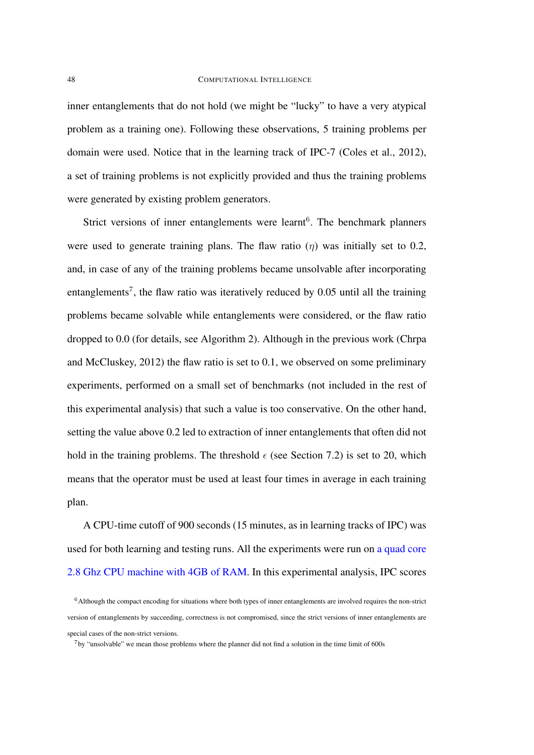inner entanglements that do not hold (we might be "lucky" to have a very atypical problem as a training one). Following these observations, 5 training problems per domain were used. Notice that in the learning track of IPC-7 (Coles et al., 2012), a set of training problems is not explicitly provided and thus the training problems were generated by existing problem generators.

Strict versions of inner entanglements were learnt[6]. The benchmark planners were used to generate training plans. The flaw ratio ($\eta$) was initially set to 0.2, and, in case of any of the training problems became unsolvable after incorporating entanglements[7], the flaw ratio was iteratively reduced by 0.05 until all the training problems became solvable while entanglements were considered, or the flaw ratio dropped to 0.0 (for details, see Algorithm 2). Although in the previous work (Chrpa and McCluskey, 2012) the flaw ratio is set to 0.1, we observed on some preliminary experiments, performed on a small set of benchmarks (not included in the rest of this experimental analysis) that such a value is too conservative. On the other hand, setting the value above 0.2 led to extraction of inner entanglements that often did not hold in the training problems. The threshold $\epsilon$ (see Section 7.2) is set to 20, which means that the operator must be used at least four times in average in each training plan.

A CPU-time cutoff of 900 seconds (15 minutes, as in learning tracks of IPC) was used for both learning and testing runs. All the experiments were run on a quad core 2.8 Ghz CPU machine with 4GB of RAM. In this experimental analysis, IPC scores

[6] Although the compact encoding for situations where both types of inner entanglements are involved requires the non-strict version of entanglements by succeeding, correctness is not compromised, since the strict versions of inner entanglements are special cases of the non-strict versions.

[7] by "unsolvable" we mean those problems where the planner did not find a solution in the time limit of 600s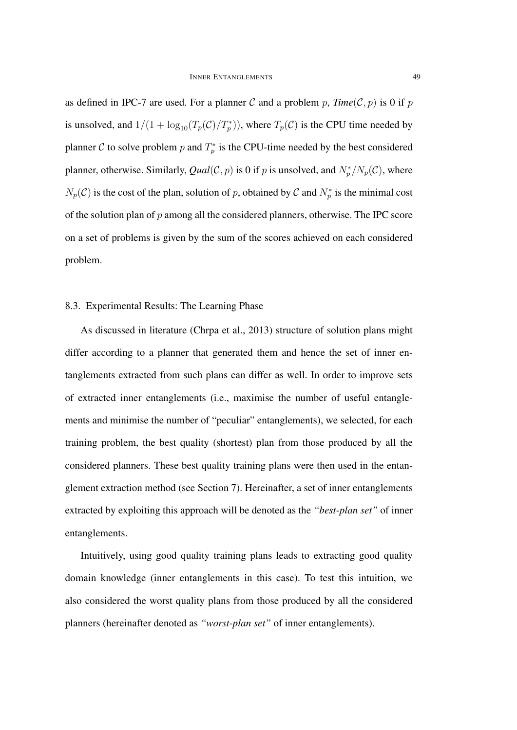as defined in IPC-7 are used. For a planner $\mathcal{C}$ and a problem $p$, ***Time***$(\mathcal{C}, p)$ is 0 if $p$ is unsolved, and $1/(1 + \log_{10}(T_p(\mathcal{C})/T_p^*))$, where $T_p(\mathcal{C})$ is the CPU time needed by planner $\mathcal{C}$ to solve problem $p$ and $T_p^*$ is the CPU-time needed by the best considered planner, otherwise. Similarly, ***Qual***$(\mathcal{C}, p)$ is 0 if $p$ is unsolved, and $N_p^*/N_p(\mathcal{C})$, where $N_p(\mathcal{C})$ is the cost of the plan, solution of $p$, obtained by $\mathcal{C}$ and $N_p^*$ is the minimal cost of the solution plan of $p$ among all the considered planners, otherwise. The IPC score on a set of problems is given by the sum of the scores achieved on each considered problem.

### 8.3. Experimental Results: The Learning Phase

As discussed in literature (Chrpa et al., 2013) structure of solution plans might differ according to a planner that generated them and hence the set of inner entanglements extracted from such plans can differ as well. In order to improve sets of extracted inner entanglements (i.e., maximise the number of useful entanglements and minimise the number of "peculiar" entanglements), we selected, for each training problem, the best quality (shortest) plan from those produced by all the considered planners. These best quality training plans were then used in the entanglement extraction method (see Section 7). Hereinafter, a set of inner entanglements extracted by exploiting this approach will be denoted as the *"best-plan set"* of inner entanglements.

Intuitively, using good quality training plans leads to extracting good quality domain knowledge (inner entanglements in this case). To test this intuition, we also considered the worst quality plans from those produced by all the considered planners (hereinafter denoted as *"worst-plan set"* of inner entanglements).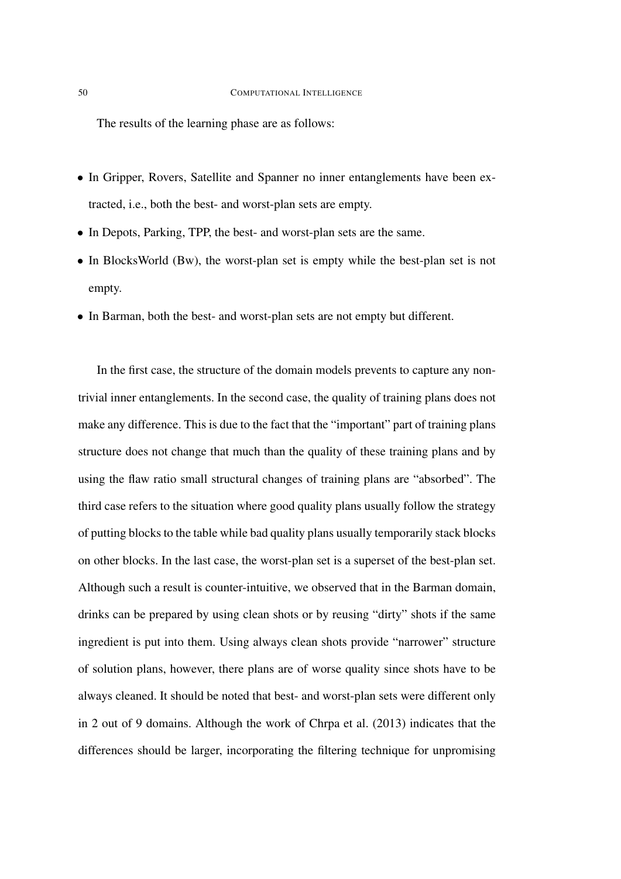The results of the learning phase are as follows:

- In Gripper, Rovers, Satellite and Spanner no inner entanglements have been extracted, i.e., both the best- and worst-plan sets are empty.
- In Depots, Parking, TPP, the best- and worst-plan sets are the same.
- In BlocksWorld (Bw), the worst-plan set is empty while the best-plan set is not empty.
- In Barman, both the best- and worst-plan sets are not empty but different.

In the first case, the structure of the domain models prevents to capture any non-trivial inner entanglements. In the second case, the quality of training plans does not make any difference. This is due to the fact that the "important" part of training plans structure does not change that much than the quality of these training plans and by using the flaw ratio small structural changes of training plans are "absorbed". The third case refers to the situation where good quality plans usually follow the strategy of putting blocks to the table while bad quality plans usually temporarily stack blocks on other blocks. In the last case, the worst-plan set is a superset of the best-plan set. Although such a result is counter-intuitive, we observed that in the Barman domain, drinks can be prepared by using clean shots or by reusing "dirty" shots if the same ingredient is put into them. Using always clean shots provide "narrower" structure of solution plans, however, there plans are of worse quality since shots have to be always cleaned. It should be noted that best- and worst-plan sets were different only in 2 out of 9 domains. Although the work of Chrpa et al. (2013) indicates that the differences should be larger, incorporating the filtering technique for unpromising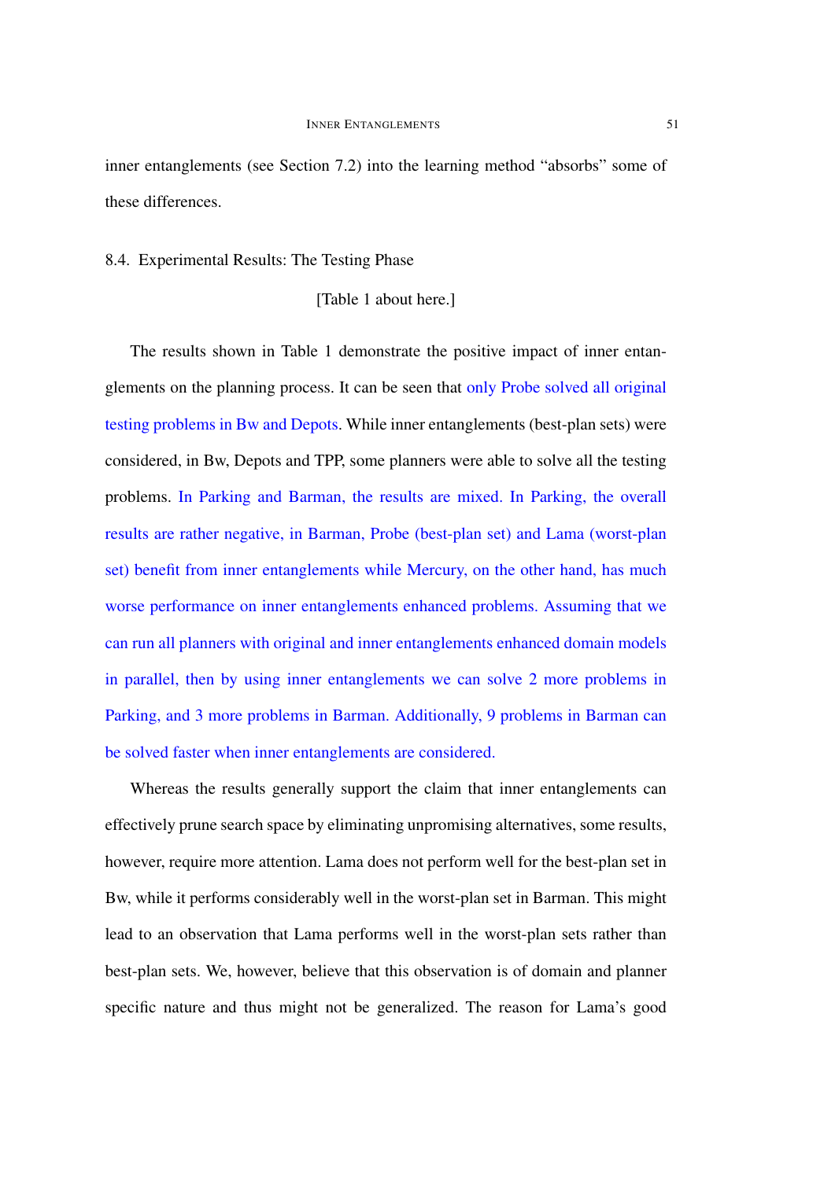inner entanglements (see Section 7.2) into the learning method "absorbs" some of these differences.

## 8.4. Experimental Results: The Testing Phase

[Table 1 about here.]

The results shown in Table 1 demonstrate the positive impact of inner entanglements on the planning process. It can be seen that only Probe solved all original testing problems in Bw and Depots. While inner entanglements (best-plan sets) were considered, in Bw, Depots and TPP, some planners were able to solve all the testing problems. In Parking and Barman, the results are mixed. In Parking, the overall results are rather negative, in Barman, Probe (best-plan set) and Lama (worst-plan set) benefit from inner entanglements while Mercury, on the other hand, has much worse performance on inner entanglements enhanced problems. Assuming that we can run all planners with original and inner entanglements enhanced domain models in parallel, then by using inner entanglements we can solve 2 more problems in Parking, and 3 more problems in Barman. Additionally, 9 problems in Barman can be solved faster when inner entanglements are considered.

Whereas the results generally support the claim that inner entanglements can effectively prune search space by eliminating unpromising alternatives, some results, however, require more attention. Lama does not perform well for the best-plan set in Bw, while it performs considerably well in the worst-plan set in Barman. This might lead to an observation that Lama performs well in the worst-plan sets rather than best-plan sets. We, however, believe that this observation is of domain and planner specific nature and thus might not be generalized. The reason for Lama's good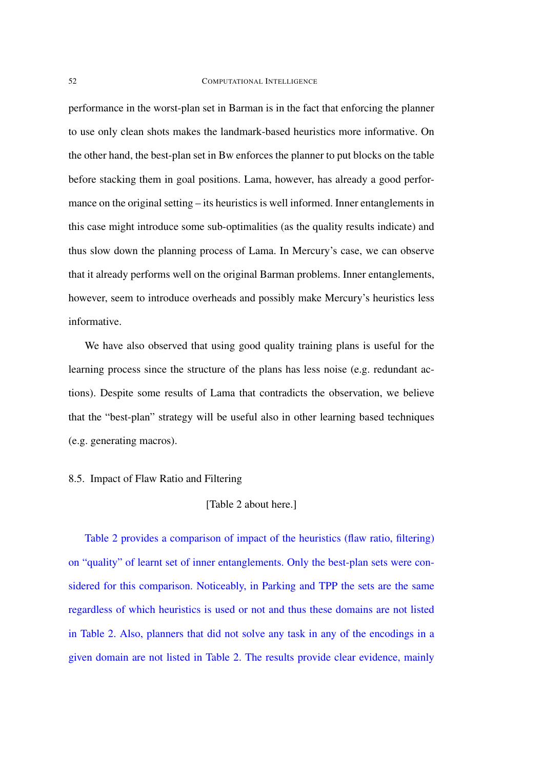performance in the worst-plan set in Barman is in the fact that enforcing the planner to use only clean shots makes the landmark-based heuristics more informative. On the other hand, the best-plan set in Bw enforces the planner to put blocks on the table before stacking them in goal positions. Lama, however, has already a good performance on the original setting – its heuristics is well informed. Inner entanglements in this case might introduce some sub-optimalities (as the quality results indicate) and thus slow down the planning process of Lama. In Mercury's case, we can observe that it already performs well on the original Barman problems. Inner entanglements, however, seem to introduce overheads and possibly make Mercury's heuristics less informative.

We have also observed that using good quality training plans is useful for the learning process since the structure of the plans has less noise (e.g. redundant actions). Despite some results of Lama that contradicts the observation, we believe that the "best-plan" strategy will be useful also in other learning based techniques (e.g. generating macros).

### 8.5. Impact of Flaw Ratio and Filtering

[Table 2 about here.]

Table 2 provides a comparison of impact of the heuristics (flaw ratio, filtering) on "quality" of learnt set of inner entanglements. Only the best-plan sets were considered for this comparison. Noticeably, in Parking and TPP the sets are the same regardless of which heuristics is used or not and thus these domains are not listed in Table 2. Also, planners that did not solve any task in any of the encodings in a given domain are not listed in Table 2. The results provide clear evidence, mainly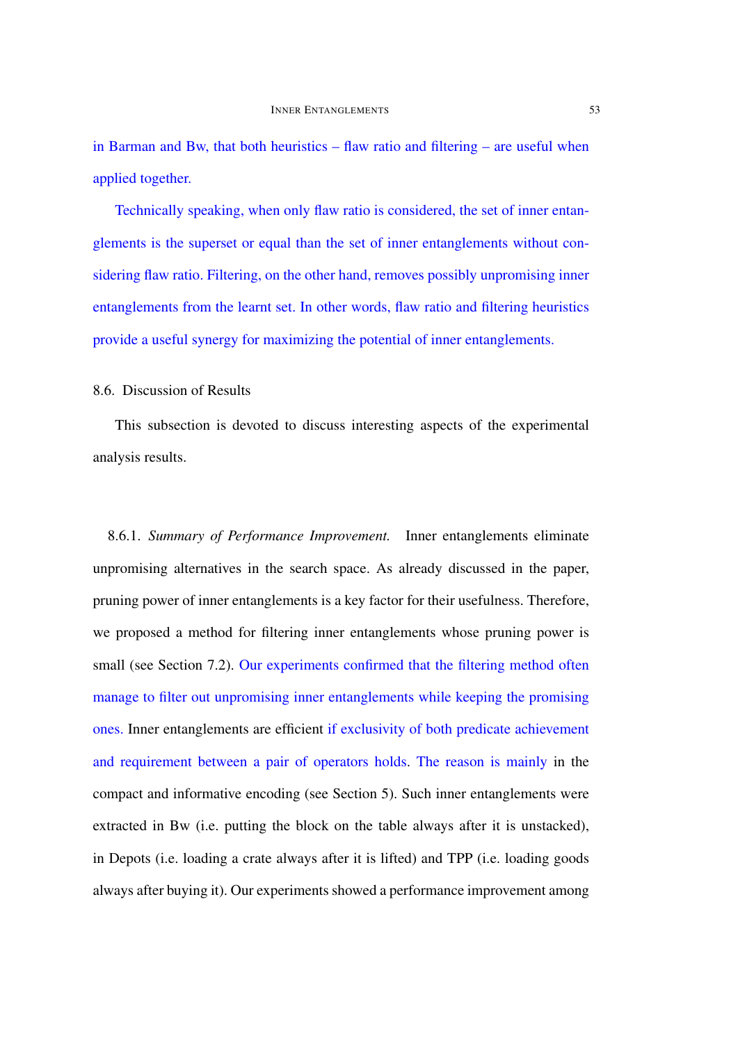in Barman and Bw, that both heuristics – flaw ratio and filtering – are useful when applied together.

Technically speaking, when only flaw ratio is considered, the set of inner entanglements is the superset or equal than the set of inner entanglements without considering flaw ratio. Filtering, on the other hand, removes possibly unpromising inner entanglements from the learnt set. In other words, flaw ratio and filtering heuristics provide a useful synergy for maximizing the potential of inner entanglements.

### 8.6. Discussion of Results

This subsection is devoted to discuss interesting aspects of the experimental analysis results.

8.6.1. *Summary of Performance Improvement.* Inner entanglements eliminate unpromising alternatives in the search space. As already discussed in the paper, pruning power of inner entanglements is a key factor for their usefulness. Therefore, we proposed a method for filtering inner entanglements whose pruning power is small (see Section 7.2). Our experiments confirmed that the filtering method often manage to filter out unpromising inner entanglements while keeping the promising ones. Inner entanglements are efficient if exclusivity of both predicate achievement and requirement between a pair of operators holds. The reason is mainly in the compact and informative encoding (see Section 5). Such inner entanglements were extracted in Bw (i.e. putting the block on the table always after it is unstacked), in Depots (i.e. loading a crate always after it is lifted) and TPP (i.e. loading goods always after buying it). Our experiments showed a performance improvement among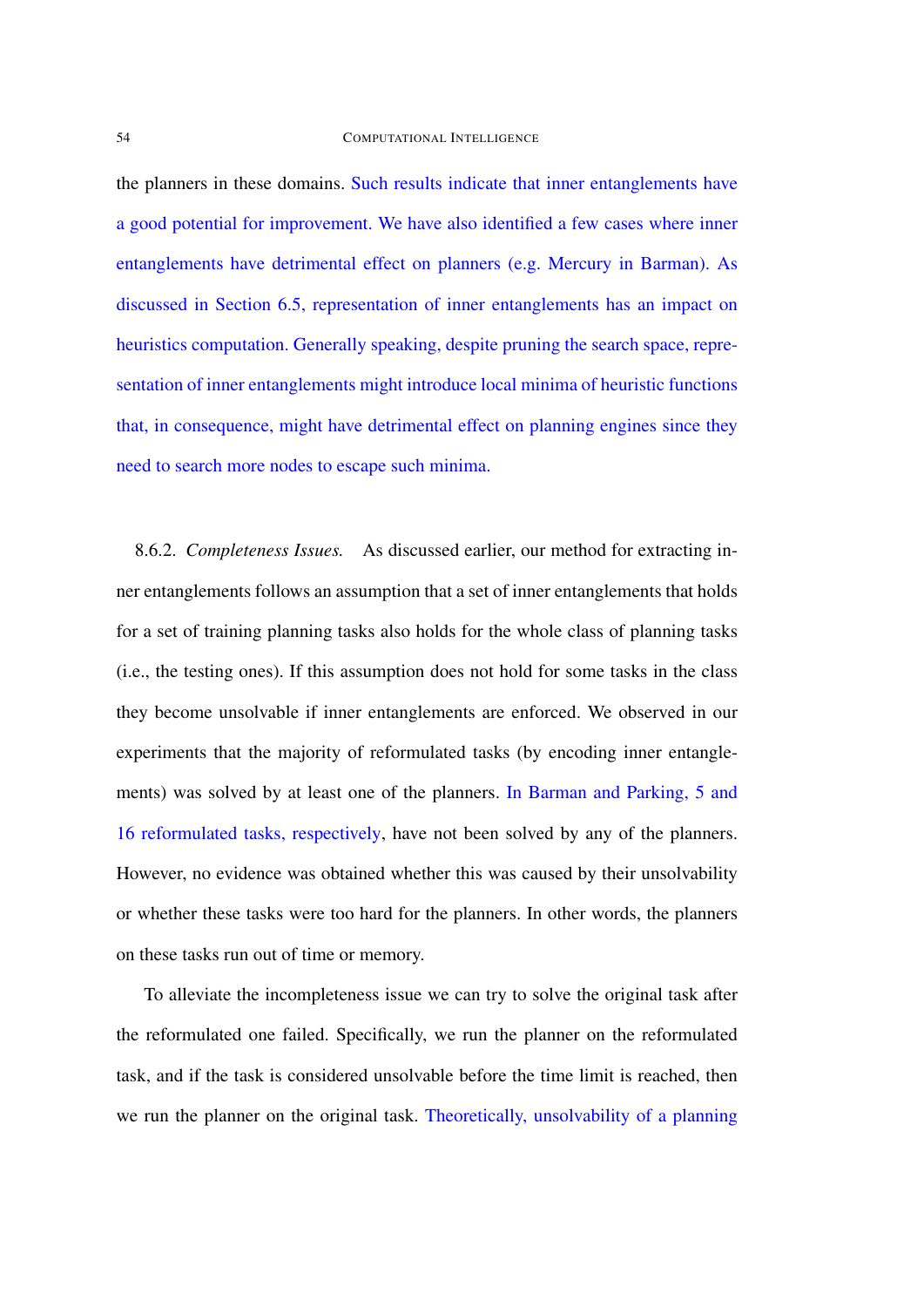the planners in these domains. Such results indicate that inner entanglements have a good potential for improvement. We have also identified a few cases where inner entanglements have detrimental effect on planners (e.g. Mercury in Barman). As discussed in Section 6.5, representation of inner entanglements has an impact on heuristics computation. Generally speaking, despite pruning the search space, representation of inner entanglements might introduce local minima of heuristic functions that, in consequence, might have detrimental effect on planning engines since they need to search more nodes to escape such minima.

8.6.2. *Completeness Issues.* As discussed earlier, our method for extracting inner entanglements follows an assumption that a set of inner entanglements that holds for a set of training planning tasks also holds for the whole class of planning tasks (i.e., the testing ones). If this assumption does not hold for some tasks in the class they become unsolvable if inner entanglements are enforced. We observed in our experiments that the majority of reformulated tasks (by encoding inner entanglements) was solved by at least one of the planners. In Barman and Parking, 5 and 16 reformulated tasks, respectively, have not been solved by any of the planners. However, no evidence was obtained whether this was caused by their unsolvability or whether these tasks were too hard for the planners. In other words, the planners on these tasks run out of time or memory.

To alleviate the incompleteness issue we can try to solve the original task after the reformulated one failed. Specifically, we run the planner on the reformulated task, and if the task is considered unsolvable before the time limit is reached, then we run the planner on the original task. Theoretically, unsolvability of a planning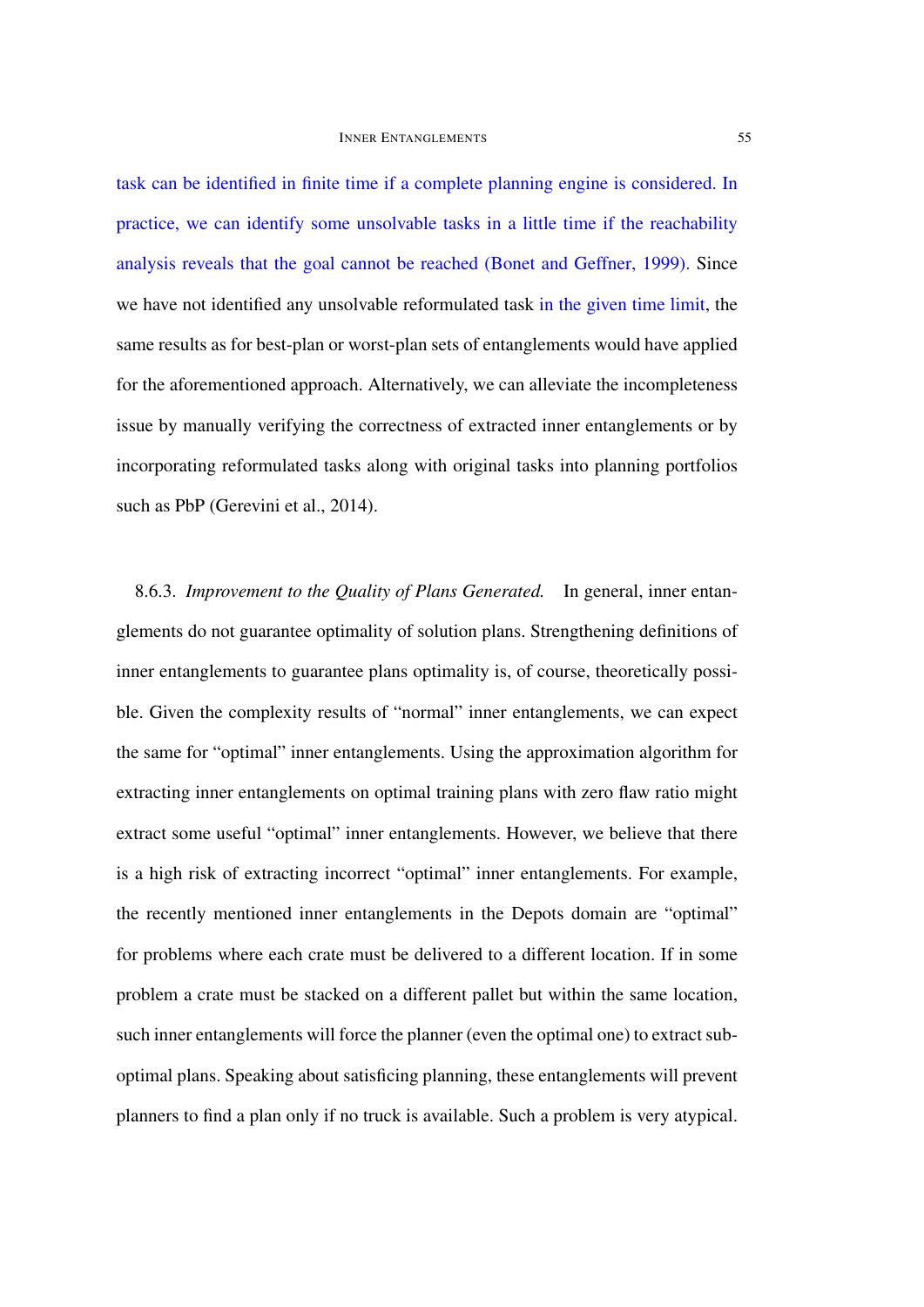task can be identified in finite time if a complete planning engine is considered. In practice, we can identify some unsolvable tasks in a little time if the reachability analysis reveals that the goal cannot be reached (Bonet and Geffner, 1999). Since we have not identified any unsolvable reformulated task in the given time limit, the same results as for best-plan or worst-plan sets of entanglements would have applied for the aforementioned approach. Alternatively, we can alleviate the incompleteness issue by manually verifying the correctness of extracted inner entanglements or by incorporating reformulated tasks along with original tasks into planning portfolios such as PbP (Gerevini et al., 2014).

8.6.3. *Improvement to the Quality of Plans Generated.* In general, inner entanglements do not guarantee optimality of solution plans. Strengthening definitions of inner entanglements to guarantee plans optimality is, of course, theoretically possible. Given the complexity results of "normal" inner entanglements, we can expect the same for "optimal" inner entanglements. Using the approximation algorithm for extracting inner entanglements on optimal training plans with zero flaw ratio might extract some useful "optimal" inner entanglements. However, we believe that there is a high risk of extracting incorrect "optimal" inner entanglements. For example, the recently mentioned inner entanglements in the Depots domain are "optimal" for problems where each crate must be delivered to a different location. If in some problem a crate must be stacked on a different pallet but within the same location, such inner entanglements will force the planner (even the optimal one) to extract sub-optimal plans. Speaking about satisficing planning, these entanglements will prevent planners to find a plan only if no truck is available. Such a problem is very atypical.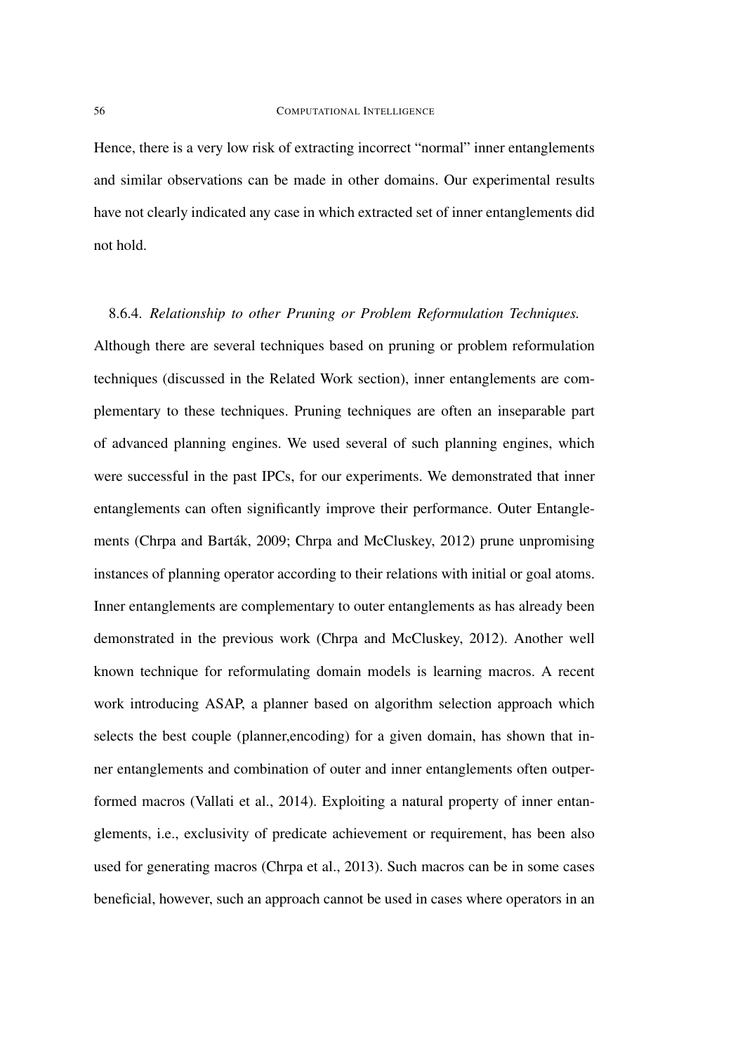Hence, there is a very low risk of extracting incorrect "normal" inner entanglements and similar observations can be made in other domains. Our experimental results have not clearly indicated any case in which extracted set of inner entanglements did not hold.

#### 8.6.4. *Relationship to other Pruning or Problem Reformulation Techniques.*

Although there are several techniques based on pruning or problem reformulation techniques (discussed in the Related Work section), inner entanglements are complementary to these techniques. Pruning techniques are often an inseparable part of advanced planning engines. We used several of such planning engines, which were successful in the past IPCs, for our experiments. We demonstrated that inner entanglements can often significantly improve their performance. Outer Entanglements (Chrpa and Barták, 2009; Chrpa and McCluskey, 2012) prune unpromising instances of planning operator according to their relations with initial or goal atoms. Inner entanglements are complementary to outer entanglements as has already been demonstrated in the previous work (Chrpa and McCluskey, 2012). Another well known technique for reformulating domain models is learning macros. A recent work introducing ASAP, a planner based on algorithm selection approach which selects the best couple (planner,encoding) for a given domain, has shown that inner entanglements and combination of outer and inner entanglements often outperformed macros (Vallati et al., 2014). Exploiting a natural property of inner entanglements, i.e., exclusivity of predicate achievement or requirement, has been also used for generating macros (Chrpa et al., 2013). Such macros can be in some cases beneficial, however, such an approach cannot be used in cases where operators in an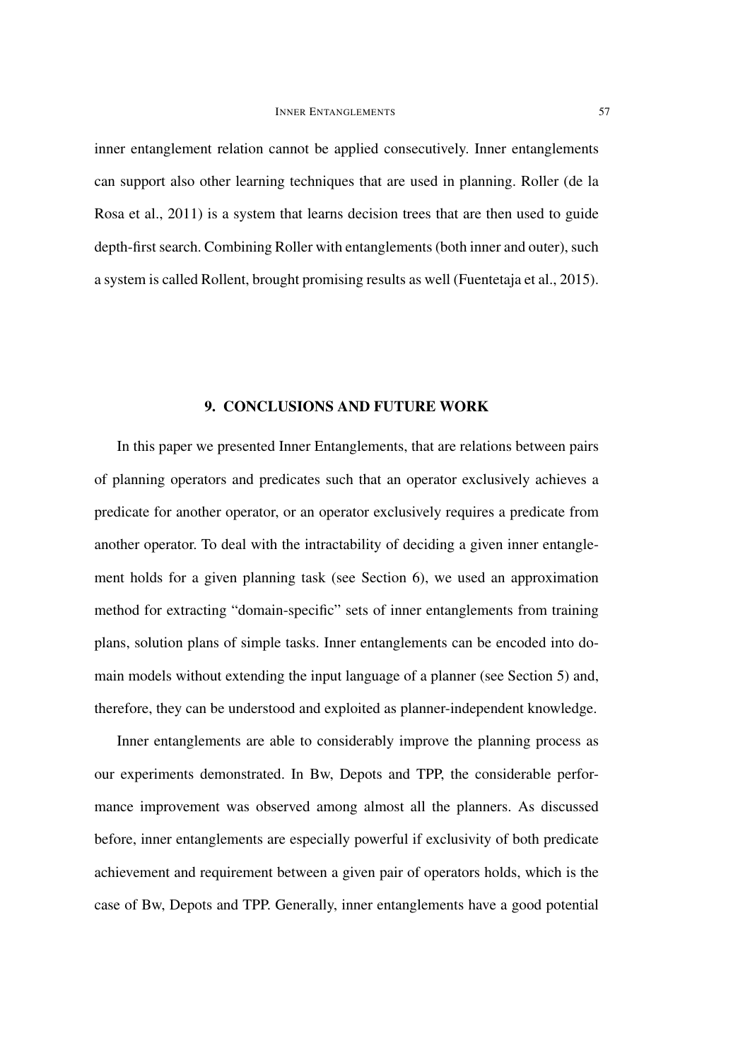inner entanglement relation cannot be applied consecutively. Inner entanglements can support also other learning techniques that are used in planning. Roller (de la Rosa et al., 2011) is a system that learns decision trees that are then used to guide depth-first search. Combining Roller with entanglements (both inner and outer), such a system is called Rollent, brought promising results as well (Fuentetaja et al., 2015).

## 9. CONCLUSIONS AND FUTURE WORK

In this paper we presented Inner Entanglements, that are relations between pairs of planning operators and predicates such that an operator exclusively achieves a predicate for another operator, or an operator exclusively requires a predicate from another operator. To deal with the intractability of deciding a given inner entanglement holds for a given planning task (see Section 6), we used an approximation method for extracting "domain-specific" sets of inner entanglements from training plans, solution plans of simple tasks. Inner entanglements can be encoded into domain models without extending the input language of a planner (see Section 5) and, therefore, they can be understood and exploited as planner-independent knowledge.

Inner entanglements are able to considerably improve the planning process as our experiments demonstrated. In Bw, Depots and TPP, the considerable performance improvement was observed among almost all the planners. As discussed before, inner entanglements are especially powerful if exclusivity of both predicate achievement and requirement between a given pair of operators holds, which is the case of Bw, Depots and TPP. Generally, inner entanglements have a good potential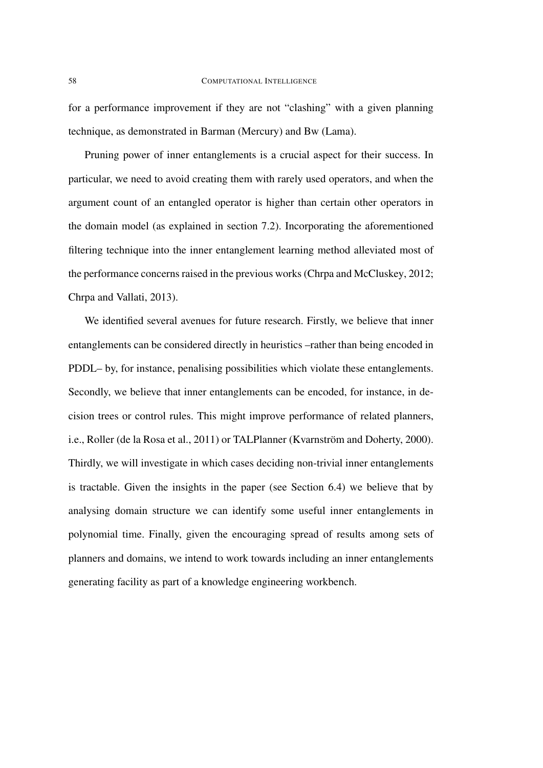for a performance improvement if they are not "clashing" with a given planning technique, as demonstrated in Barman (Mercury) and Bw (Lama).

Pruning power of inner entanglements is a crucial aspect for their success. In particular, we need to avoid creating them with rarely used operators, and when the argument count of an entangled operator is higher than certain other operators in the domain model (as explained in section 7.2). Incorporating the aforementioned filtering technique into the inner entanglement learning method alleviated most of the performance concerns raised in the previous works (Chrpa and McCluskey, 2012; Chrpa and Vallati, 2013).

We identified several avenues for future research. Firstly, we believe that inner entanglements can be considered directly in heuristics –rather than being encoded in PDDL– by, for instance, penalising possibilities which violate these entanglements. Secondly, we believe that inner entanglements can be encoded, for instance, in decision trees or control rules. This might improve performance of related planners, i.e., Roller (de la Rosa et al., 2011) or TALPlanner (Kvarnström and Doherty, 2000). Thirdly, we will investigate in which cases deciding non-trivial inner entanglements is tractable. Given the insights in the paper (see Section 6.4) we believe that by analysing domain structure we can identify some useful inner entanglements in polynomial time. Finally, given the encouraging spread of results among sets of planners and domains, we intend to work towards including an inner entanglements generating facility as part of a knowledge engineering workbench.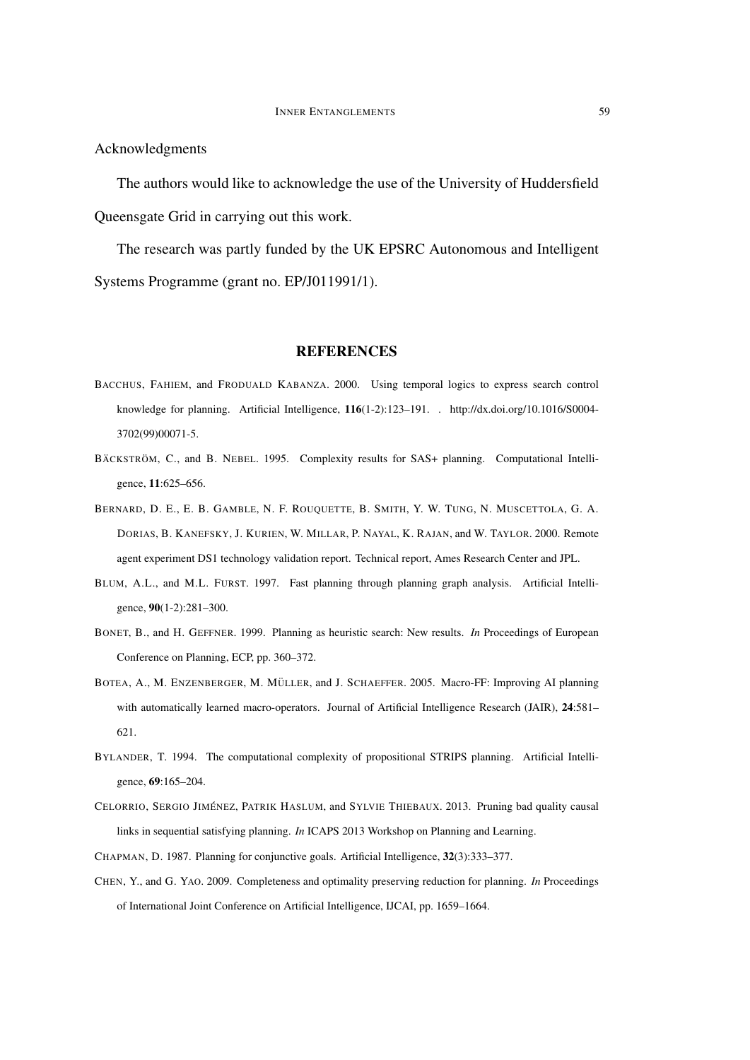Acknowledgments

The authors would like to acknowledge the use of the University of Huddersfield Queensgate Grid in carrying out this work.

The research was partly funded by the UK EPSRC Autonomous and Intelligent Systems Programme (grant no. EP/J011991/1).

## REFERENCES

BACCHUS, FAHIEM, and FRODUALD KABANZA. 2000. Using temporal logics to express search control knowledge for planning. Artificial Intelligence, **116**(1-2):123–191. . http://dx.doi.org/10.1016/S0004-3702(99)00071-5.

BÄCKSTRÖM, C., and B. NEBEL. 1995. Complexity results for SAS+ planning. Computational Intelligence, **11**:625–656.

BERNARD, D. E., E. B. GAMBLE, N. F. ROUQUETTE, B. SMITH, Y. W. TUNG, N. MUSCETTOLA, G. A. DORIAS, B. KANEFSKY, J. KURIEN, W. MILLAR, P. NAYAL, K. RAJAN, and W. TAYLOR. 2000. Remote agent experiment DS1 technology validation report. Technical report, Ames Research Center and JPL.

BLUM, A.L., and M.L. FURST. 1997. Fast planning through planning graph analysis. Artificial Intelligence, **90**(1-2):281–300.

BONET, B., and H. GEFFNER. 1999. Planning as heuristic search: New results. *In* Proceedings of European Conference on Planning, ECP, pp. 360–372.

BOTEA, A., M. ENZENBERGER, M. MÜLLER, and J. SCHAEFFER. 2005. Macro-FF: Improving AI planning with automatically learned macro-operators. Journal of Artificial Intelligence Research (JAIR), **24**:581–621.

BYLANDER, T. 1994. The computational complexity of propositional STRIPS planning. Artificial Intelligence, **69**:165–204.

CELORRIO, SERGIO JIMÉNEZ, PATRIK HASLUM, and SYLVIE THIEBAUX. 2013. Pruning bad quality causal links in sequential satisfying planning. *In* ICAPS 2013 Workshop on Planning and Learning.

CHAPMAN, D. 1987. Planning for conjunctive goals. Artificial Intelligence, **32**(3):333–377.

CHEN, Y., and G. YAO. 2009. Completeness and optimality preserving reduction for planning. *In* Proceedings of International Joint Conference on Artificial Intelligence, IJCAI, pp. 1659–1664.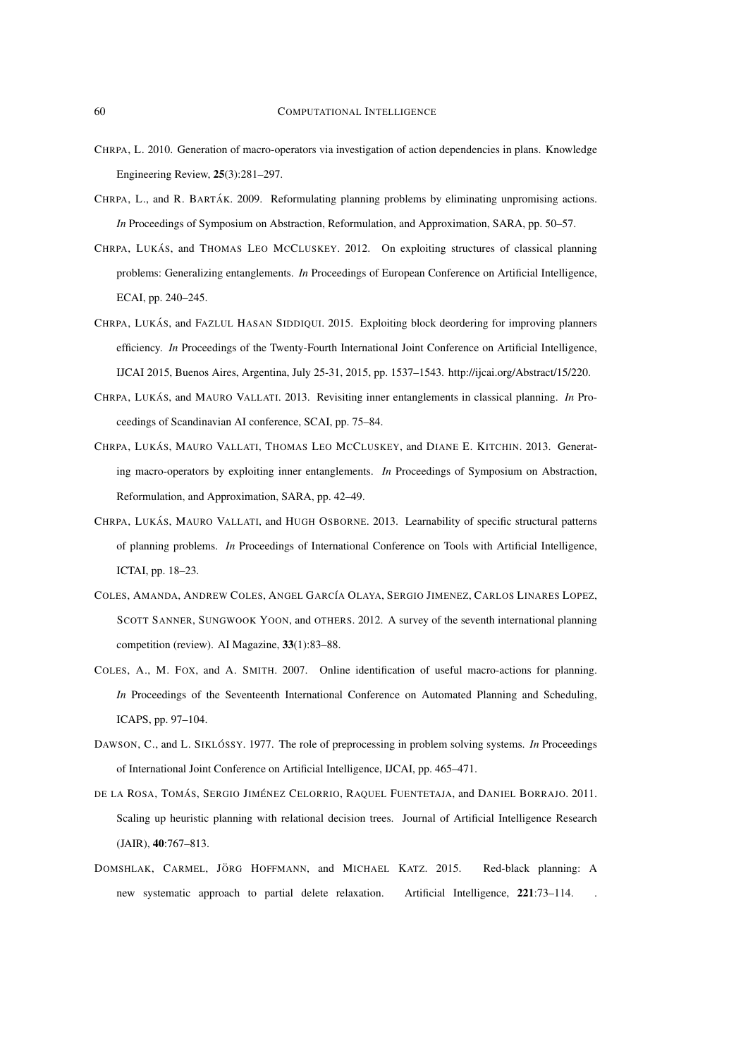CHRPA, L. 2010. Generation of macro-operators via investigation of action dependencies in plans. Knowledge Engineering Review, **25**(3):281–297.

CHRPA, L., and R. BARTÁK. 2009. Reformulating planning problems by eliminating unpromising actions. *In* Proceedings of Symposium on Abstraction, Reformulation, and Approximation, SARA, pp. 50–57.

CHRPA, LUKÁS, and THOMAS LEO MCCLUSKEY. 2012. On exploiting structures of classical planning problems: Generalizing entanglements. *In* Proceedings of European Conference on Artificial Intelligence, ECAI, pp. 240–245.

CHRPA, LUKÁS, and FAZLUL HASAN SIDDIQUI. 2015. Exploiting block deordering for improving planners efficiency. *In* Proceedings of the Twenty-Fourth International Joint Conference on Artificial Intelligence, IJCAI 2015, Buenos Aires, Argentina, July 25-31, 2015, pp. 1537–1543. http://ijcai.org/Abstract/15/220.

CHRPA, LUKÁS, and MAURO VALLATI. 2013. Revisiting inner entanglements in classical planning. *In* Proceedings of Scandinavian AI conference, SCAI, pp. 75–84.

CHRPA, LUKÁS, MAURO VALLATI, THOMAS LEO MCCLUSKEY, and DIANE E. KITCHIN. 2013. Generating macro-operators by exploiting inner entanglements. *In* Proceedings of Symposium on Abstraction, Reformulation, and Approximation, SARA, pp. 42–49.

CHRPA, LUKÁS, MAURO VALLATI, and HUGH OSBORNE. 2013. Learnability of specific structural patterns of planning problems. *In* Proceedings of International Conference on Tools with Artificial Intelligence, ICTAI, pp. 18–23.

COLES, AMANDA, ANDREW COLES, ANGEL GARCÍA OLAYA, SERGIO JIMENEZ, CARLOS LINARES LOPEZ, SCOTT SANNER, SUNGWOOK YOON, and OTHERS. 2012. A survey of the seventh international planning competition (review). AI Magazine, **33**(1):83–88.

COLES, A., M. FOX, and A. SMITH. 2007. Online identification of useful macro-actions for planning. *In* Proceedings of the Seventeenth International Conference on Automated Planning and Scheduling, ICAPS, pp. 97–104.

DAWSON, C., and L. SIKLÓSSY. 1977. The role of preprocessing in problem solving systems. *In* Proceedings of International Joint Conference on Artificial Intelligence, IJCAI, pp. 465–471.

DE LA ROSA, TOMÁS, SERGIO JIMÉNEZ CELORRIO, RAQUEL FUENTETAJA, and DANIEL BORRAJO. 2011. Scaling up heuristic planning with relational decision trees. Journal of Artificial Intelligence Research (JAIR), **40**:767–813.

DOMSHLAK, CARMEL, JÖRG HOFFMANN, and MICHAEL KATZ. 2015. Red-black planning: A new systematic approach to partial delete relaxation. Artificial Intelligence, **221**:73–114. .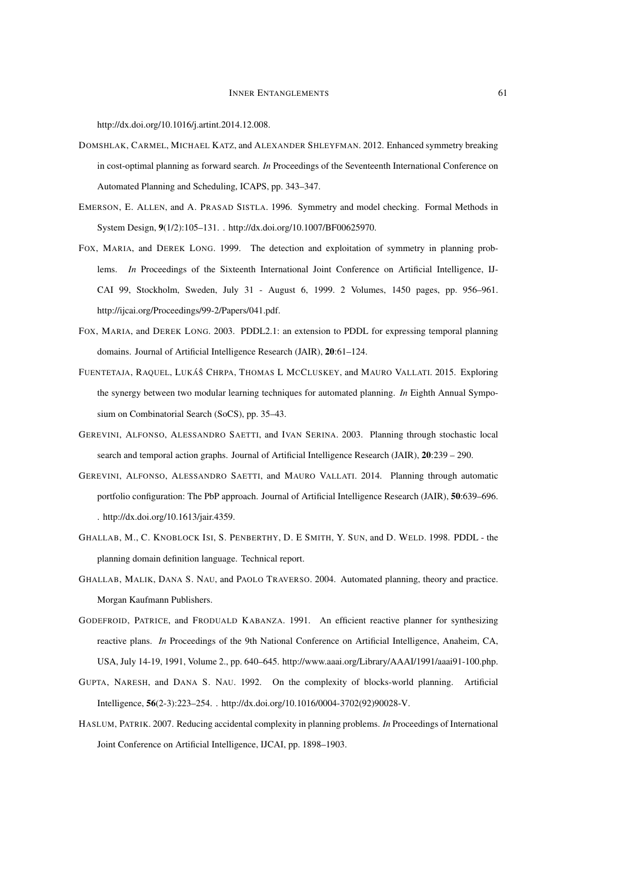http://dx.doi.org/10.1016/j.artint.2014.12.008.

DOMSHLAK, CARMEL, MICHAEL KATZ, and ALEXANDER SHLEYFMAN. 2012. Enhanced symmetry breaking in cost-optimal planning as forward search. *In* Proceedings of the Seventeenth International Conference on Automated Planning and Scheduling, ICAPS, pp. 343–347.

EMERSON, E. ALLEN, and A. PRASAD SISTLA. 1996. Symmetry and model checking. Formal Methods in System Design, **9**(1/2):105–131. . http://dx.doi.org/10.1007/BF00625970.

FOX, MARIA, and DEREK LONG. 1999. The detection and exploitation of symmetry in planning problems. *In* Proceedings of the Sixteenth International Joint Conference on Artificial Intelligence, IJCAI 99, Stockholm, Sweden, July 31 - August 6, 1999. 2 Volumes, 1450 pages, pp. 956–961. http://ijcai.org/Proceedings/99-2/Papers/041.pdf.

FOX, MARIA, and DEREK LONG. 2003. PDDL2.1: an extension to PDDL for expressing temporal planning domains. Journal of Artificial Intelligence Research (JAIR), **20**:61–124.

FUENTETAJA, RAQUEL, LUKÁŠ CHRPA, THOMAS L MCCLUSKEY, and MAURO VALLATI. 2015. Exploring the synergy between two modular learning techniques for automated planning. *In* Eighth Annual Symposium on Combinatorial Search (SoCS), pp. 35–43.

GEREVINI, ALFONSO, ALESSANDRO SAETTI, and IVAN SERINA. 2003. Planning through stochastic local search and temporal action graphs. Journal of Artificial Intelligence Research (JAIR), **20**:239 – 290.

GEREVINI, ALFONSO, ALESSANDRO SAETTI, and MAURO VALLATI. 2014. Planning through automatic portfolio configuration: The PbP approach. Journal of Artificial Intelligence Research (JAIR), **50**:639–696. . http://dx.doi.org/10.1613/jair.4359.

GHALLAB, M., C. KNOBLOCK ISI, S. PENBERTHY, D. E SMITH, Y. SUN, and D. WELD. 1998. PDDL - the planning domain definition language. Technical report.

GHALLAB, MALIK, DANA S. NAU, and PAOLO TRAVERSO. 2004. Automated planning, theory and practice. Morgan Kaufmann Publishers.

GODEFROID, PATRICE, and FRODUALD KABANZA. 1991. An efficient reactive planner for synthesizing reactive plans. *In* Proceedings of the 9th National Conference on Artificial Intelligence, Anaheim, CA, USA, July 14-19, 1991, Volume 2., pp. 640–645. http://www.aaai.org/Library/AAAI/1991/aaai91-100.php.

GUPTA, NARESH, and DANA S. NAU. 1992. On the complexity of blocks-world planning. Artificial Intelligence, **56**(2-3):223–254. . http://dx.doi.org/10.1016/0004-3702(92)90028-V.

HASLUM, PATRIK. 2007. Reducing accidental complexity in planning problems. *In* Proceedings of International Joint Conference on Artificial Intelligence, IJCAI, pp. 1898–1903.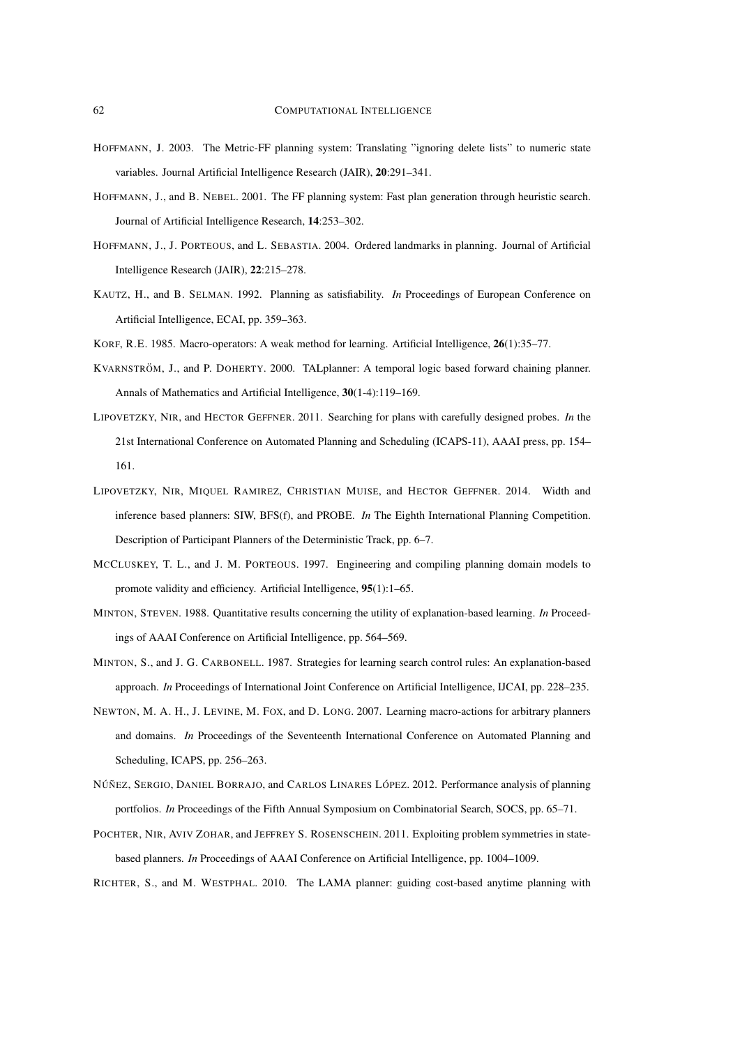HOFFMANN, J. 2003. The Metric-FF planning system: Translating "ignoring delete lists" to numeric state variables. Journal Artificial Intelligence Research (JAIR), **20**:291–341.

HOFFMANN, J., and B. NEBEL. 2001. The FF planning system: Fast plan generation through heuristic search. Journal of Artificial Intelligence Research, **14**:253–302.

HOFFMANN, J., J. PORTEOUS, and L. SEBASTIA. 2004. Ordered landmarks in planning. Journal of Artificial Intelligence Research (JAIR), **22**:215–278.

KAUTZ, H., and B. SELMAN. 1992. Planning as satisfiability. *In* Proceedings of European Conference on Artificial Intelligence, ECAI, pp. 359–363.

KORF, R.E. 1985. Macro-operators: A weak method for learning. Artificial Intelligence, **26**(1):35–77.

KVARNSTRÖM, J., and P. DOHERTY. 2000. TALplanner: A temporal logic based forward chaining planner. Annals of Mathematics and Artificial Intelligence, **30**(1-4):119–169.

LIPOVETZKY, NIR, and HECTOR GEFFNER. 2011. Searching for plans with carefully designed probes. *In* the 21st International Conference on Automated Planning and Scheduling (ICAPS-11), AAAI press, pp. 154–161.

LIPOVETZKY, NIR, MIQUEL RAMIREZ, CHRISTIAN MUISE, and HECTOR GEFFNER. 2014. Width and inference based planners: SIW, BFS(f), and PROBE. *In* The Eighth International Planning Competition. Description of Participant Planners of the Deterministic Track, pp. 6–7.

MCCLUSKEY, T. L., and J. M. PORTEOUS. 1997. Engineering and compiling planning domain models to promote validity and efficiency. Artificial Intelligence, **95**(1):1–65.

MINTON, STEVEN. 1988. Quantitative results concerning the utility of explanation-based learning. *In* Proceedings of AAAI Conference on Artificial Intelligence, pp. 564–569.

MINTON, S., and J. G. CARBONELL. 1987. Strategies for learning search control rules: An explanation-based approach. *In* Proceedings of International Joint Conference on Artificial Intelligence, IJCAI, pp. 228–235.

NEWTON, M. A. H., J. LEVINE, M. FOX, and D. LONG. 2007. Learning macro-actions for arbitrary planners and domains. *In* Proceedings of the Seventeenth International Conference on Automated Planning and Scheduling, ICAPS, pp. 256–263.

NÚÑEZ, SERGIO, DANIEL BORRAJO, and CARLOS LINARES LÓPEZ. 2012. Performance analysis of planning portfolios. *In* Proceedings of the Fifth Annual Symposium on Combinatorial Search, SOCS, pp. 65–71.

POCHTER, NIR, AVIV ZOHAR, and JEFFREY S. ROSENSCHEIN. 2011. Exploiting problem symmetries in state-based planners. *In* Proceedings of AAAI Conference on Artificial Intelligence, pp. 1004–1009.

RICHTER, S., and M. WESTPHAL. 2010. The LAMA planner: guiding cost-based anytime planning with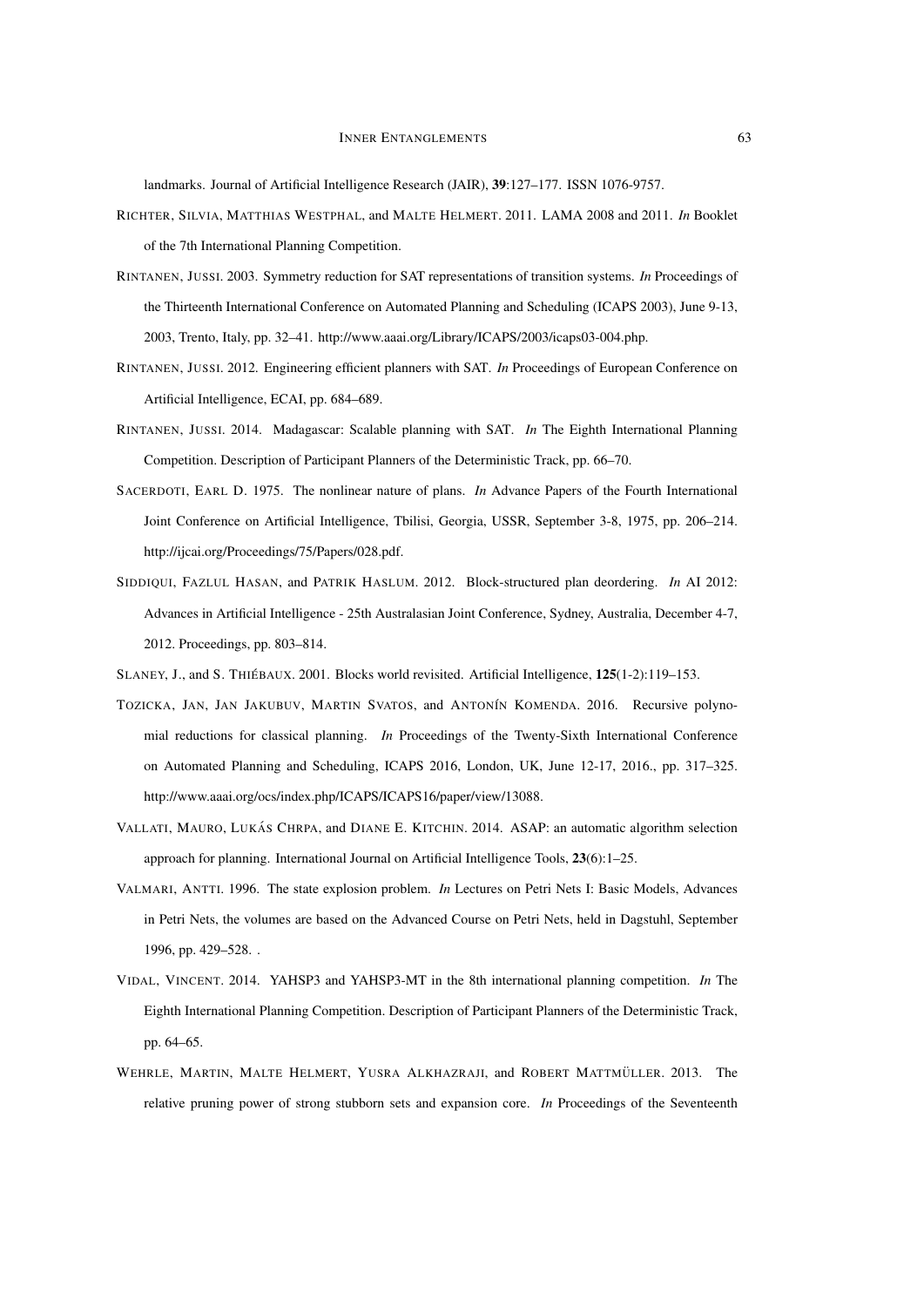landmarks. Journal of Artificial Intelligence Research (JAIR), **39**:127–177. ISSN 1076-9757.

RICHTER, SILVIA, MATTHIAS WESTPHAL, and MALTE HELMERT. 2011. LAMA 2008 and 2011. *In* Booklet of the 7th International Planning Competition.

RINTANEN, JUSSI. 2003. Symmetry reduction for SAT representations of transition systems. *In* Proceedings of the Thirteenth International Conference on Automated Planning and Scheduling (ICAPS 2003), June 9-13, 2003, Trento, Italy, pp. 32–41. http://www.aaai.org/Library/ICAPS/2003/icaps03-004.php.

RINTANEN, JUSSI. 2012. Engineering efficient planners with SAT. *In* Proceedings of European Conference on Artificial Intelligence, ECAI, pp. 684–689.

RINTANEN, JUSSI. 2014. Madagascar: Scalable planning with SAT. *In* The Eighth International Planning Competition. Description of Participant Planners of the Deterministic Track, pp. 66–70.

SACERDOTI, EARL D. 1975. The nonlinear nature of plans. *In* Advance Papers of the Fourth International Joint Conference on Artificial Intelligence, Tbilisi, Georgia, USSR, September 3-8, 1975, pp. 206–214. http://ijcai.org/Proceedings/75/Papers/028.pdf.

SIDDIQUI, FAZLUL HASAN, and PATRIK HASLUM. 2012. Block-structured plan deordering. *In* AI 2012: Advances in Artificial Intelligence - 25th Australasian Joint Conference, Sydney, Australia, December 4-7, 2012. Proceedings, pp. 803–814.

SLANEY, J., and S. THIÉBAUX. 2001. Blocks world revisited. Artificial Intelligence, **125**(1-2):119–153.

TOZICKA, JAN, JAN JAKUBUV, MARTIN SVATOS, and ANTONÍN KOMENDA. 2016. Recursive polynomial reductions for classical planning. *In* Proceedings of the Twenty-Sixth International Conference on Automated Planning and Scheduling, ICAPS 2016, London, UK, June 12-17, 2016., pp. 317–325. http://www.aaai.org/ocs/index.php/ICAPS/ICAPS16/paper/view/13088.

VALLATI, MAURO, LUKÁS CHRPA, and DIANE E. KITCHIN. 2014. ASAP: an automatic algorithm selection approach for planning. International Journal on Artificial Intelligence Tools, **23**(6):1–25.

VALMARI, ANTTI. 1996. The state explosion problem. *In* Lectures on Petri Nets I: Basic Models, Advances in Petri Nets, the volumes are based on the Advanced Course on Petri Nets, held in Dagstuhl, September 1996, pp. 429–528. .

VIDAL, VINCENT. 2014. YAHSP3 and YAHSP3-MT in the 8th international planning competition. *In* The Eighth International Planning Competition. Description of Participant Planners of the Deterministic Track, pp. 64–65.

WEHRLE, MARTIN, MALTE HELMERT, YUSRA ALKHAZRAJI, and ROBERT MATTMÜLLER. 2013. The relative pruning power of strong stubborn sets and expansion core. *In* Proceedings of the Seventeenth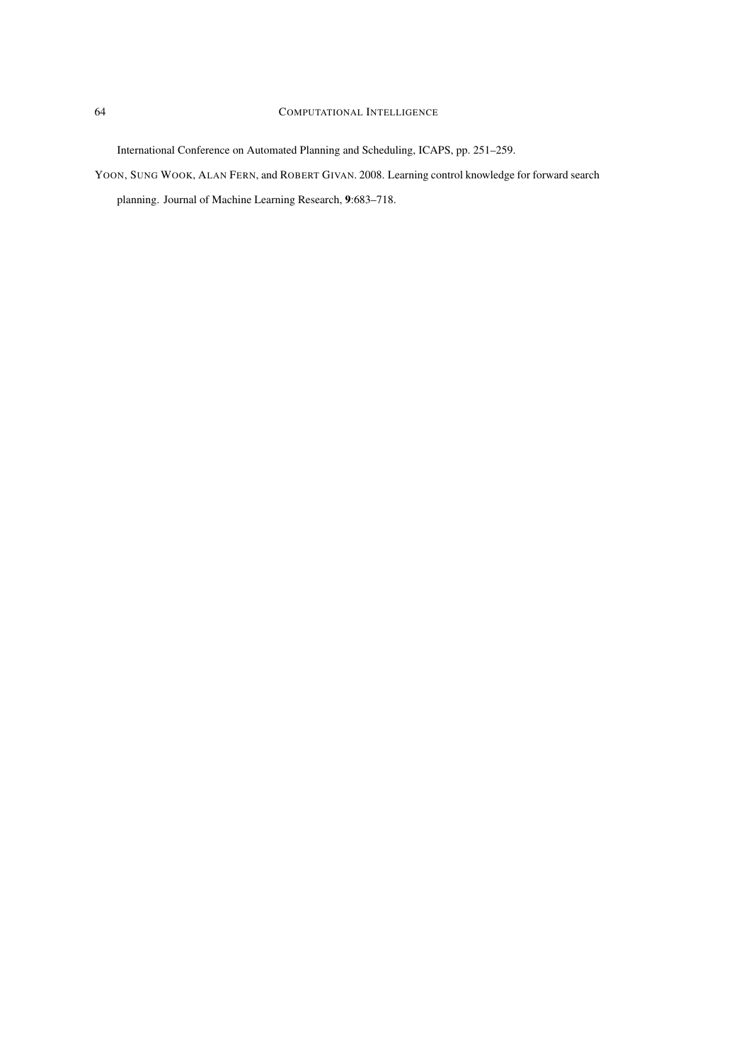International Conference on Automated Planning and Scheduling, ICAPS, pp. 251–259.

YOON, SUNG WOOK, ALAN FERN, and ROBERT GIVAN. 2008. Learning control knowledge for forward search planning. Journal of Machine Learning Research, **9**:683–718.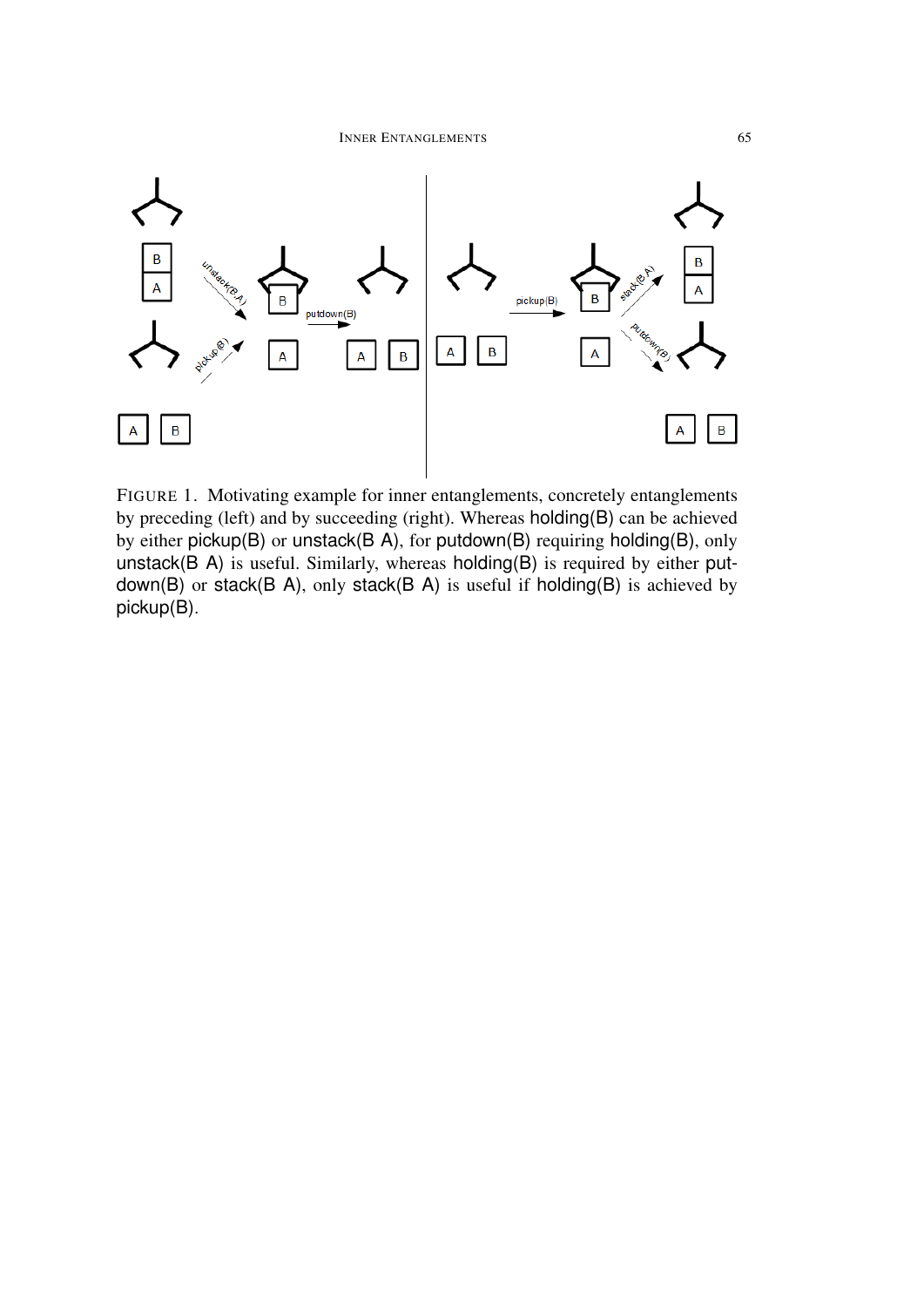FIGURE 1. Motivating example for inner entanglements, concretely entanglements by preceding (left) and by succeeding (right). Whereas holding(B) can be achieved by either pickup(B) or unstack(B A), for putdown(B) requiring holding(B), only unstack(B A) is useful. Similarly, whereas holding(B) is required by either putdown(B) or stack(B A), only stack(B A) is useful if holding(B) is achieved by pickup(B).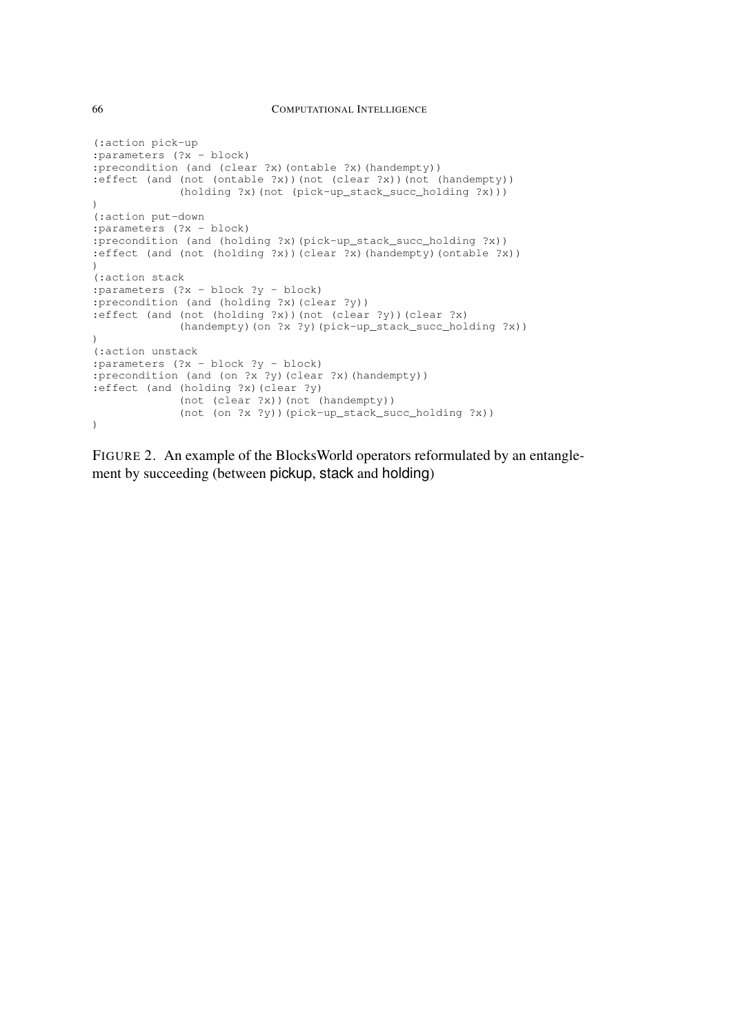```
(:action pick-up
:parameters (?x - block)
:precondition (and (clear ?x)(ontable ?x)(handempty))
:effect (and (not (ontable ?x))(not (clear ?x))(not (handempty))
             (holding ?x)(not (pick-up_stack_succ_holding ?x)))
)
(:action put-down
:parameters (?x - block)
:precondition (and (holding ?x)(pick-up_stack_succ_holding ?x))
:effect (and (not (holding ?x))(clear ?x)(handempty)(ontable ?x))
)
(:action stack
:parameters (?x - block ?y - block)
:precondition (and (holding ?x)(clear ?y))
:effect (and (not (holding ?x))(not (clear ?y))(clear ?x)
             (handempty)(on ?x ?y)(pick-up_stack_succ_holding ?x))
)
(:action unstack
:parameters (?x - block ?y - block)
:precondition (and (on ?x ?y)(clear ?x)(handempty))
:effect (and (holding ?x)(clear ?y)
             (not (clear ?x))(not (handempty))
             (not (on ?x ?y))(pick-up_stack_succ_holding ?x))
)
```

FIGURE 2. An example of the BlocksWorld operators reformulated by an entanglement by succeeding (between pickup, stack and holding)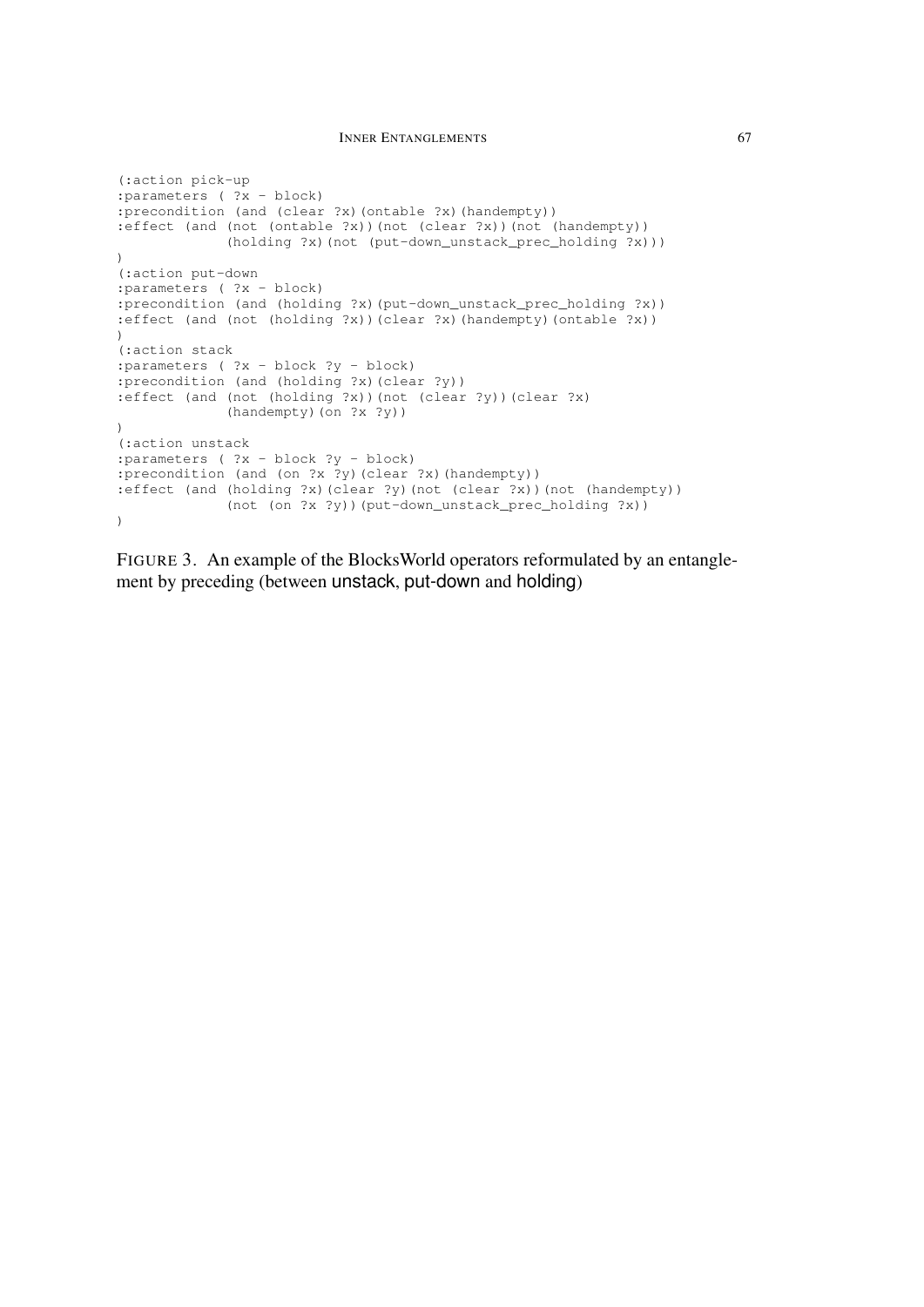```
(:action pick-up
:parameters ( ?x - block)
:precondition (and (clear ?x)(ontable ?x)(handempty))
:effect (and (not (ontable ?x))(not (clear ?x))(not (handempty))
             (holding ?x)(not (put-down_unstack_prec_holding ?x)))
)
(:action put-down
:parameters ( ?x - block)
:precondition (and (holding ?x)(put-down_unstack_prec_holding ?x))
:effect (and (not (holding ?x))(clear ?x)(handempty)(ontable ?x))
)
(:action stack
:parameters ( ?x - block ?y - block)
:precondition (and (holding ?x)(clear ?y))
:effect (and (not (holding ?x))(not (clear ?y))(clear ?x)
             (handempty)(on ?x ?y))
)
(:action unstack
:parameters ( ?x - block ?y - block)
:precondition (and (on ?x ?y)(clear ?x)(handempty))
:effect (and (holding ?x)(clear ?y)(not (clear ?x))(not (handempty))
             (not (on ?x ?y))(put-down_unstack_prec_holding ?x))
)
```

FIGURE 3. An example of the BlocksWorld operators reformulated by an entanglement by preceding (between unstack, put-down and holding)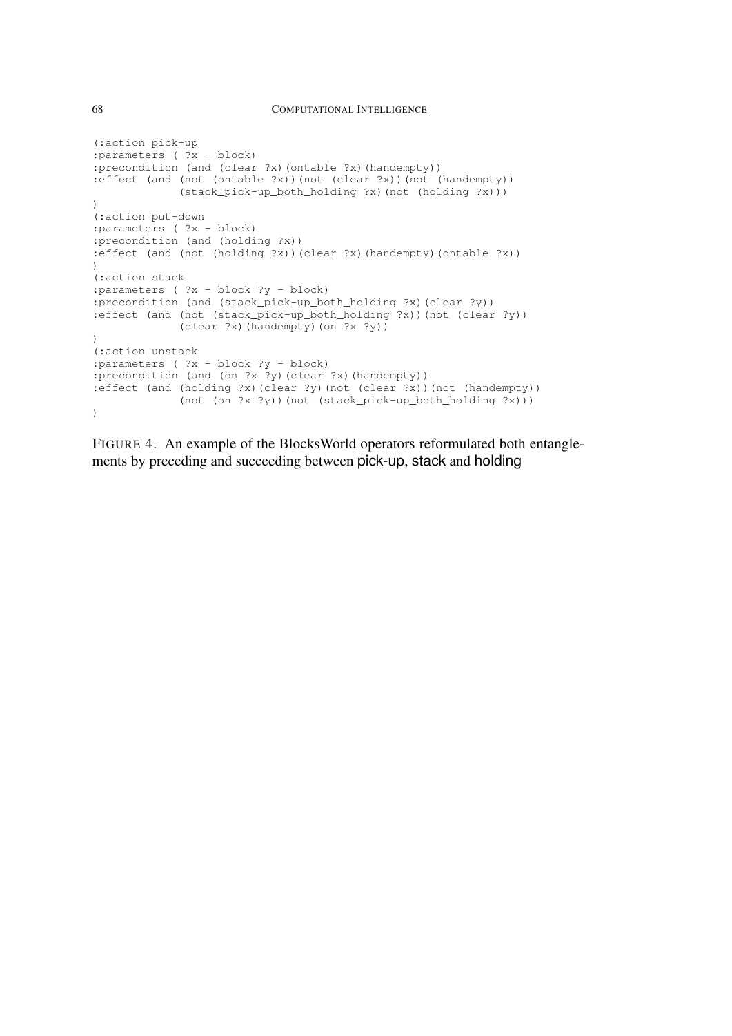```
(:action pick-up
:parameters ( ?x - block)
:precondition (and (clear ?x)(ontable ?x)(handempty))
:effect (and (not (ontable ?x))(not (clear ?x))(not (handempty))
             (stack_pick-up_both_holding ?x)(not (holding ?x)))
)
(:action put-down
:parameters ( ?x - block)
:precondition (and (holding ?x))
:effect (and (not (holding ?x))(clear ?x)(handempty)(ontable ?x))
)
(:action stack
:parameters ( ?x - block ?y - block)
:precondition (and (stack_pick-up_both_holding ?x)(clear ?y))
:effect (and (not (stack_pick-up_both_holding ?x))(not (clear ?y))
             (clear ?x)(handempty)(on ?x ?y))
)
(:action unstack
:parameters ( ?x - block ?y - block)
:precondition (and (on ?x ?y)(clear ?x)(handempty))
:effect (and (holding ?x)(clear ?y)(not (clear ?x))(not (handempty))
             (not (on ?x ?y))(not (stack_pick-up_both_holding ?x)))
)
```

FIGURE 4. An example of the BlocksWorld operators reformulated both entanglements by preceding and succeeding between pick-up, stack and holding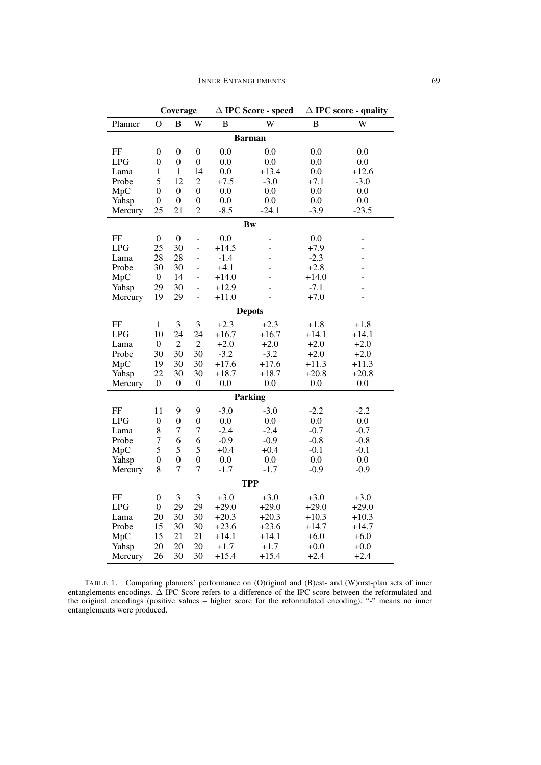| | Coverage | | | $\Delta$ IPC Score - speed | | $\Delta$ IPC score - quality | |
|---|---|---|---|---|---|---|---|
| Planner | O | B | W | B | W | B | W |
| **Barman** | | | | | | | |
| FF | 0 | 0 | 0 | 0.0 | 0.0 | 0.0 | 0.0 |
| LPG | 0 | 0 | 0 | 0.0 | 0.0 | 0.0 | 0.0 |
| Lama | 1 | 1 | 14 | 0.0 | +13.4 | 0.0 | +12.6 |
| Probe | 5 | 12 | 2 | +7.5 | -3.0 | +7.1 | -3.0 |
| MpC | 0 | 0 | 0 | 0.0 | 0.0 | 0.0 | 0.0 |
| Yahsp | 0 | 0 | 0 | 0.0 | 0.0 | 0.0 | 0.0 |
| Mercury | 25 | 21 | 2 | -8.5 | -24.1 | -3.9 | -23.5 |
| **Bw** | | | | | | | |
| FF | 0 | 0 | - | 0.0 | - | 0.0 | - |
| LPG | 25 | 30 | - | +14.5 | - | +7.9 | - |
| Lama | 28 | 28 | - | -1.4 | - | -2.3 | - |
| Probe | 30 | 30 | - | +4.1 | - | +2.8 | - |
| MpC | 0 | 14 | - | +14.0 | - | +14.0 | - |
| Yahsp | 29 | 30 | - | +12.9 | - | -7.1 | - |
| Mercury | 19 | 29 | - | +11.0 | - | +7.0 | - |
| **Depots** | | | | | | | |
| FF | 1 | 3 | 3 | +2.3 | +2.3 | +1.8 | +1.8 |
| LPG | 10 | 24 | 24 | +16.7 | +16.7 | +14.1 | +14.1 |
| Lama | 0 | 2 | 2 | +2.0 | +2.0 | +2.0 | +2.0 |
| Probe | 30 | 30 | 30 | -3.2 | -3.2 | +2.0 | +2.0 |
| MpC | 19 | 30 | 30 | +17.6 | +17.6 | +11.3 | +11.3 |
| Yahsp | 22 | 30 | 30 | +18.7 | +18.7 | +20.8 | +20.8 |
| Mercury | 0 | 0 | 0 | 0.0 | 0.0 | 0.0 | 0.0 |
| **Parking** | | | | | | | |
| FF | 11 | 9 | 9 | -3.0 | -3.0 | -2.2 | -2.2 |
| LPG | 0 | 0 | 0 | 0.0 | 0.0 | 0.0 | 0.0 |
| Lama | 8 | 7 | 7 | -2.4 | -2.4 | -0.7 | -0.7 |
| Probe | 7 | 6 | 6 | -0.9 | -0.9 | -0.8 | -0.8 |
| MpC | 5 | 5 | 5 | +0.4 | +0.4 | -0.1 | -0.1 |
| Yahsp | 0 | 0 | 0 | 0.0 | 0.0 | 0.0 | 0.0 |
| Mercury | 8 | 7 | 7 | -1.7 | -1.7 | -0.9 | -0.9 |
| **TPP** | | | | | | | |
| FF | 0 | 3 | 3 | +3.0 | +3.0 | +3.0 | +3.0 |
| LPG | 0 | 29 | 29 | +29.0 | +29.0 | +29.0 | +29.0 |
| Lama | 20 | 30 | 30 | +20.3 | +20.3 | +10.3 | +10.3 |
| Probe | 15 | 30 | 30 | +23.6 | +23.6 | +14.7 | +14.7 |
| MpC | 15 | 21 | 21 | +14.1 | +14.1 | +6.0 | +6.0 |
| Yahsp | 20 | 20 | 20 | +1.7 | +1.7 | +0.0 | +0.0 |
| Mercury | 26 | 30 | 30 | +15.4 | +15.4 | +2.4 | +2.4 |

TABLE 1. Comparing planners' performance on (O)riginal and (B)est- and (W)orst-plan sets of inner entanglements encodings. $\Delta$ IPC Score refers to a difference of the IPC score between the reformulated and the original encodings (positive values – higher score for the reformulated encoding). "-" means no inner entanglements were produced.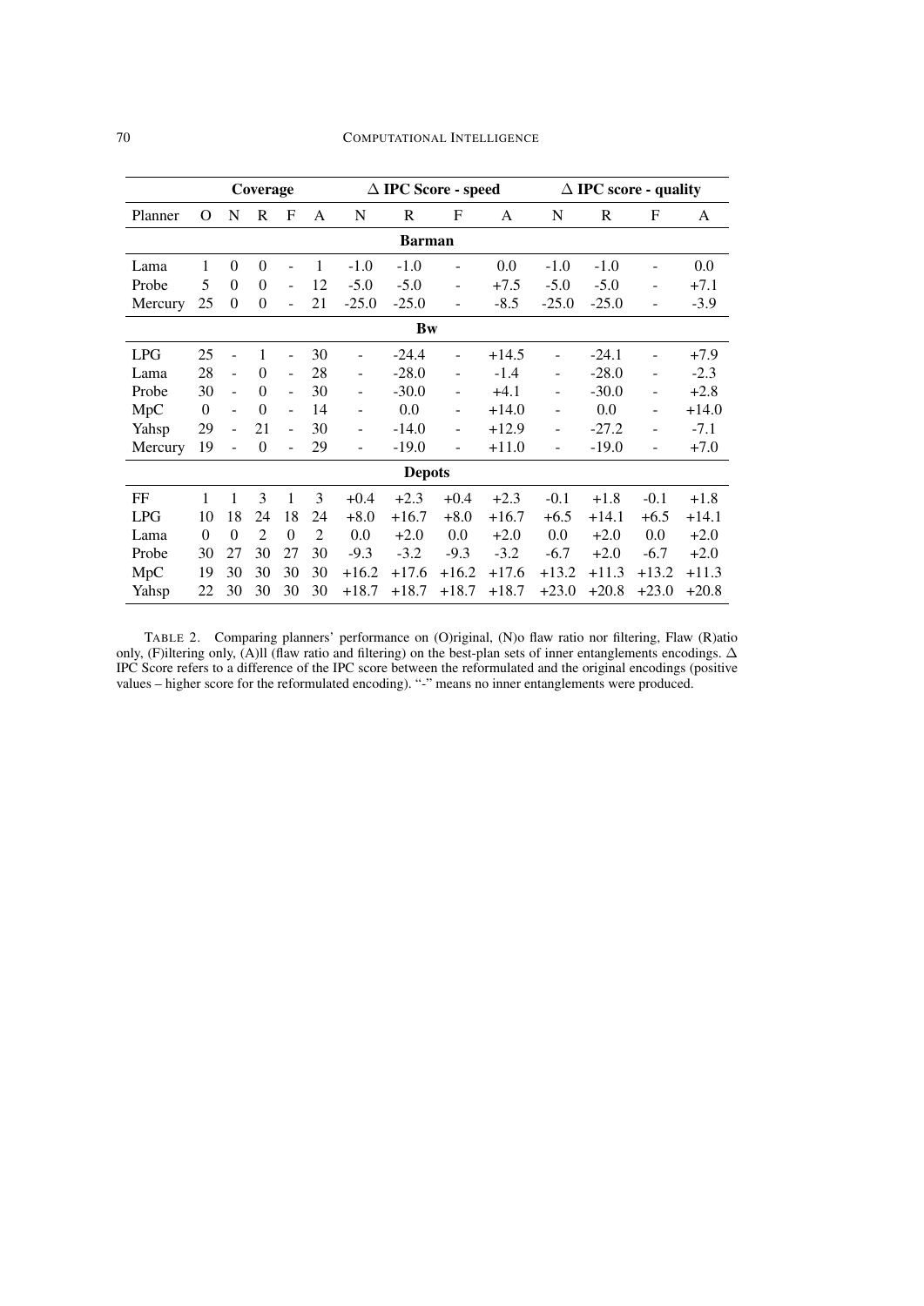| | Coverage | | | | | Δ IPC Score - speed | | | | Δ IPC score - quality | | | |
|---|---|---|---|---|---|---|---|---|---|---|---|---|---|
| Planner | O | N | R | F | A | N | R | F | A | N | R | F | A |
| **Barman** | | | | | | | | | | | | | |
| Lama | 1 | 0 | 0 | - | 1 | -1.0 | -1.0 | - | 0.0 | -1.0 | -1.0 | - | 0.0 |
| Probe | 5 | 0 | 0 | - | 12 | -5.0 | -5.0 | - | +7.5 | -5.0 | -5.0 | - | +7.1 |
| Mercury | 25 | 0 | 0 | - | 21 | -25.0 | -25.0 | - | -8.5 | -25.0 | -25.0 | - | -3.9 |
| **Bw** | | | | | | | | | | | | | |
| LPG | 25 | - | 1 | - | 30 | - | -24.4 | - | +14.5 | - | -24.1 | - | +7.9 |
| Lama | 28 | - | 0 | - | 28 | - | -28.0 | - | -1.4 | - | -28.0 | - | -2.3 |
| Probe | 30 | - | 0 | - | 30 | - | -30.0 | - | +4.1 | - | -30.0 | - | +2.8 |
| MpC | 0 | - | 0 | - | 14 | - | 0.0 | - | +14.0 | - | 0.0 | - | +14.0 |
| Yahsp | 29 | - | 21 | - | 30 | - | -14.0 | - | +12.9 | - | -27.2 | - | -7.1 |
| Mercury | 19 | - | 0 | - | 29 | - | -19.0 | - | +11.0 | - | -19.0 | - | +7.0 |
| **Depots** | | | | | | | | | | | | | |
| FF | 1 | 1 | 3 | 1 | 3 | +0.4 | +2.3 | +0.4 | +2.3 | -0.1 | +1.8 | -0.1 | +1.8 |
| LPG | 10 | 18 | 24 | 18 | 24 | +8.0 | +16.7 | +8.0 | +16.7 | +6.5 | +14.1 | +6.5 | +14.1 |
| Lama | 0 | 0 | 2 | 0 | 2 | 0.0 | +2.0 | 0.0 | +2.0 | 0.0 | +2.0 | 0.0 | +2.0 |
| Probe | 30 | 27 | 30 | 27 | 30 | -9.3 | -3.2 | -9.3 | -3.2 | -6.7 | +2.0 | -6.7 | +2.0 |
| MpC | 19 | 30 | 30 | 30 | 30 | +16.2 | +17.6 | +16.2 | +17.6 | +13.2 | +11.3 | +13.2 | +11.3 |
| Yahsp | 22 | 30 | 30 | 30 | 30 | +18.7 | +18.7 | +18.7 | +18.7 | +23.0 | +20.8 | +23.0 | +20.8 |

TABLE 2. Comparing planners' performance on (O)riginal, (N)o flaw ratio nor filtering, Flaw (R)atio only, (F)iltering only, (A)ll (flaw ratio and filtering) on the best-plan sets of inner entanglements encodings. Δ IPC Score refers to a difference of the IPC score between the reformulated and the original encodings (positive values – higher score for the reformulated encoding). "-" means no inner entanglements were produced.